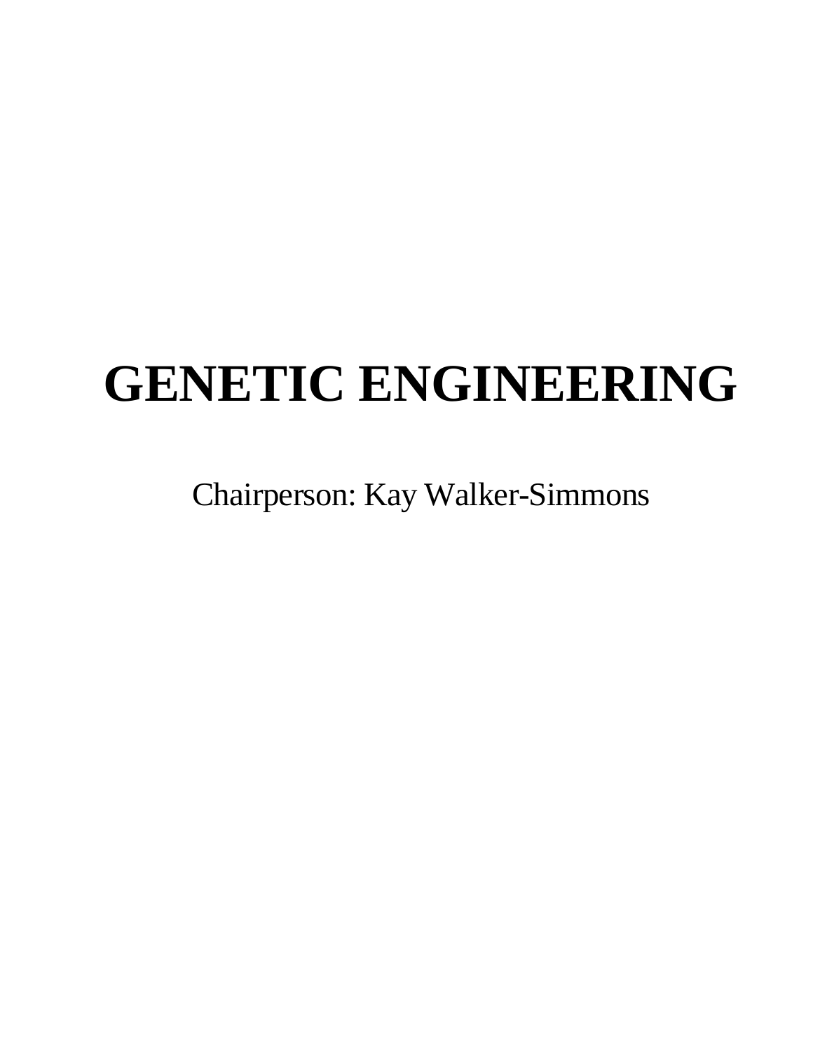# GENETIC ENGINEERING

Chairperson: Kay Walker-Simmons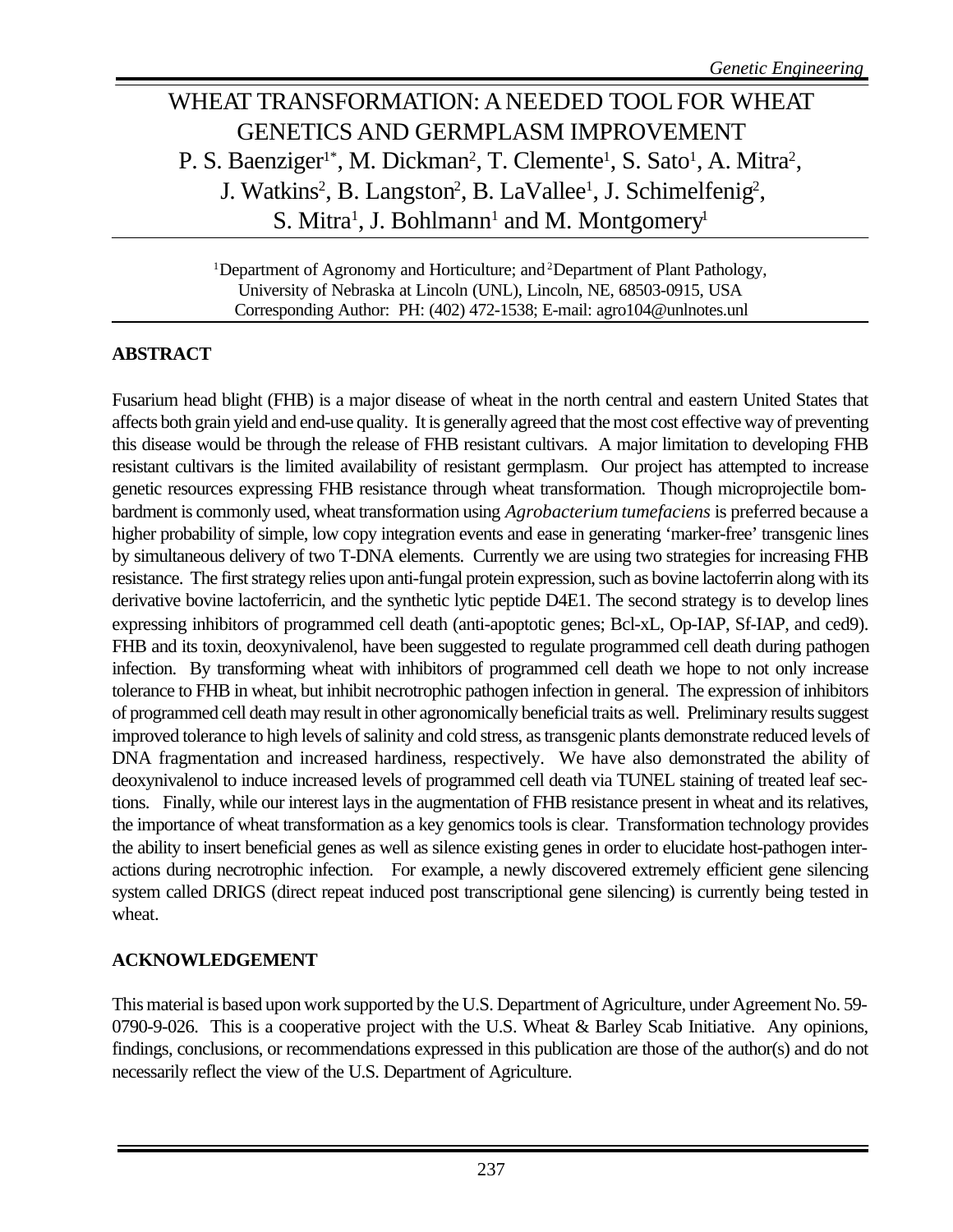# WHEAT TRANSFORMATION: A NEEDED TOOL FOR WHEAT GENETICS AND GERMPLASM IMPROVEMENT

P. S. Baenziger[1*], M. Dickman[2], T. Clemente[1], S. Sato[1], A. Mitra[2], J. Watkins[2], B. Langston[2], B. LaVallee[1], J. Schimelfenig[2], S. Mitra[1], J. Bohlmann[1] and M. Montgomery[1]

[1]Department of Agronomy and Horticulture; and [2]Department of Plant Pathology, University of Nebraska at Lincoln (UNL), Lincoln, NE, 68503-0915, USA
Corresponding Author: PH: (402) 472-1538; E-mail: agro104@unlnotes.unl

## ABSTRACT

Fusarium head blight (FHB) is a major disease of wheat in the north central and eastern United States that affects both grain yield and end-use quality. It is generally agreed that the most cost effective way of preventing this disease would be through the release of FHB resistant cultivars. A major limitation to developing FHB resistant cultivars is the limited availability of resistant germplasm. Our project has attempted to increase genetic resources expressing FHB resistance through wheat transformation. Though microprojectile bombardment is commonly used, wheat transformation using *Agrobacterium tumefaciens* is preferred because a higher probability of simple, low copy integration events and ease in generating 'marker-free' transgenic lines by simultaneous delivery of two T-DNA elements. Currently we are using two strategies for increasing FHB resistance. The first strategy relies upon anti-fungal protein expression, such as bovine lactoferrin along with its derivative bovine lactoferricin, and the synthetic lytic peptide D4E1. The second strategy is to develop lines expressing inhibitors of programmed cell death (anti-apoptotic genes; Bcl-xL, Op-IAP, Sf-IAP, and ced9). FHB and its toxin, deoxynivalenol, have been suggested to regulate programmed cell death during pathogen infection. By transforming wheat with inhibitors of programmed cell death we hope to not only increase tolerance to FHB in wheat, but inhibit necrotrophic pathogen infection in general. The expression of inhibitors of programmed cell death may result in other agronomically beneficial traits as well. Preliminary results suggest improved tolerance to high levels of salinity and cold stress, as transgenic plants demonstrate reduced levels of DNA fragmentation and increased hardiness, respectively. We have also demonstrated the ability of deoxynivalenol to induce increased levels of programmed cell death via TUNEL staining of treated leaf sections. Finally, while our interest lays in the augmentation of FHB resistance present in wheat and its relatives, the importance of wheat transformation as a key genomics tools is clear. Transformation technology provides the ability to insert beneficial genes as well as silence existing genes in order to elucidate host-pathogen interactions during necrotrophic infection. For example, a newly discovered extremely efficient gene silencing system called DRIGS (direct repeat induced post transcriptional gene silencing) is currently being tested in wheat.

## ACKNOWLEDGEMENT

This material is based upon work supported by the U.S. Department of Agriculture, under Agreement No. 59-0790-9-026. This is a cooperative project with the U.S. Wheat & Barley Scab Initiative. Any opinions, findings, conclusions, or recommendations expressed in this publication are those of the author(s) and do not necessarily reflect the view of the U.S. Department of Agriculture.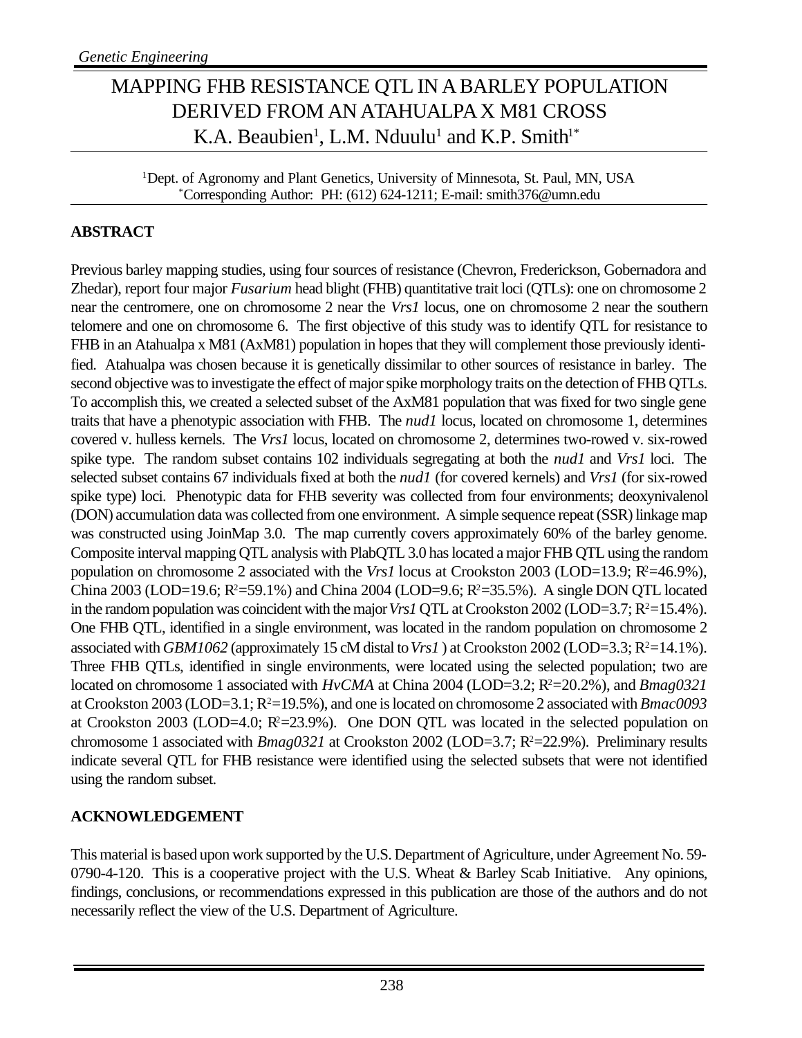# MAPPING FHB RESISTANCE QTL IN A BARLEY POPULATION DERIVED FROM AN ATAHUALPA X M81 CROSS

K.A. Beaubien[1], L.M. Nduulu[1] and K.P. Smith[1*]

[1]Dept. of Agronomy and Plant Genetics, University of Minnesota, St. Paul, MN, USA
[*]Corresponding Author: PH: (612) 624-1211; E-mail: smith376@umn.edu

## ABSTRACT

Previous barley mapping studies, using four sources of resistance (Chevron, Frederickson, Gobernadora and Zhedar), report four major *Fusarium* head blight (FHB) quantitative trait loci (QTLs): one on chromosome 2 near the centromere, one on chromosome 2 near the *Vrs1* locus, one on chromosome 2 near the southern telomere and one on chromosome 6. The first objective of this study was to identify QTL for resistance to FHB in an Atahualpa x M81 (AxM81) population in hopes that they will complement those previously identified. Atahualpa was chosen because it is genetically dissimilar to other sources of resistance in barley. The second objective was to investigate the effect of major spike morphology traits on the detection of FHB QTLs. To accomplish this, we created a selected subset of the AxM81 population that was fixed for two single gene traits that have a phenotypic association with FHB. The *nud1* locus, located on chromosome 1, determines covered v. hulless kernels. The *Vrs1* locus, located on chromosome 2, determines two-rowed v. six-rowed spike type. The random subset contains 102 individuals segregating at both the *nud1* and *Vrs1* loci. The selected subset contains 67 individuals fixed at both the *nud1* (for covered kernels) and *Vrs1* (for six-rowed spike type) loci. Phenotypic data for FHB severity was collected from four environments; deoxynivalenol (DON) accumulation data was collected from one environment. A simple sequence repeat (SSR) linkage map was constructed using JoinMap 3.0. The map currently covers approximately 60% of the barley genome. Composite interval mapping QTL analysis with PlabQTL 3.0 has located a major FHB QTL using the random population on chromosome 2 associated with the *Vrs1* locus at Crookston 2003 (LOD=13.9; $R^2$=46.9%), China 2003 (LOD=19.6; $R^2$=59.1%) and China 2004 (LOD=9.6; $R^2$=35.5%). A single DON QTL located in the random population was coincident with the major *Vrs1* QTL at Crookston 2002 (LOD=3.7; $R^2$=15.4%). One FHB QTL, identified in a single environment, was located in the random population on chromosome 2 associated with *GBM1062* (approximately 15 cM distal to *Vrs1*) at Crookston 2002 (LOD=3.3; $R^2$=14.1%). Three FHB QTLs, identified in single environments, were located using the selected population; two are located on chromosome 1 associated with *HvCMA* at China 2004 (LOD=3.2; $R^2$=20.2%), and *Bmag0321* at Crookston 2003 (LOD=3.1; $R^2$=19.5%), and one is located on chromosome 2 associated with *Bmac0093* at Crookston 2003 (LOD=4.0; $R^2$=23.9%). One DON QTL was located in the selected population on chromosome 1 associated with *Bmag0321* at Crookston 2002 (LOD=3.7; $R^2$=22.9%). Preliminary results indicate several QTL for FHB resistance were identified using the selected subsets that were not identified using the random subset.

## ACKNOWLEDGEMENT

This material is based upon work supported by the U.S. Department of Agriculture, under Agreement No. 59-0790-4-120. This is a cooperative project with the U.S. Wheat & Barley Scab Initiative. Any opinions, findings, conclusions, or recommendations expressed in this publication are those of the authors and do not necessarily reflect the view of the U.S. Department of Agriculture.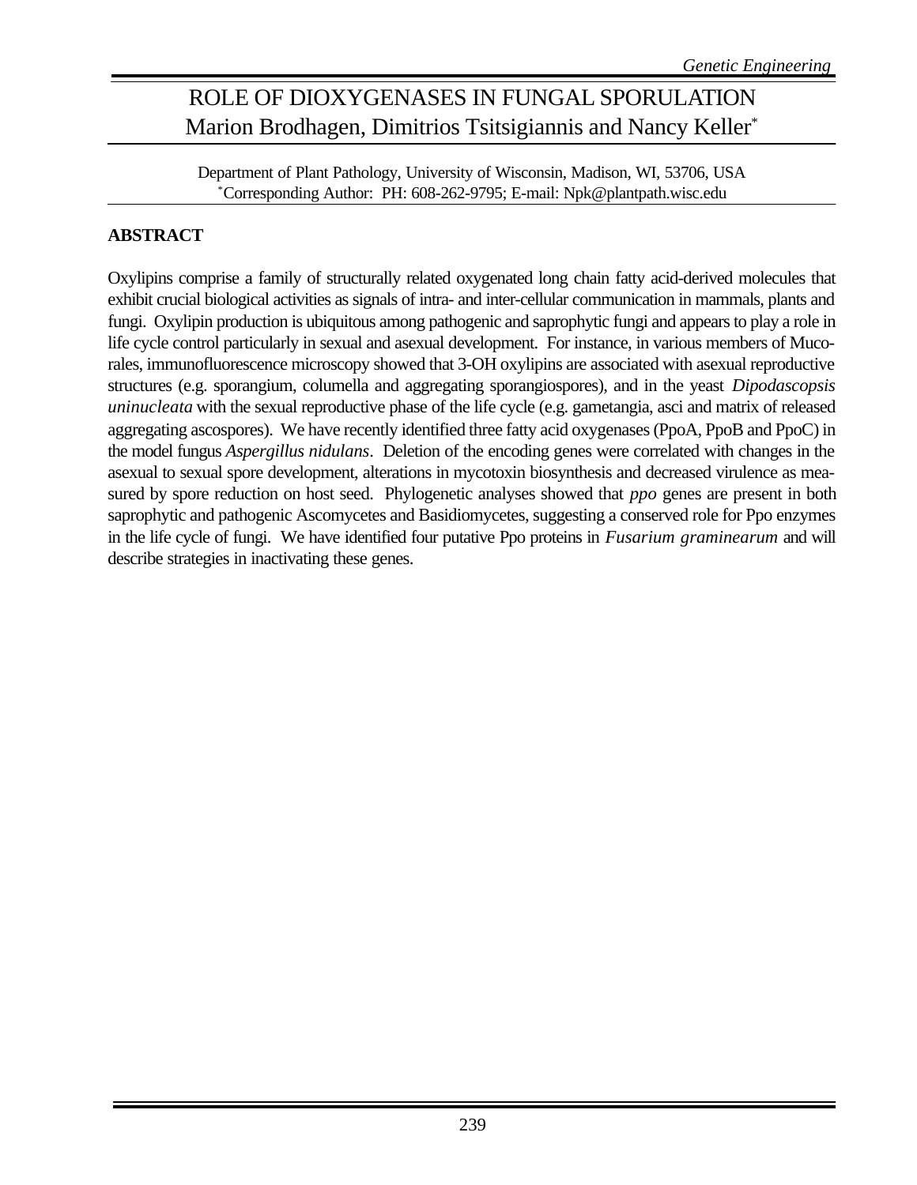# ROLE OF DIOXYGENASES IN FUNGAL SPORULATION

Marion Brodhagen, Dimitrios Tsitsigiannis and Nancy Keller*

Department of Plant Pathology, University of Wisconsin, Madison, WI, 53706, USA
*Corresponding Author: PH: 608-262-9795; E-mail: Npk@plantpath.wisc.edu

## ABSTRACT

Oxylipins comprise a family of structurally related oxygenated long chain fatty acid-derived molecules that exhibit crucial biological activities as signals of intra- and inter-cellular communication in mammals, plants and fungi. Oxylipin production is ubiquitous among pathogenic and saprophytic fungi and appears to play a role in life cycle control particularly in sexual and asexual development. For instance, in various members of Mucorales, immunofluorescence microscopy showed that 3-OH oxylipins are associated with asexual reproductive structures (e.g. sporangium, columella and aggregating sporangiospores), and in the yeast *Dipodascopsis uninucleata* with the sexual reproductive phase of the life cycle (e.g. gametangia, asci and matrix of released aggregating ascospores). We have recently identified three fatty acid oxygenases (PpoA, PpoB and PpoC) in the model fungus *Aspergillus nidulans*. Deletion of the encoding genes were correlated with changes in the asexual to sexual spore development, alterations in mycotoxin biosynthesis and decreased virulence as measured by spore reduction on host seed. Phylogenetic analyses showed that *ppo* genes are present in both saprophytic and pathogenic Ascomycetes and Basidiomycetes, suggesting a conserved role for Ppo enzymes in the life cycle of fungi. We have identified four putative Ppo proteins in *Fusarium graminearum* and will describe strategies in inactivating these genes.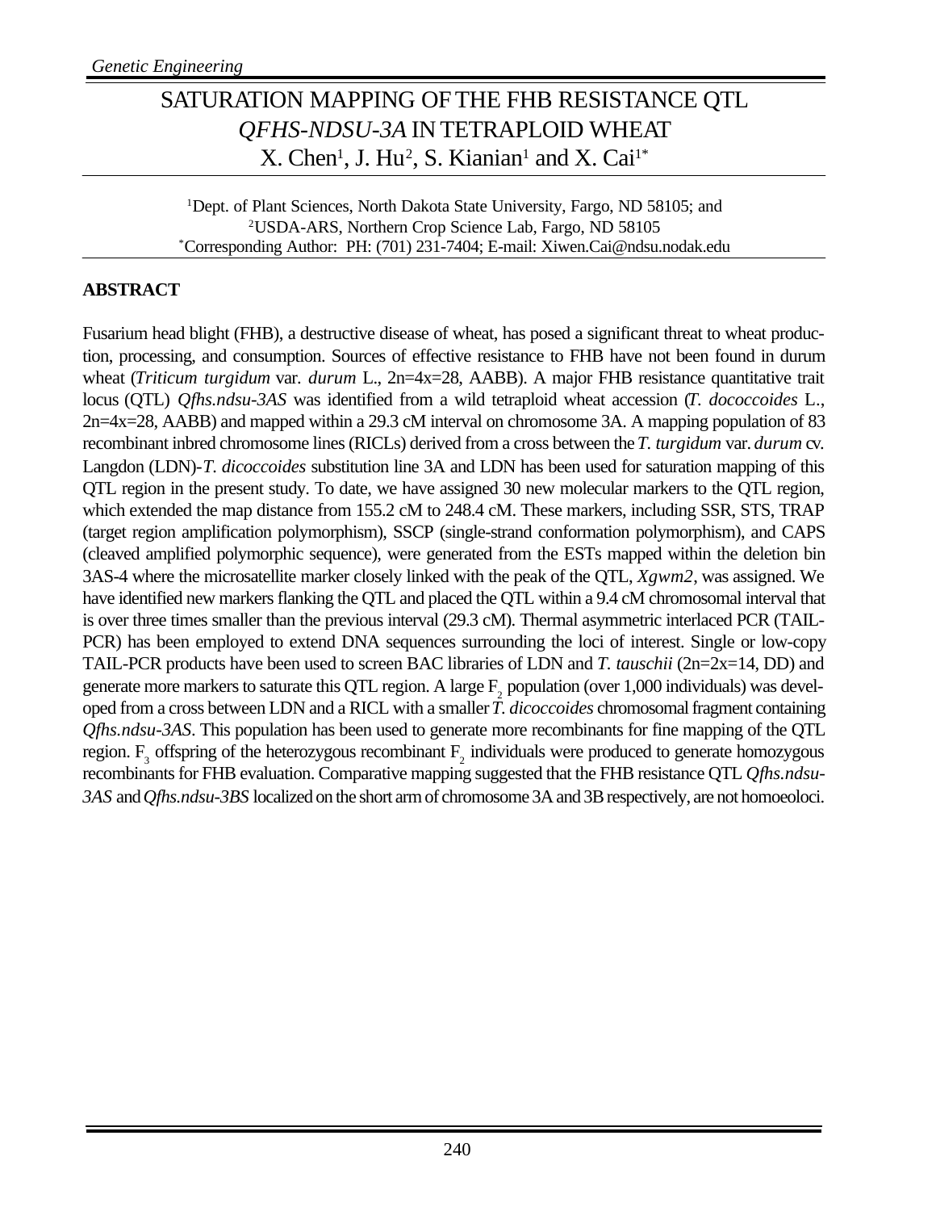*Genetic Engineering*

# SATURATION MAPPING OF THE FHB RESISTANCE QTL *QFHS-NDSU-3A* IN TETRAPLOID WHEAT

X. Chen[1], J. Hu[2], S. Kianian[1] and X. Cai[1*]

[1]Dept. of Plant Sciences, North Dakota State University, Fargo, ND 58105; and
[2]USDA-ARS, Northern Crop Science Lab, Fargo, ND 58105
[*]Corresponding Author: PH: (701) 231-7404; E-mail: Xiwen.Cai@ndsu.nodak.edu

## ABSTRACT

Fusarium head blight (FHB), a destructive disease of wheat, has posed a significant threat to wheat production, processing, and consumption. Sources of effective resistance to FHB have not been found in durum wheat (*Triticum turgidum* var. *durum* L., 2n=4x=28, AABB). A major FHB resistance quantitative trait locus (QTL) *Qfhs.ndsu-3AS* was identified from a wild tetraploid wheat accession (*T. dococcoides* L., 2n=4x=28, AABB) and mapped within a 29.3 cM interval on chromosome 3A. A mapping population of 83 recombinant inbred chromosome lines (RICLs) derived from a cross between the *T. turgidum* var. *durum* cv. Langdon (LDN)-*T. dicoccoides* substitution line 3A and LDN has been used for saturation mapping of this QTL region in the present study. To date, we have assigned 30 new molecular markers to the QTL region, which extended the map distance from 155.2 cM to 248.4 cM. These markers, including SSR, STS, TRAP (target region amplification polymorphism), SSCP (single-strand conformation polymorphism), and CAPS (cleaved amplified polymorphic sequence), were generated from the ESTs mapped within the deletion bin 3AS-4 where the microsatellite marker closely linked with the peak of the QTL, *Xgwm2*, was assigned. We have identified new markers flanking the QTL and placed the QTL within a 9.4 cM chromosomal interval that is over three times smaller than the previous interval (29.3 cM). Thermal asymmetric interlaced PCR (TAIL-PCR) has been employed to extend DNA sequences surrounding the loci of interest. Single or low-copy TAIL-PCR products have been used to screen BAC libraries of LDN and *T. tauschii* (2n=2x=14, DD) and generate more markers to saturate this QTL region. A large $F_2$ population (over 1,000 individuals) was developed from a cross between LDN and a RICL with a smaller *T. dicoccoides* chromosomal fragment containing *Qfhs.ndsu-3AS*. This population has been used to generate more recombinants for fine mapping of the QTL region. $F_3$ offspring of the heterozygous recombinant $F_2$ individuals were produced to generate homozygous recombinants for FHB evaluation. Comparative mapping suggested that the FHB resistance QTL *Qfhs.ndsu-3AS* and *Qfhs.ndsu-3BS* localized on the short arm of chromosome 3A and 3B respectively, are not homoeoloci.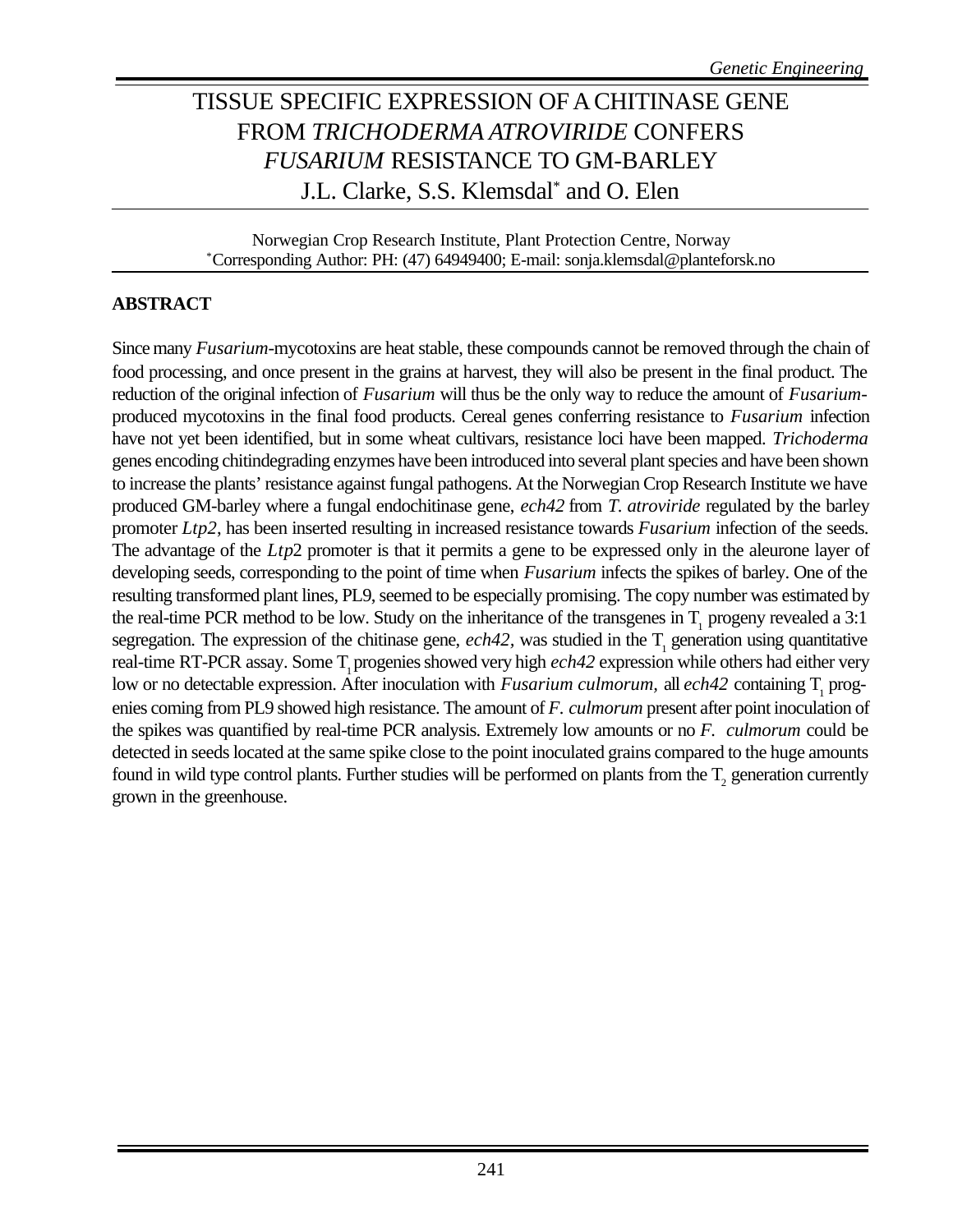# TISSUE SPECIFIC EXPRESSION OF A CHITINASE GENE FROM *TRICHODERMA ATROVIRIDE* CONFERS *FUSARIUM* RESISTANCE TO GM-BARLEY

J.L. Clarke, S.S. Klemsdal* and O. Elen

Norwegian Crop Research Institute, Plant Protection Centre, Norway
*Corresponding Author: PH: (47) 64949400; E-mail: sonja.klemsdal@planteforsk.no

## ABSTRACT

Since many *Fusarium*-mycotoxins are heat stable, these compounds cannot be removed through the chain of food processing, and once present in the grains at harvest, they will also be present in the final product. The reduction of the original infection of *Fusarium* will thus be the only way to reduce the amount of *Fusarium*-produced mycotoxins in the final food products. Cereal genes conferring resistance to *Fusarium* infection have not yet been identified, but in some wheat cultivars, resistance loci have been mapped. *Trichoderma* genes encoding chitindegrading enzymes have been introduced into several plant species and have been shown to increase the plants' resistance against fungal pathogens. At the Norwegian Crop Research Institute we have produced GM-barley where a fungal endochitinase gene, *ech42* from *T. atroviride* regulated by the barley promoter *Ltp2*, has been inserted resulting in increased resistance towards *Fusarium* infection of the seeds. The advantage of the *Ltp*2 promoter is that it permits a gene to be expressed only in the aleurone layer of developing seeds, corresponding to the point of time when *Fusarium* infects the spikes of barley. One of the resulting transformed plant lines, PL9, seemed to be especially promising. The copy number was estimated by the real-time PCR method to be low. Study on the inheritance of the transgenes in $T_1$ progeny revealed a 3:1 segregation. The expression of the chitinase gene, *ech42,* was studied in the $T_1$ generation using quantitative real-time RT-PCR assay. Some $T_1$ progenies showed very high *ech42* expression while others had either very low or no detectable expression. After inoculation with *Fusarium culmorum,* all *ech42* containing $T_1$ progenies coming from PL9 showed high resistance. The amount of *F. culmorum* present after point inoculation of the spikes was quantified by real-time PCR analysis. Extremely low amounts or no *F. culmorum* could be detected in seeds located at the same spike close to the point inoculated grains compared to the huge amounts found in wild type control plants. Further studies will be performed on plants from the $T_2$ generation currently grown in the greenhouse.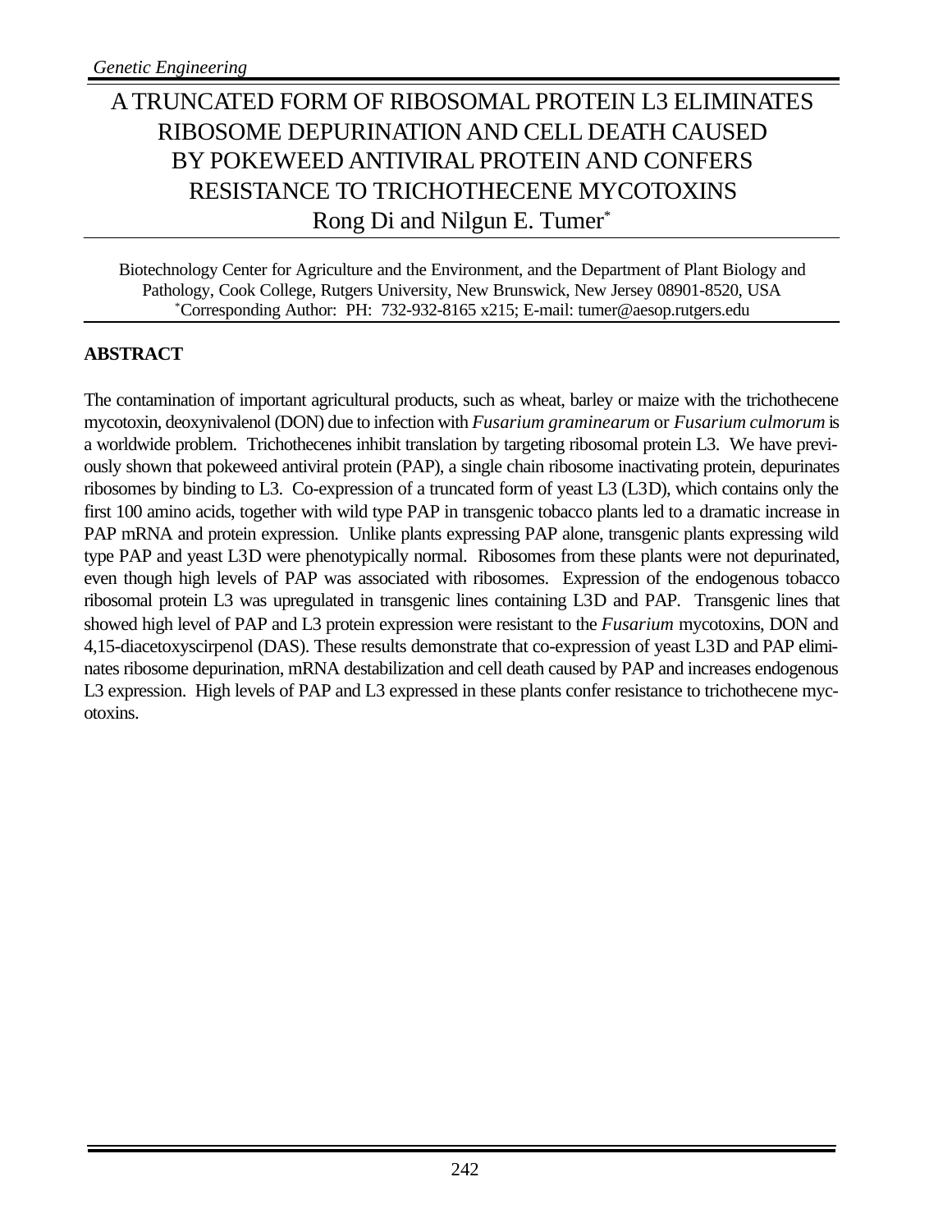# A TRUNCATED FORM OF RIBOSOMAL PROTEIN L3 ELIMINATES RIBOSOME DEPURINATION AND CELL DEATH CAUSED BY POKEWEED ANTIVIRAL PROTEIN AND CONFERS RESISTANCE TO TRICHOTHECENE MYCOTOXINS

Rong Di and Nilgun E. Tumer*

Biotechnology Center for Agriculture and the Environment, and the Department of Plant Biology and Pathology, Cook College, Rutgers University, New Brunswick, New Jersey 08901-8520, USA
*Corresponding Author: PH: 732-932-8165 x215; E-mail: tumer@aesop.rutgers.edu

## ABSTRACT

The contamination of important agricultural products, such as wheat, barley or maize with the trichothecene mycotoxin, deoxynivalenol (DON) due to infection with *Fusarium graminearum* or *Fusarium culmorum* is a worldwide problem. Trichothecenes inhibit translation by targeting ribosomal protein L3. We have previously shown that pokeweed antiviral protein (PAP), a single chain ribosome inactivating protein, depurinates ribosomes by binding to L3. Co-expression of a truncated form of yeast L3 (L3D), which contains only the first 100 amino acids, together with wild type PAP in transgenic tobacco plants led to a dramatic increase in PAP mRNA and protein expression. Unlike plants expressing PAP alone, transgenic plants expressing wild type PAP and yeast L3D were phenotypically normal. Ribosomes from these plants were not depurinated, even though high levels of PAP was associated with ribosomes. Expression of the endogenous tobacco ribosomal protein L3 was upregulated in transgenic lines containing L3D and PAP. Transgenic lines that showed high level of PAP and L3 protein expression were resistant to the *Fusarium* mycotoxins, DON and 4,15-diacetoxyscirpenol (DAS). These results demonstrate that co-expression of yeast L3D and PAP eliminates ribosome depurination, mRNA destabilization and cell death caused by PAP and increases endogenous L3 expression. High levels of PAP and L3 expressed in these plants confer resistance to trichothecene mycotoxins.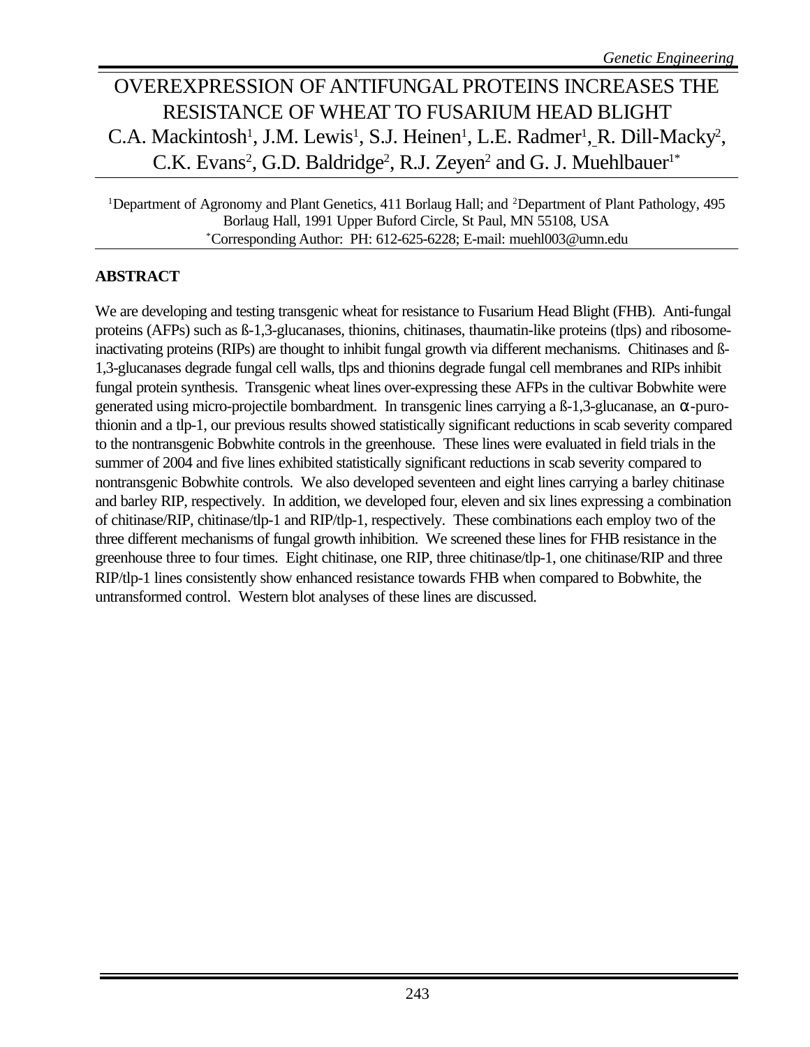# OVEREXPRESSION OF ANTIFUNGAL PROTEINS INCREASES THE RESISTANCE OF WHEAT TO FUSARIUM HEAD BLIGHT

C.A. Mackintosh[1], J.M. Lewis[1], S.J. Heinen[1], L.E. Radmer[1], R. Dill-Macky[2], C.K. Evans[2], G.D. Baldridge[2], R.J. Zeyen[2] and G. J. Muehlbauer[1*]

[1]Department of Agronomy and Plant Genetics, 411 Borlaug Hall; and [2]Department of Plant Pathology, 495 Borlaug Hall, 1991 Upper Buford Circle, St Paul, MN 55108, USA
[*]Corresponding Author: PH: 612-625-6228; E-mail: muehl003@umn.edu

## ABSTRACT

We are developing and testing transgenic wheat for resistance to Fusarium Head Blight (FHB). Anti-fungal proteins (AFPs) such as ß-1,3-glucanases, thionins, chitinases, thaumatin-like proteins (tlps) and ribosome-inactivating proteins (RIPs) are thought to inhibit fungal growth via different mechanisms. Chitinases and ß-1,3-glucanases degrade fungal cell walls, tlps and thionins degrade fungal cell membranes and RIPs inhibit fungal protein synthesis. Transgenic wheat lines over-expressing these AFPs in the cultivar Bobwhite were generated using micro-projectile bombardment. In transgenic lines carrying a ß-1,3-glucanase, an α-puro-thionin and a tlp-1, our previous results showed statistically significant reductions in scab severity compared to the nontransgenic Bobwhite controls in the greenhouse. These lines were evaluated in field trials in the summer of 2004 and five lines exhibited statistically significant reductions in scab severity compared to nontransgenic Bobwhite controls. We also developed seventeen and eight lines carrying a barley chitinase and barley RIP, respectively. In addition, we developed four, eleven and six lines expressing a combination of chitinase/RIP, chitinase/tlp-1 and RIP/tlp-1, respectively. These combinations each employ two of the three different mechanisms of fungal growth inhibition. We screened these lines for FHB resistance in the greenhouse three to four times. Eight chitinase, one RIP, three chitinase/tlp-1, one chitinase/RIP and three RIP/tlp-1 lines consistently show enhanced resistance towards FHB when compared to Bobwhite, the untransformed control. Western blot analyses of these lines are discussed.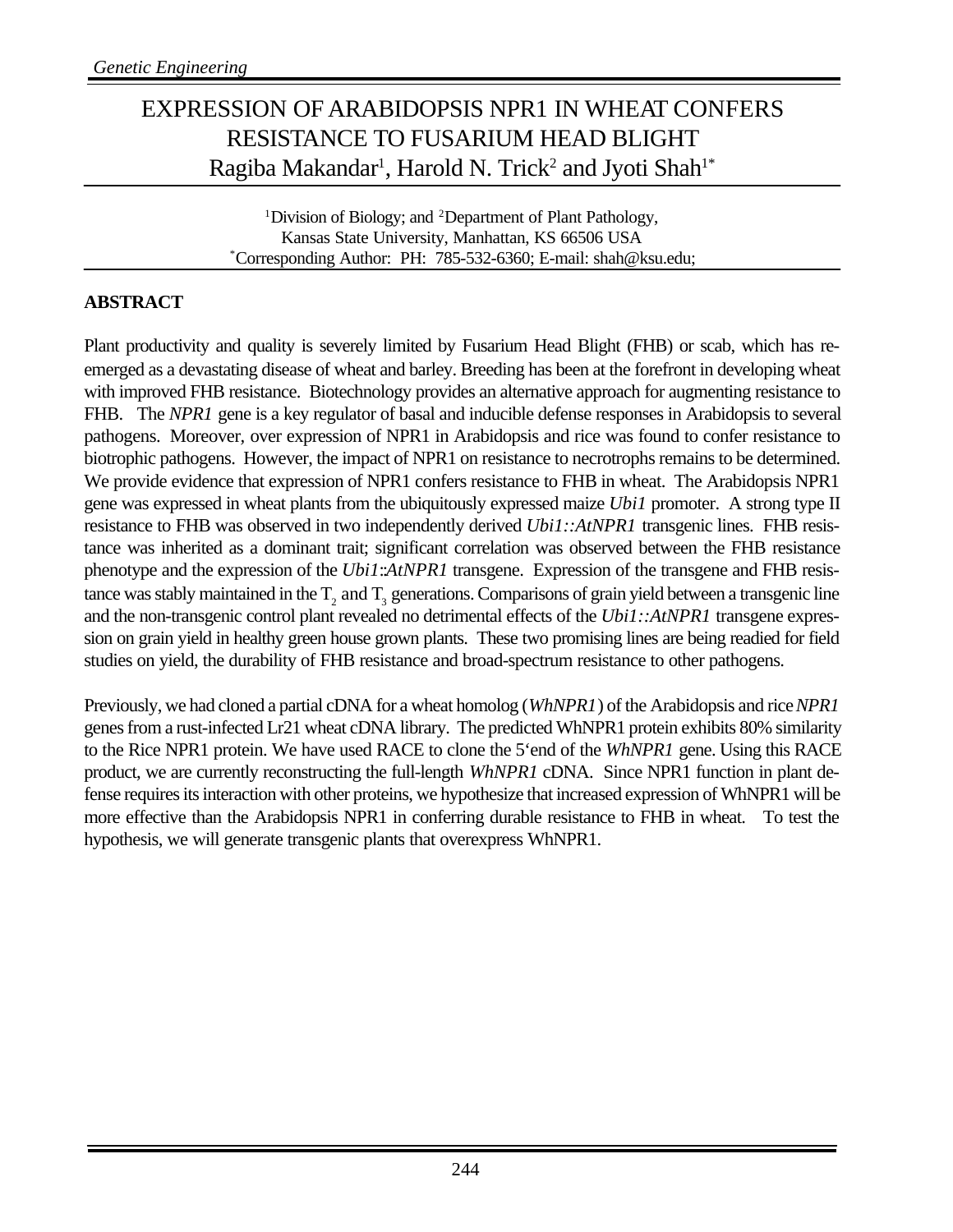# EXPRESSION OF ARABIDOPSIS NPR1 IN WHEAT CONFERS RESISTANCE TO FUSARIUM HEAD BLIGHT

Ragiba Makandar[1], Harold N. Trick[2] and Jyoti Shah[1*]

[1]Division of Biology; and [2]Department of Plant Pathology, Kansas State University, Manhattan, KS 66506 USA
[*]Corresponding Author: PH: 785-532-6360; E-mail: shah@ksu.edu;

## ABSTRACT

Plant productivity and quality is severely limited by Fusarium Head Blight (FHB) or scab, which has re-emerged as a devastating disease of wheat and barley. Breeding has been at the forefront in developing wheat with improved FHB resistance. Biotechnology provides an alternative approach for augmenting resistance to FHB. The *NPR1* gene is a key regulator of basal and inducible defense responses in Arabidopsis to several pathogens. Moreover, over expression of NPR1 in Arabidopsis and rice was found to confer resistance to biotrophic pathogens. However, the impact of NPR1 on resistance to necrotrophs remains to be determined. We provide evidence that expression of NPR1 confers resistance to FHB in wheat. The Arabidopsis NPR1 gene was expressed in wheat plants from the ubiquitously expressed maize *Ubi1* promoter. A strong type II resistance to FHB was observed in two independently derived *Ubi1::AtNPR1* transgenic lines. FHB resistance was inherited as a dominant trait; significant correlation was observed between the FHB resistance phenotype and the expression of the *Ubi1::AtNPR1* transgene. Expression of the transgene and FHB resistance was stably maintained in the $T_2$ and $T_3$ generations. Comparisons of grain yield between a transgenic line and the non-transgenic control plant revealed no detrimental effects of the *Ubi1::AtNPR1* transgene expression on grain yield in healthy green house grown plants. These two promising lines are being readied for field studies on yield, the durability of FHB resistance and broad-spectrum resistance to other pathogens.

Previously, we had cloned a partial cDNA for a wheat homolog (*WhNPR1*) of the Arabidopsis and rice *NPR1* genes from a rust-infected Lr21 wheat cDNA library. The predicted WhNPR1 protein exhibits 80% similarity to the Rice NPR1 protein. We have used RACE to clone the 5'end of the *WhNPR1* gene. Using this RACE product, we are currently reconstructing the full-length *WhNPR1* cDNA. Since NPR1 function in plant defense requires its interaction with other proteins, we hypothesize that increased expression of WhNPR1 will be more effective than the Arabidopsis NPR1 in conferring durable resistance to FHB in wheat. To test the hypothesis, we will generate transgenic plants that overexpress WhNPR1.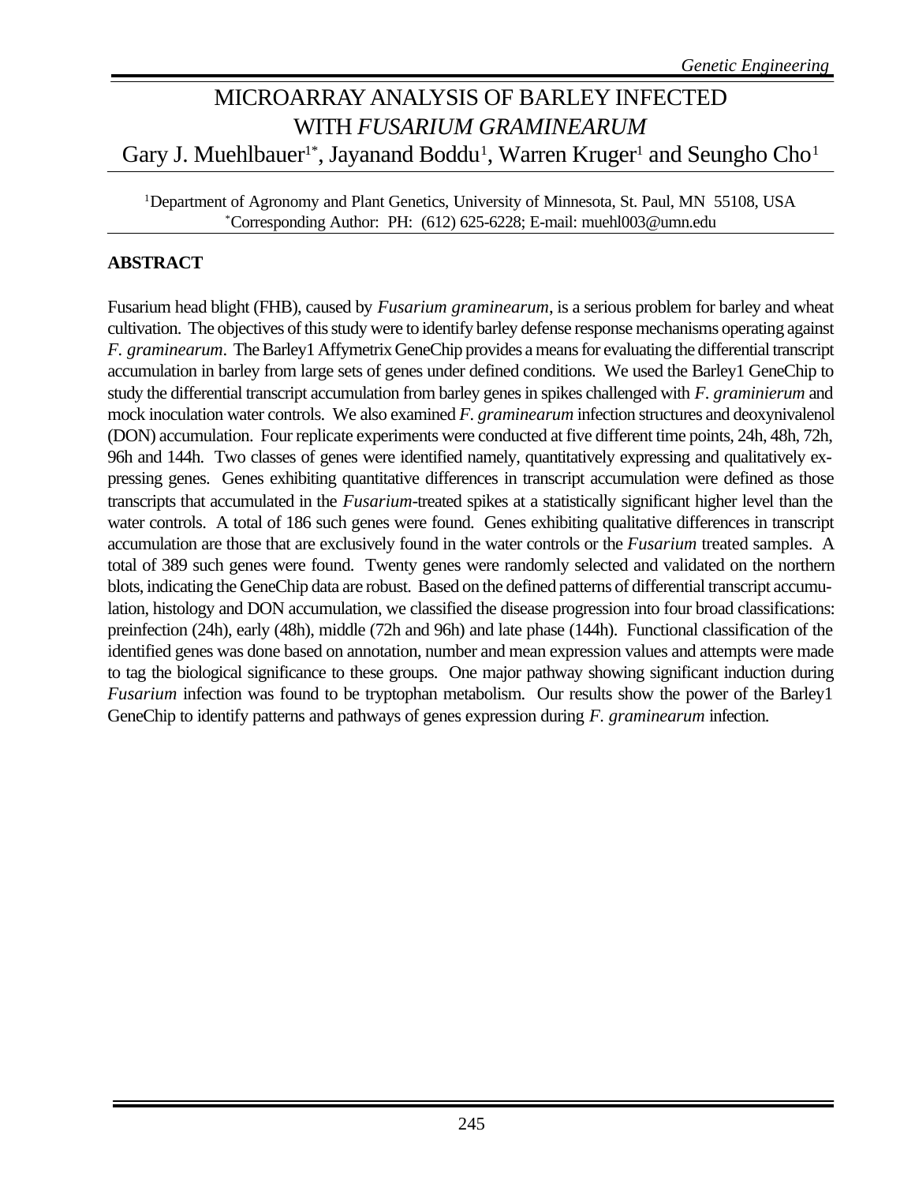# MICROARRAY ANALYSIS OF BARLEY INFECTED WITH *FUSARIUM GRAMINEARUM*

Gary J. Muehlbauer[1*], Jayanand Boddu[1], Warren Kruger[1] and Seungho Cho[1]

[1]Department of Agronomy and Plant Genetics, University of Minnesota, St. Paul, MN 55108, USA
[*]Corresponding Author: PH: (612) 625-6228; E-mail: muehl003@umn.edu

## ABSTRACT

Fusarium head blight (FHB), caused by *Fusarium graminearum*, is a serious problem for barley and wheat cultivation. The objectives of this study were to identify barley defense response mechanisms operating against *F. graminearum*. The Barley1 Affymetrix GeneChip provides a means for evaluating the differential transcript accumulation in barley from large sets of genes under defined conditions. We used the Barley1 GeneChip to study the differential transcript accumulation from barley genes in spikes challenged with *F. graminierum* and mock inoculation water controls. We also examined *F. graminearum* infection structures and deoxynivalenol (DON) accumulation. Four replicate experiments were conducted at five different time points, 24h, 48h, 72h, 96h and 144h. Two classes of genes were identified namely, quantitatively expressing and qualitatively expressing genes. Genes exhibiting quantitative differences in transcript accumulation were defined as those transcripts that accumulated in the *Fusarium*-treated spikes at a statistically significant higher level than the water controls. A total of 186 such genes were found. Genes exhibiting qualitative differences in transcript accumulation are those that are exclusively found in the water controls or the *Fusarium* treated samples. A total of 389 such genes were found. Twenty genes were randomly selected and validated on the northern blots, indicating the GeneChip data are robust. Based on the defined patterns of differential transcript accumulation, histology and DON accumulation, we classified the disease progression into four broad classifications: preinfection (24h), early (48h), middle (72h and 96h) and late phase (144h). Functional classification of the identified genes was done based on annotation, number and mean expression values and attempts were made to tag the biological significance to these groups. One major pathway showing significant induction during *Fusarium* infection was found to be tryptophan metabolism. Our results show the power of the Barley1 GeneChip to identify patterns and pathways of genes expression during *F. graminearum* infection.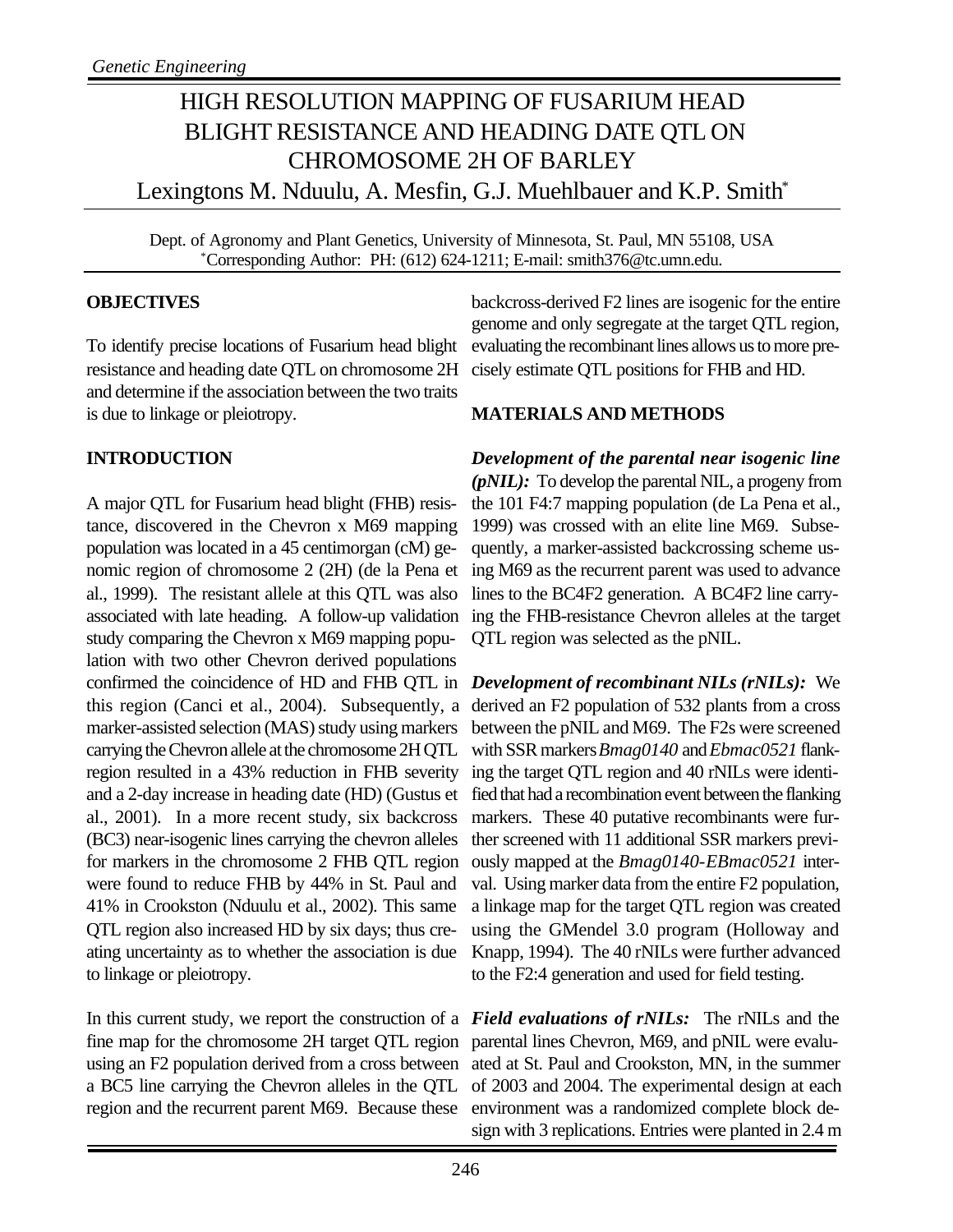# HIGH RESOLUTION MAPPING OF FUSARIUM HEAD BLIGHT RESISTANCE AND HEADING DATE QTL ON CHROMOSOME 2H OF BARLEY

Lexingtons M. Nduulu, A. Mesfin, G.J. Muehlbauer and K.P. Smith*

Dept. of Agronomy and Plant Genetics, University of Minnesota, St. Paul, MN 55108, USA
*Corresponding Author: PH: (612) 624-1211; E-mail: smith376@tc.umn.edu.

## OBJECTIVES

To identify precise locations of Fusarium head blight resistance and heading date QTL on chromosome 2H and determine if the association between the two traits is due to linkage or pleiotropy.

## INTRODUCTION

A major QTL for Fusarium head blight (FHB) resistance, discovered in the Chevron x M69 mapping population was located in a 45 centimorgan (cM) genomic region of chromosome 2 (2H) (de la Pena et al., 1999). The resistant allele at this QTL was also associated with late heading. A follow-up validation study comparing the Chevron x M69 mapping population with two other Chevron derived populations confirmed the coincidence of HD and FHB QTL in this region (Canci et al., 2004). Subsequently, a marker-assisted selection (MAS) study using markers carrying the Chevron allele at the chromosome 2H QTL region resulted in a 43% reduction in FHB severity and a 2-day increase in heading date (HD) (Gustus et al., 2001). In a more recent study, six backcross (BC3) near-isogenic lines carrying the chevron alleles for markers in the chromosome 2 FHB QTL region were found to reduce FHB by 44% in St. Paul and 41% in Crookston (Nduulu et al., 2002). This same QTL region also increased HD by six days; thus creating uncertainty as to whether the association is due to linkage or pleiotropy.

In this current study, we report the construction of a fine map for the chromosome 2H target QTL region using an F2 population derived from a cross between a BC5 line carrying the Chevron alleles in the QTL region and the recurrent parent M69. Because these backcross-derived F2 lines are isogenic for the entire genome and only segregate at the target QTL region, evaluating the recombinant lines allows us to more precisely estimate QTL positions for FHB and HD.

## MATERIALS AND METHODS

***Development of the parental near isogenic line (pNIL):*** To develop the parental NIL, a progeny from the 101 F4:7 mapping population (de La Pena et al., 1999) was crossed with an elite line M69. Subsequently, a marker-assisted backcrossing scheme using M69 as the recurrent parent was used to advance lines to the BC4F2 generation. A BC4F2 line carrying the FHB-resistance Chevron alleles at the target QTL region was selected as the pNIL.

***Development of recombinant NILs (rNILs):*** We derived an F2 population of 532 plants from a cross between the pNIL and M69. The F2s were screened with SSR markers *Bmag0140* and *Ebmac0521* flanking the target QTL region and 40 rNILs were identified that had a recombination event between the flanking markers. These 40 putative recombinants were further screened with 11 additional SSR markers previously mapped at the *Bmag0140-EBmac0521* interval. Using marker data from the entire F2 population, a linkage map for the target QTL region was created using the GMendel 3.0 program (Holloway and Knapp, 1994). The 40 rNILs were further advanced to the F2:4 generation and used for field testing.

***Field evaluations of rNILs:*** The rNILs and the parental lines Chevron, M69, and pNIL were evaluated at St. Paul and Crookston, MN, in the summer of 2003 and 2004. The experimental design at each environment was a randomized complete block design with 3 replications. Entries were planted in 2.4 m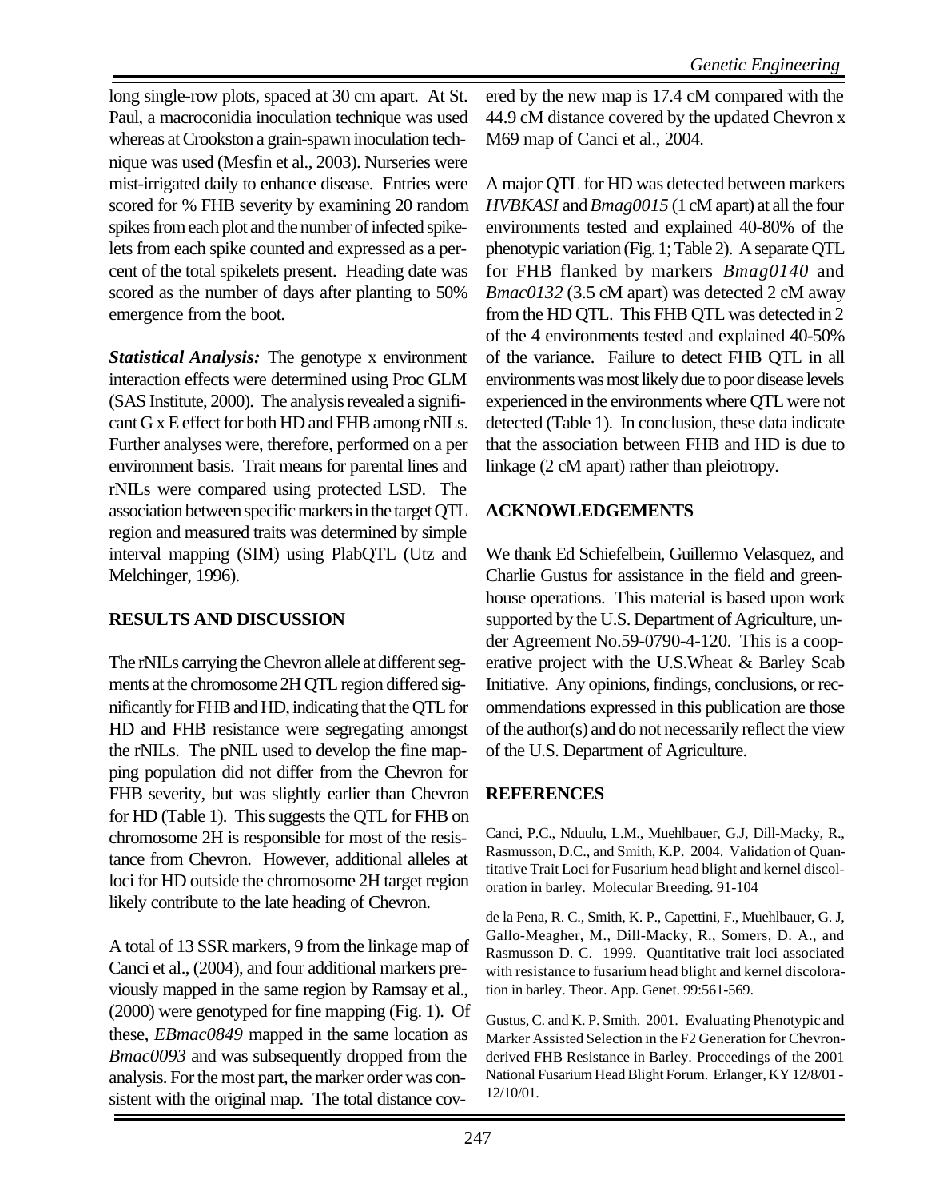long single-row plots, spaced at 30 cm apart. At St. Paul, a macroconidia inoculation technique was used whereas at Crookston a grain-spawn inoculation technique was used (Mesfin et al., 2003). Nurseries were mist-irrigated daily to enhance disease. Entries were scored for % FHB severity by examining 20 random spikes from each plot and the number of infected spikelets from each spike counted and expressed as a percent of the total spikelets present. Heading date was scored as the number of days after planting to 50% emergence from the boot.

***Statistical Analysis:*** The genotype x environment interaction effects were determined using Proc GLM (SAS Institute, 2000). The analysis revealed a significant G x E effect for both HD and FHB among rNILs. Further analyses were, therefore, performed on a per environment basis. Trait means for parental lines and rNILs were compared using protected LSD. The association between specific markers in the target QTL region and measured traits was determined by simple interval mapping (SIM) using PlabQTL (Utz and Melchinger, 1996).

## RESULTS AND DISCUSSION

The rNILs carrying the Chevron allele at different segments at the chromosome 2H QTL region differed significantly for FHB and HD, indicating that the QTL for HD and FHB resistance were segregating amongst the rNILs. The pNIL used to develop the fine mapping population did not differ from the Chevron for FHB severity, but was slightly earlier than Chevron for HD (Table 1). This suggests the QTL for FHB on chromosome 2H is responsible for most of the resistance from Chevron. However, additional alleles at loci for HD outside the chromosome 2H target region likely contribute to the late heading of Chevron.

A total of 13 SSR markers, 9 from the linkage map of Canci et al., (2004), and four additional markers previously mapped in the same region by Ramsay et al., (2000) were genotyped for fine mapping (Fig. 1). Of these, *EBmac0849* mapped in the same location as *Bmac0093* and was subsequently dropped from the analysis. For the most part, the marker order was consistent with the original map. The total distance covered by the new map is 17.4 cM compared with the 44.9 cM distance covered by the updated Chevron x M69 map of Canci et al., 2004.

A major QTL for HD was detected between markers *HVBKASI* and *Bmag0015* (1 cM apart) at all the four environments tested and explained 40-80% of the phenotypic variation (Fig. 1; Table 2). A separate QTL for FHB flanked by markers *Bmag0140* and *Bmac0132* (3.5 cM apart) was detected 2 cM away from the HD QTL. This FHB QTL was detected in 2 of the 4 environments tested and explained 40-50% of the variance. Failure to detect FHB QTL in all environments was most likely due to poor disease levels experienced in the environments where QTL were not detected (Table 1). In conclusion, these data indicate that the association between FHB and HD is due to linkage (2 cM apart) rather than pleiotropy.

## ACKNOWLEDGEMENTS

We thank Ed Schiefelbein, Guillermo Velasquez, and Charlie Gustus for assistance in the field and greenhouse operations. This material is based upon work supported by the U.S. Department of Agriculture, under Agreement No.59-0790-4-120. This is a cooperative project with the U.S.Wheat & Barley Scab Initiative. Any opinions, findings, conclusions, or recommendations expressed in this publication are those of the author(s) and do not necessarily reflect the view of the U.S. Department of Agriculture.

## REFERENCES

Canci, P.C., Nduulu, L.M., Muehlbauer, G.J, Dill-Macky, R., Rasmusson, D.C., and Smith, K.P. 2004. Validation of Quantitative Trait Loci for Fusarium head blight and kernel discoloration in barley. Molecular Breeding. 91-104

de la Pena, R. C., Smith, K. P., Capettini, F., Muehlbauer, G. J, Gallo-Meagher, M., Dill-Macky, R., Somers, D. A., and Rasmusson D. C. 1999. Quantitative trait loci associated with resistance to fusarium head blight and kernel discoloration in barley. Theor. App. Genet. 99:561-569.

Gustus, C. and K. P. Smith. 2001. Evaluating Phenotypic and Marker Assisted Selection in the F2 Generation for Chevron-derived FHB Resistance in Barley. Proceedings of the 2001 National Fusarium Head Blight Forum. Erlanger, KY 12/8/01 - 12/10/01.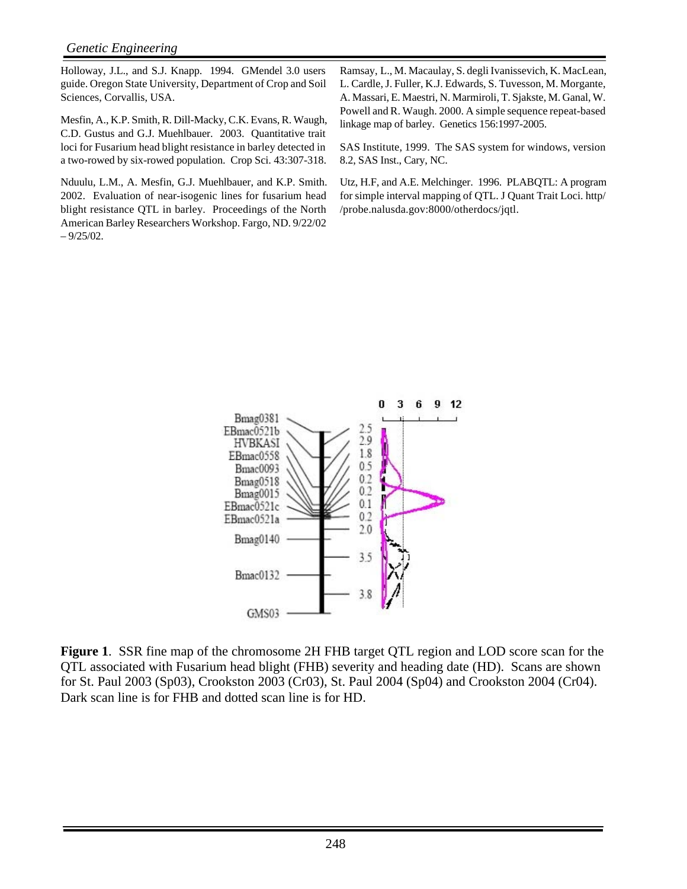Holloway, J.L., and S.J. Knapp. 1994. GMendel 3.0 users guide. Oregon State University, Department of Crop and Soil Sciences, Corvallis, USA.

Mesfin, A., K.P. Smith, R. Dill-Macky, C.K. Evans, R. Waugh, C.D. Gustus and G.J. Muehlbauer. 2003. Quantitative trait loci for Fusarium head blight resistance in barley detected in a two-rowed by six-rowed population. Crop Sci. 43:307-318.

Nduulu, L.M., A. Mesfin, G.J. Muehlbauer, and K.P. Smith. 2002. Evaluation of near-isogenic lines for fusarium head blight resistance QTL in barley. Proceedings of the North American Barley Researchers Workshop. Fargo, ND. 9/22/02 – 9/25/02.

Ramsay, L., M. Macaulay, S. degli Ivanissevich, K. MacLean, L. Cardle, J. Fuller, K.J. Edwards, S. Tuvesson, M. Morgante, A. Massari, E. Maestri, N. Marmiroli, T. Sjakste, M. Ganal, W. Powell and R. Waugh. 2000. A simple sequence repeat-based linkage map of barley. Genetics 156:1997-2005.

SAS Institute, 1999. The SAS system for windows, version 8.2, SAS Inst., Cary, NC.

Utz, H.F, and A.E. Melchinger. 1996. PLABQTL: A program for simple interval mapping of QTL. J Quant Trait Loci. http//probe.nalusda.gov:8000/otherdocs/jqtl.

**Figure 1**. SSR fine map of the chromosome 2H FHB target QTL region and LOD score scan for the QTL associated with Fusarium head blight (FHB) severity and heading date (HD). Scans are shown for St. Paul 2003 (Sp03), Crookston 2003 (Cr03), St. Paul 2004 (Sp04) and Crookston 2004 (Cr04). Dark scan line is for FHB and dotted scan line is for HD.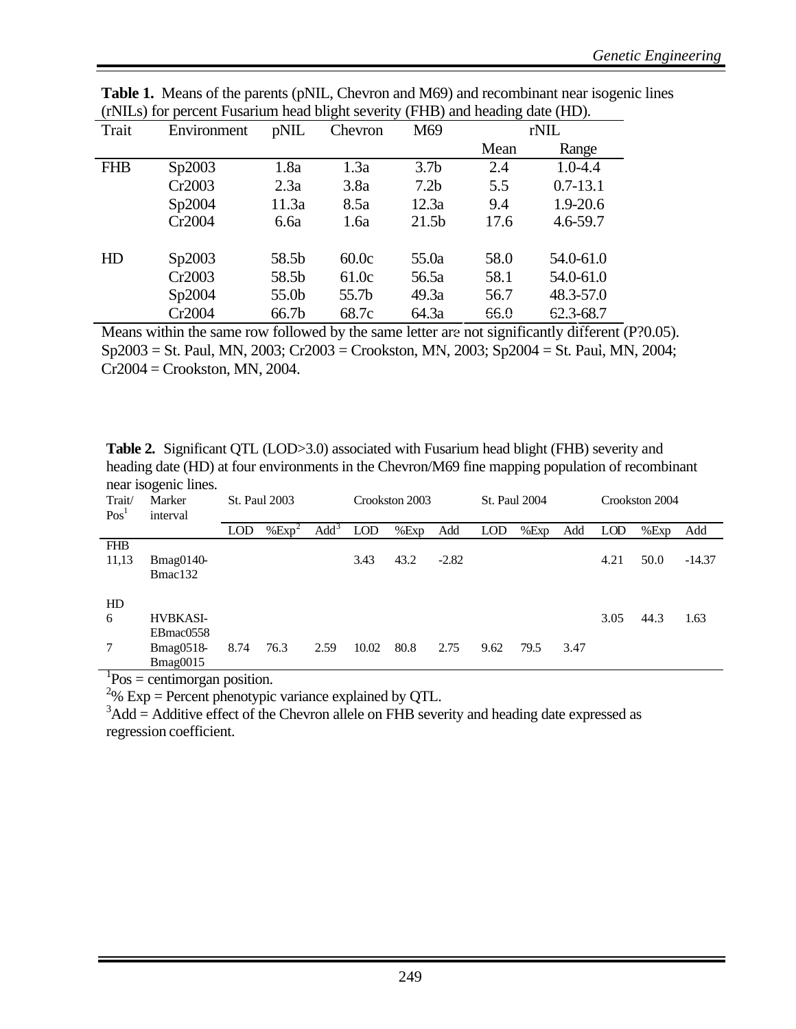**Table 1.** Means of the parents (pNIL, Chevron and M69) and recombinant near isogenic lines (rNILs) for percent Fusarium head blight severity (FHB) and heading date (HD).

| Trait | Environment | pNIL | Chevron | M69 | rNIL | |
|---|---|---|---|---|---|---|
| | | | | | Mean | Range |
| FHB | Sp2003 | 1.8a | 1.3a | 3.7b | 2.4 | 1.0-4.4 |
| | Cr2003 | 2.3a | 3.8a | 7.2b | 5.5 | 0.7-13.1 |
| | Sp2004 | 11.3a | 8.5a | 12.3a | 9.4 | 1.9-20.6 |
| | Cr2004 | 6.6a | 1.6a | 21.5b | 17.6 | 4.6-59.7 |
| HD | Sp2003 | 58.5b | 60.0c | 55.0a | 58.0 | 54.0-61.0 |
| | Cr2003 | 58.5b | 61.0c | 56.5a | 58.1 | 54.0-61.0 |
| | Sp2004 | 55.0b | 55.7b | 49.3a | 56.7 | 48.3-57.0 |
| | Cr2004 | 66.7b | 68.7c | 64.3a | 66.0 | 62.3-68.7 |

Means within the same row followed by the same letter are not significantly different (P?0.05). Sp2003 = St. Paul, MN, 2003; Cr2003 = Crookston, MN, 2003; Sp2004 = St. Paul, MN, 2004; Cr2004 = Crookston, MN, 2004.

**Table 2.** Significant QTL (LOD>3.0) associated with Fusarium head blight (FHB) severity and heading date (HD) at four environments in the Chevron/M69 fine mapping population of recombinant near isogenic lines.

| Trait/ Pos[1] | Marker interval | St. Paul 2003 | | | Crookston 2003 | | | St. Paul 2004 | | | Crookston 2004 | | |
|---|---|---|---|---|---|---|---|---|---|---|---|---|---|
| | | LOD | %Exp[2] | Add[3] | LOD | %Exp | Add | LOD | %Exp | Add | LOD | %Exp | Add |
| FHB | | | | | | | | | | | | | |
| 11,13 | Bmag0140-Bmac132 | | | | 3.43 | 43.2 | -2.82 | | | | 4.21 | 50.0 | -14.37 |
| HD | | | | | | | | | | | | | |
| 6 | HVBKASI-EBmac0558 | | | | | | | | | | 3.05 | 44.3 | 1.63 |
| 7 | Bmag0518-Bmag0015 | 8.74 | 76.3 | 2.59 | 10.02 | 80.8 | 2.75 | 9.62 | 79.5 | 3.47 | | | |

[1]Pos = centimorgan position.
[2]% Exp = Percent phenotypic variance explained by QTL.
[3]Add = Additive effect of the Chevron allele on FHB severity and heading date expressed as regression coefficient.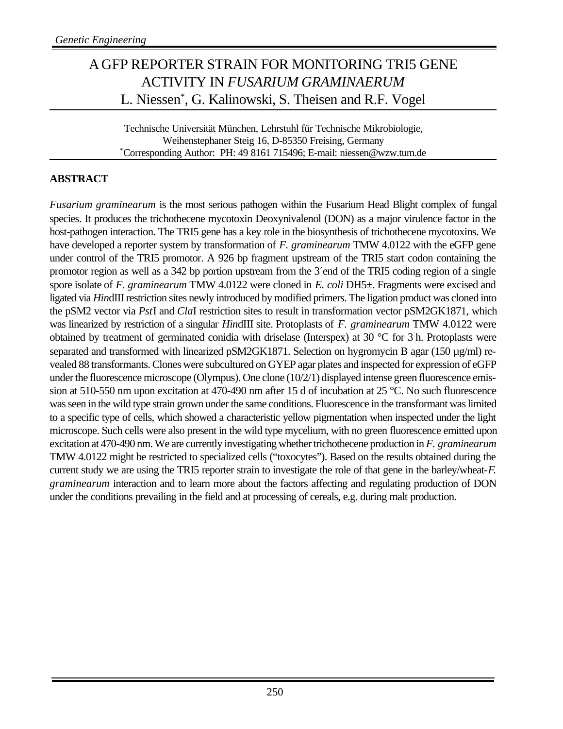# A GFP REPORTER STRAIN FOR MONITORING TRI5 GENE ACTIVITY IN *FUSARIUM GRAMINAERUM*

L. Niessen*, G. Kalinowski, S. Theisen and R.F. Vogel

Technische Universität München, Lehrstuhl für Technische Mikrobiologie, Weihenstephaner Steig 16, D-85350 Freising, Germany

*Corresponding Author: PH: 49 8161 715496; E-mail: niessen@wzw.tum.de

## ABSTRACT

*Fusarium graminearum* is the most serious pathogen within the Fusarium Head Blight complex of fungal species. It produces the trichothecene mycotoxin Deoxynivalenol (DON) as a major virulence factor in the host-pathogen interaction. The TRI5 gene has a key role in the biosynthesis of trichothecene mycotoxins. We have developed a reporter system by transformation of *F. graminearum* TMW 4.0122 with the eGFP gene under control of the TRI5 promotor. A 926 bp fragment upstream of the TRI5 start codon containing the promotor region as well as a 342 bp portion upstream from the 3´end of the TRI5 coding region of a single spore isolate of *F. graminearum* TMW 4.0122 were cloned in *E. coli* DH5±. Fragments were excised and ligated via *Hin*dIII restriction sites newly introduced by modified primers. The ligation product was cloned into the pSM2 vector via *Pst*I and *Cla*I restriction sites to result in transformation vector pSM2GK1871, which was linearized by restriction of a singular *Hin*dIII site. Protoplasts of *F. graminearum* TMW 4.0122 were obtained by treatment of germinated conidia with driselase (Interspex) at 30 °C for 3 h. Protoplasts were separated and transformed with linearized pSM2GK1871. Selection on hygromycin B agar (150 µg/ml) revealed 88 transformants. Clones were subcultured on GYEP agar plates and inspected for expression of eGFP under the fluorescence microscope (Olympus). One clone (10/2/1) displayed intense green fluorescence emission at 510-550 nm upon excitation at 470-490 nm after 15 d of incubation at 25 °C. No such fluorescence was seen in the wild type strain grown under the same conditions. Fluorescence in the transformant was limited to a specific type of cells, which showed a characteristic yellow pigmentation when inspected under the light microscope. Such cells were also present in the wild type mycelium, with no green fluorescence emitted upon excitation at 470-490 nm. We are currently investigating whether trichothecene production in *F. graminearum* TMW 4.0122 might be restricted to specialized cells ("toxocytes"). Based on the results obtained during the current study we are using the TRI5 reporter strain to investigate the role of that gene in the barley/wheat-*F. graminearum* interaction and to learn more about the factors affecting and regulating production of DON under the conditions prevailing in the field and at processing of cereals, e.g. during malt production.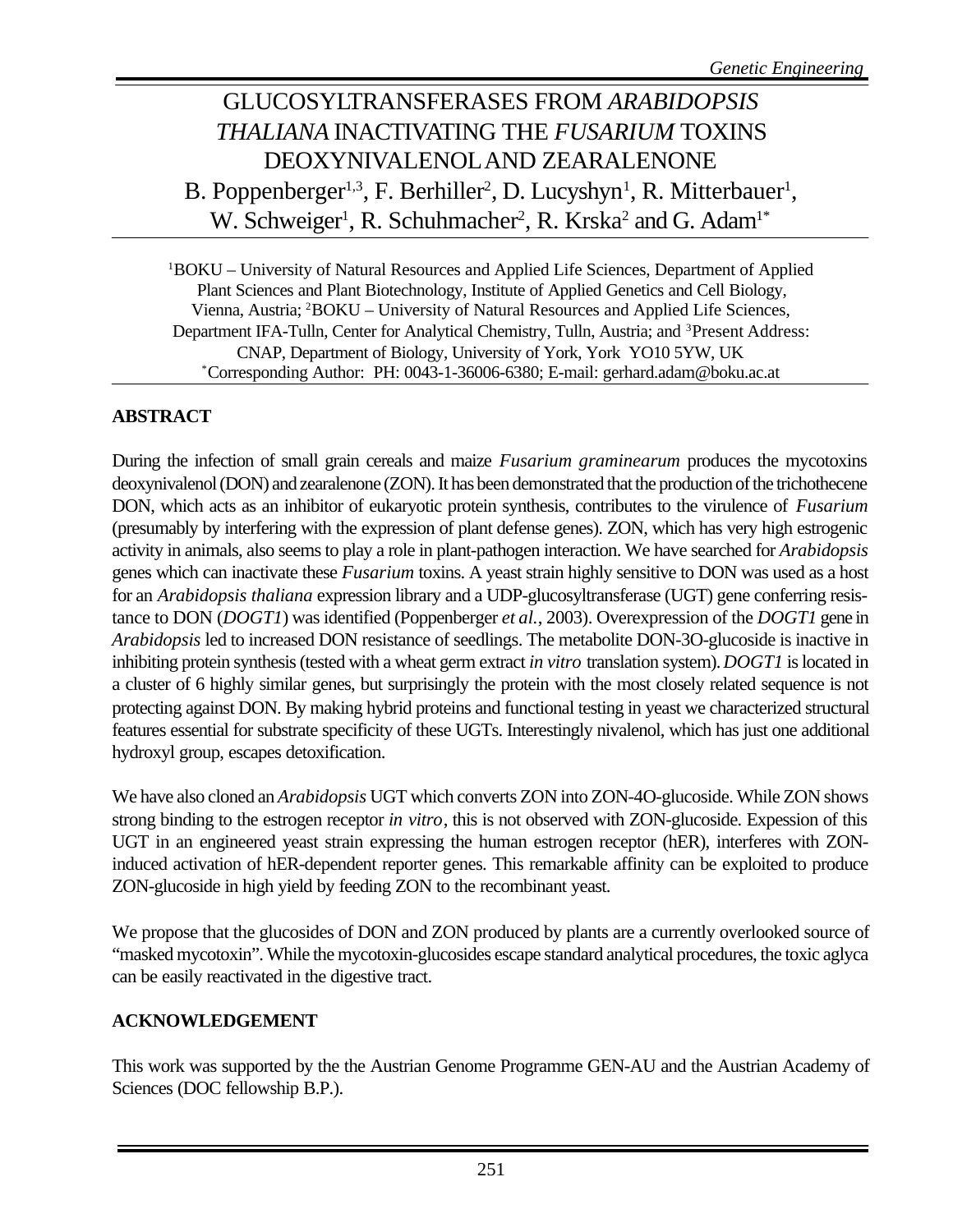# GLUCOSYLTRANSFERASES FROM *ARABIDOPSIS THALIANA* INACTIVATING THE *FUSARIUM* TOXINS DEOXYNIVALENOL AND ZEARALENONE

B. Poppenberger[1,3], F. Berhiller[2], D. Lucyshyn[1], R. Mitterbauer[1], W. Schweiger[1], R. Schuhmacher[2], R. Krska[2] and G. Adam[1*]

[1]BOKU – University of Natural Resources and Applied Life Sciences, Department of Applied Plant Sciences and Plant Biotechnology, Institute of Applied Genetics and Cell Biology, Vienna, Austria; [2]BOKU – University of Natural Resources and Applied Life Sciences, Department IFA-Tulln, Center for Analytical Chemistry, Tulln, Austria; and [3]Present Address: CNAP, Department of Biology, University of York, York YO10 5YW, UK
[*]Corresponding Author: PH: 0043-1-36006-6380; E-mail: gerhard.adam@boku.ac.at

## ABSTRACT

During the infection of small grain cereals and maize *Fusarium graminearum* produces the mycotoxins deoxynivalenol (DON) and zearalenone (ZON). It has been demonstrated that the production of the trichothecene DON, which acts as an inhibitor of eukaryotic protein synthesis, contributes to the virulence of *Fusarium* (presumably by interfering with the expression of plant defense genes). ZON, which has very high estrogenic activity in animals, also seems to play a role in plant-pathogen interaction. We have searched for *Arabidopsis* genes which can inactivate these *Fusarium* toxins. A yeast strain highly sensitive to DON was used as a host for an *Arabidopsis thaliana* expression library and a UDP-glucosyltransferase (UGT) gene conferring resistance to DON (*DOGT1*) was identified (Poppenberger *et al.*, 2003). Overexpression of the *DOGT1* gene in *Arabidopsis* led to increased DON resistance of seedlings. The metabolite DON-3O-glucoside is inactive in inhibiting protein synthesis (tested with a wheat germ extract *in vitro* translation system). *DOGT1* is located in a cluster of 6 highly similar genes, but surprisingly the protein with the most closely related sequence is not protecting against DON. By making hybrid proteins and functional testing in yeast we characterized structural features essential for substrate specificity of these UGTs. Interestingly nivalenol, which has just one additional hydroxyl group, escapes detoxification.

We have also cloned an *Arabidopsis* UGT which converts ZON into ZON-4O-glucoside. While ZON shows strong binding to the estrogen receptor *in vitro*, this is not observed with ZON-glucoside. Expression of this UGT in an engineered yeast strain expressing the human estrogen receptor (hER), interferes with ZON-induced activation of hER-dependent reporter genes. This remarkable affinity can be exploited to produce ZON-glucoside in high yield by feeding ZON to the recombinant yeast.

We propose that the glucosides of DON and ZON produced by plants are a currently overlooked source of "masked mycotoxin". While the mycotoxin-glucosides escape standard analytical procedures, the toxic aglyca can be easily reactivated in the digestive tract.

## ACKNOWLEDGEMENT

This work was supported by the the Austrian Genome Programme GEN-AU and the Austrian Academy of Sciences (DOC fellowship B.P.).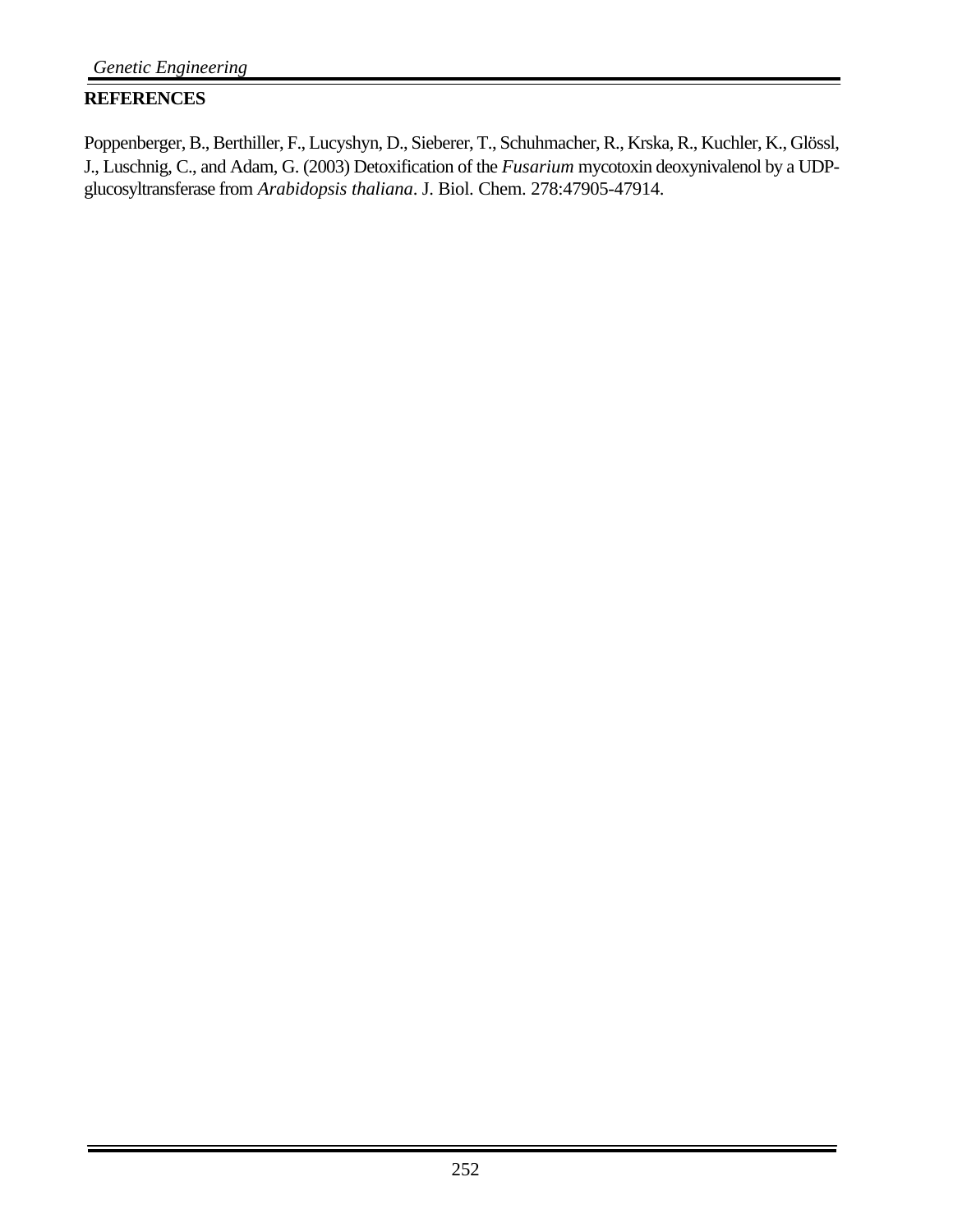## REFERENCES

Poppenberger, B., Berthiller, F., Lucyshyn, D., Sieberer, T., Schuhmacher, R., Krska, R., Kuchler, K., Glössl, J., Luschnig, C., and Adam, G. (2003) Detoxification of the *Fusarium* mycotoxin deoxynivalenol by a UDP-glucosyltransferase from *Arabidopsis thaliana*. J. Biol. Chem. 278:47905-47914.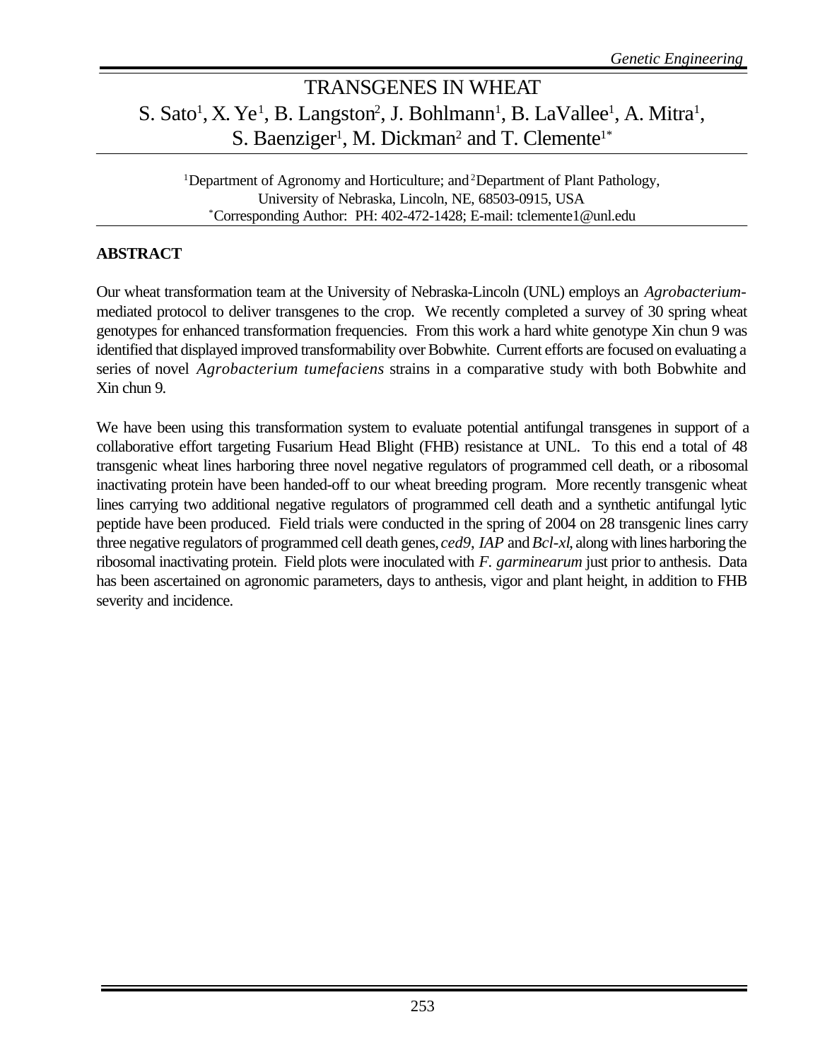# TRANSGENES IN WHEAT

S. Sato[1], X. Ye[1], B. Langston[2], J. Bohlmann[1], B. LaVallee[1], A. Mitra[1], S. Baenziger[1], M. Dickman[2] and T. Clemente[1*]

[1]Department of Agronomy and Horticulture; and [2]Department of Plant Pathology, University of Nebraska, Lincoln, NE, 68503-0915, USA
[*]Corresponding Author: PH: 402-472-1428; E-mail: tclemente1@unl.edu

## ABSTRACT

Our wheat transformation team at the University of Nebraska-Lincoln (UNL) employs an *Agrobacterium*-mediated protocol to deliver transgenes to the crop. We recently completed a survey of 30 spring wheat genotypes for enhanced transformation frequencies. From this work a hard white genotype Xin chun 9 was identified that displayed improved transformability over Bobwhite. Current efforts are focused on evaluating a series of novel *Agrobacterium tumefaciens* strains in a comparative study with both Bobwhite and Xin chun 9.

We have been using this transformation system to evaluate potential antifungal transgenes in support of a collaborative effort targeting Fusarium Head Blight (FHB) resistance at UNL. To this end a total of 48 transgenic wheat lines harboring three novel negative regulators of programmed cell death, or a ribosomal inactivating protein have been handed-off to our wheat breeding program. More recently transgenic wheat lines carrying two additional negative regulators of programmed cell death and a synthetic antifungal lytic peptide have been produced. Field trials were conducted in the spring of 2004 on 28 transgenic lines carry three negative regulators of programmed cell death genes, *ced9*, *IAP* and *Bcl-xl*, along with lines harboring the ribosomal inactivating protein. Field plots were inoculated with *F. garminearum* just prior to anthesis. Data has been ascertained on agronomic parameters, days to anthesis, vigor and plant height, in addition to FHB severity and incidence.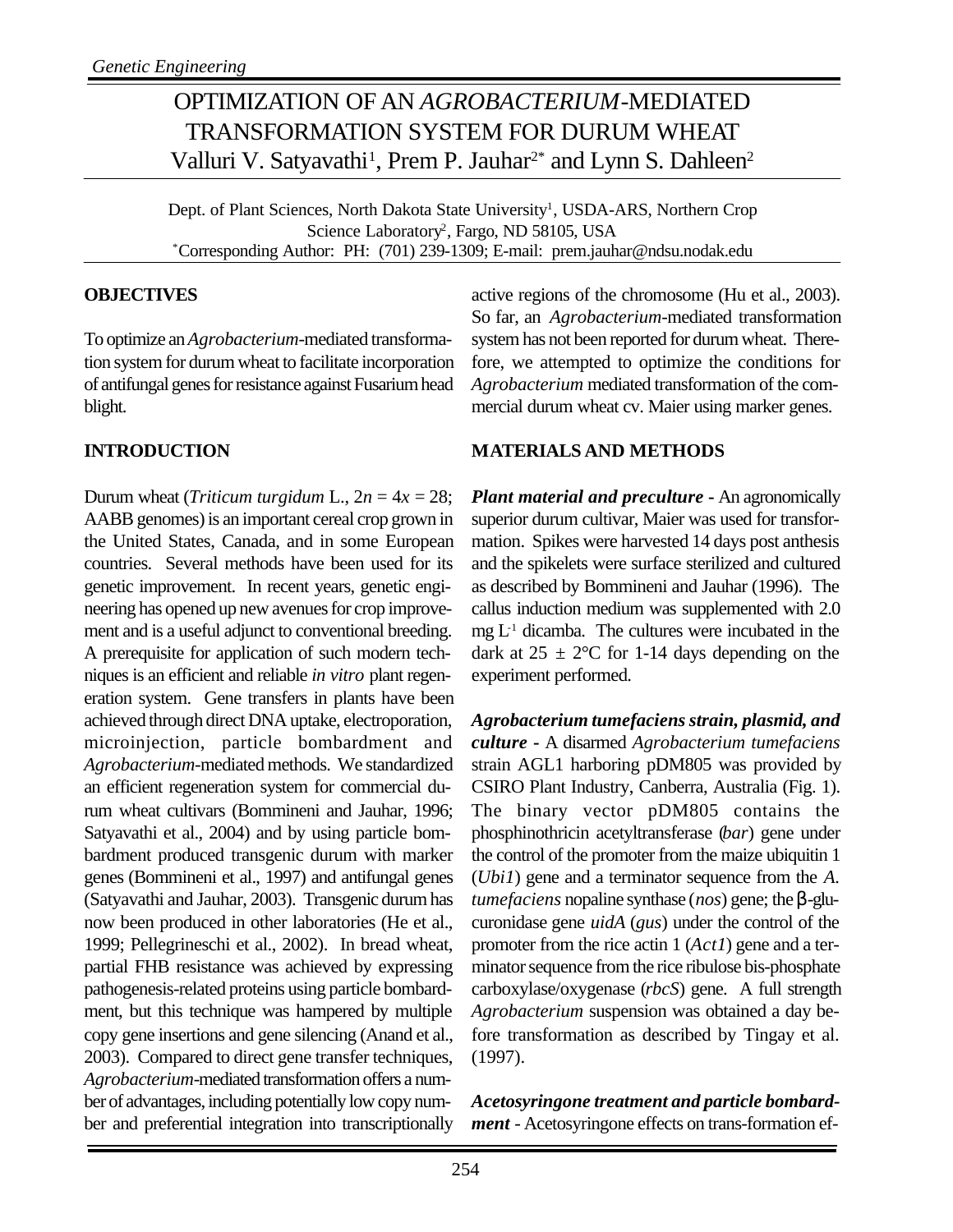# OPTIMIZATION OF AN *AGROBACTERIUM*-MEDIATED TRANSFORMATION SYSTEM FOR DURUM WHEAT

Valluri V. Satyavathi[1], Prem P. Jauhar[2*] and Lynn S. Dahleen[2]

Dept. of Plant Sciences, North Dakota State University[1], USDA-ARS, Northern Crop Science Laboratory[2], Fargo, ND 58105, USA
[*]Corresponding Author: PH: (701) 239-1309; E-mail: prem.jauhar@ndsu.nodak.edu

## OBJECTIVES

To optimize an *Agrobacterium*-mediated transformation system for durum wheat to facilitate incorporation of antifungal genes for resistance against Fusarium head blight.

## INTRODUCTION

Durum wheat (*Triticum turgidum* L., $2n = 4x = 28$; AABB genomes) is an important cereal crop grown in the United States, Canada, and in some European countries. Several methods have been used for its genetic improvement. In recent years, genetic engineering has opened up new avenues for crop improvement and is a useful adjunct to conventional breeding. A prerequisite for application of such modern techniques is an efficient and reliable *in vitro* plant regeneration system. Gene transfers in plants have been achieved through direct DNA uptake, electroporation, microinjection, particle bombardment and *Agrobacterium*-mediated methods. We standardized an efficient regeneration system for commercial durum wheat cultivars (Bommineni and Jauhar, 1996; Satyavathi et al., 2004) and by using particle bombardment produced transgenic durum with marker genes (Bommineni et al., 1997) and antifungal genes (Satyavathi and Jauhar, 2003). Transgenic durum has now been produced in other laboratories (He et al., 1999; Pellegrineschi et al., 2002). In bread wheat, partial FHB resistance was achieved by expressing pathogenesis-related proteins using particle bombardment, but this technique was hampered by multiple copy gene insertions and gene silencing (Anand et al., 2003). Compared to direct gene transfer techniques, *Agrobacterium*-mediated transformation offers a number of advantages, including potentially low copy number and preferential integration into transcriptionally active regions of the chromosome (Hu et al., 2003). So far, an *Agrobacterium*-mediated transformation system has not been reported for durum wheat. Therefore, we attempted to optimize the conditions for *Agrobacterium* mediated transformation of the commercial durum wheat cv. Maier using marker genes.

## MATERIALS AND METHODS

***Plant material and preculture*** - An agronomically superior durum cultivar, Maier was used for transformation. Spikes were harvested 14 days post anthesis and the spikelets were surface sterilized and cultured as described by Bommineni and Jauhar (1996). The callus induction medium was supplemented with 2.0 mg $L^{-1}$ dicamba. The cultures were incubated in the dark at $25 \pm 2$°C for 1-14 days depending on the experiment performed.

***Agrobacterium tumefaciens strain, plasmid, and culture*** - A disarmed *Agrobacterium tumefaciens* strain AGL1 harboring pDM805 was provided by CSIRO Plant Industry, Canberra, Australia (Fig. 1). The binary vector pDM805 contains the phosphinothricin acetyltransferase (*bar*) gene under the control of the promoter from the maize ubiquitin 1 (*Ubi1*) gene and a terminator sequence from the *A. tumefaciens* nopaline synthase (*nos*) gene; the β-glucuronidase gene *uidA* (*gus*) under the control of the promoter from the rice actin 1 (*Act1*) gene and a terminator sequence from the rice ribulose bis-phosphate carboxylase/oxygenase (*rbcS*) gene. A full strength *Agrobacterium* suspension was obtained a day before transformation as described by Tingay et al. (1997).

***Acetosyringone treatment and particle bombardment*** - Acetosyringone effects on trans-formation ef-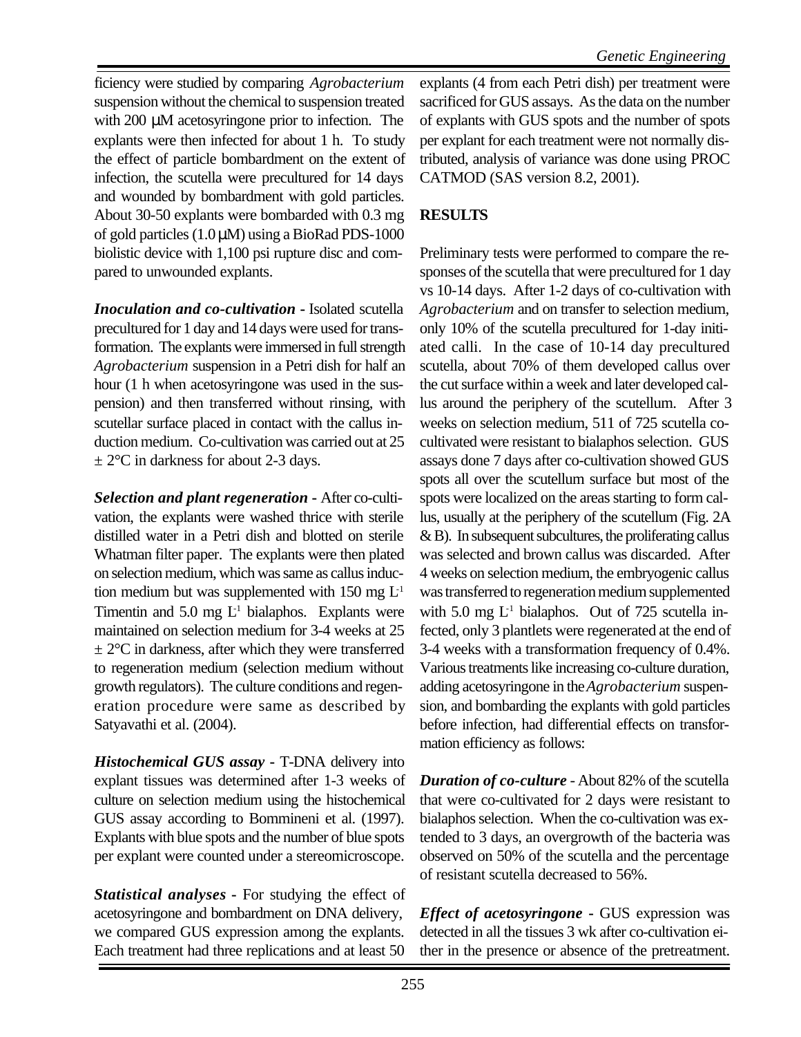ficiency were studied by comparing *Agrobacterium* suspension without the chemical to suspension treated with 200 µM acetosyringone prior to infection. The explants were then infected for about 1 h. To study the effect of particle bombardment on the extent of infection, the scutella were precultured for 14 days and wounded by bombardment with gold particles. About 30-50 explants were bombarded with 0.3 mg of gold particles (1.0 µM) using a BioRad PDS-1000 biolistic device with 1,100 psi rupture disc and compared to unwounded explants.

***Inoculation and co-cultivation*** - Isolated scutella precultured for 1 day and 14 days were used for transformation. The explants were immersed in full strength *Agrobacterium* suspension in a Petri dish for half an hour (1 h when acetosyringone was used in the suspension) and then transferred without rinsing, with scutellar surface placed in contact with the callus induction medium. Co-cultivation was carried out at 25 ± 2°C in darkness for about 2-3 days.

***Selection and plant regeneration*** - After co-cultivation, the explants were washed thrice with sterile distilled water in a Petri dish and blotted on sterile Whatman filter paper. The explants were then plated on selection medium, which was same as callus induction medium but was supplemented with 150 mg $L^{-1}$ Timentin and 5.0 mg $L^{-1}$ bialaphos. Explants were maintained on selection medium for 3-4 weeks at 25 ± 2°C in darkness, after which they were transferred to regeneration medium (selection medium without growth regulators). The culture conditions and regeneration procedure were same as described by Satyavathi et al. (2004).

***Histochemical GUS assay*** - T-DNA delivery into explant tissues was determined after 1-3 weeks of culture on selection medium using the histochemical GUS assay according to Bommineni et al. (1997). Explants with blue spots and the number of blue spots per explant were counted under a stereomicroscope.

***Statistical analyses*** - For studying the effect of acetosyringone and bombardment on DNA delivery, we compared GUS expression among the explants. Each treatment had three replications and at least 50 explants (4 from each Petri dish) per treatment were sacrificed for GUS assays. As the data on the number of explants with GUS spots and the number of spots per explant for each treatment were not normally distributed, analysis of variance was done using PROC CATMOD (SAS version 8.2, 2001).

## RESULTS

Preliminary tests were performed to compare the responses of the scutella that were precultured for 1 day vs 10-14 days. After 1-2 days of co-cultivation with *Agrobacterium* and on transfer to selection medium, only 10% of the scutella precultured for 1-day initiated calli. In the case of 10-14 day precultured scutella, about 70% of them developed callus over the cut surface within a week and later developed callus around the periphery of the scutellum. After 3 weeks on selection medium, 511 of 725 scutella co-cultivated were resistant to bialaphos selection. GUS assays done 7 days after co-cultivation showed GUS spots all over the scutellum surface but most of the spots were localized on the areas starting to form callus, usually at the periphery of the scutellum (Fig. 2A & B). In subsequent subcultures, the proliferating callus was selected and brown callus was discarded. After 4 weeks on selection medium, the embryogenic callus was transferred to regeneration medium supplemented with 5.0 mg $L^{-1}$ bialaphos. Out of 725 scutella infected, only 3 plantlets were regenerated at the end of 3-4 weeks with a transformation frequency of 0.4%. Various treatments like increasing co-culture duration, adding acetosyringone in the *Agrobacterium* suspension, and bombarding the explants with gold particles before infection, had differential effects on transformation efficiency as follows:

***Duration of co-culture*** - About 82% of the scutella that were co-cultivated for 2 days were resistant to bialaphos selection. When the co-cultivation was extended to 3 days, an overgrowth of the bacteria was observed on 50% of the scutella and the percentage of resistant scutella decreased to 56%.

***Effect of acetosyringone*** - GUS expression was detected in all the tissues 3 wk after co-cultivation either in the presence or absence of the pretreatment.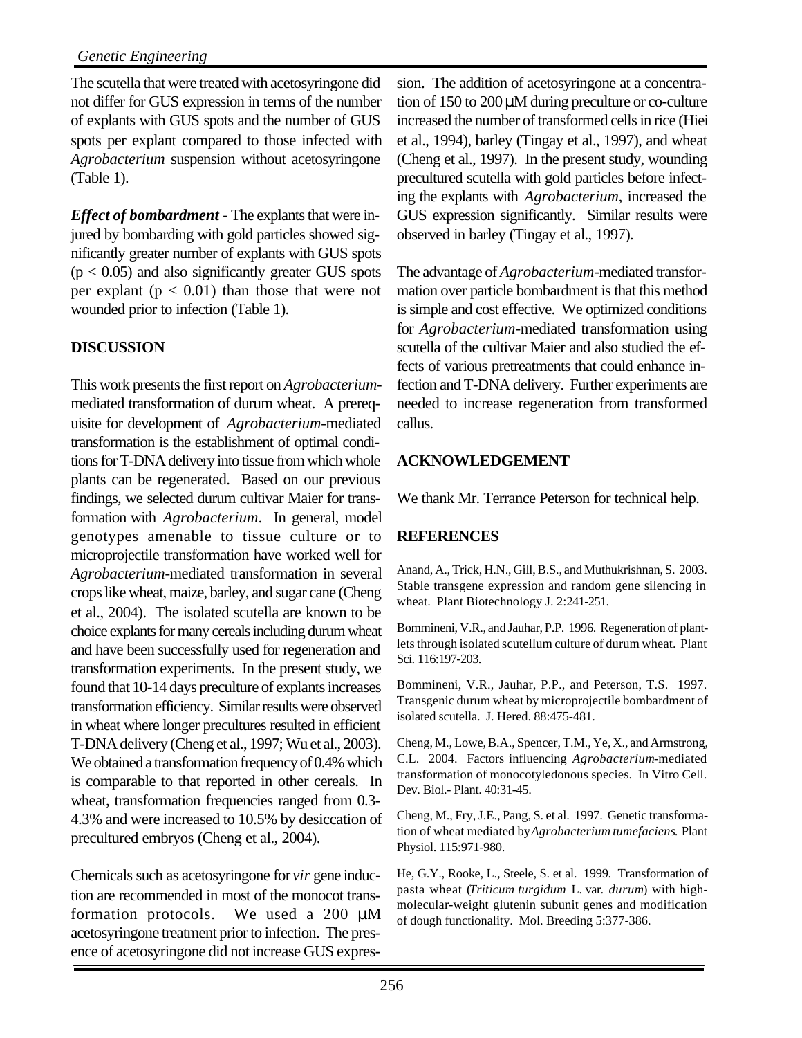The scutella that were treated with acetosyringone did not differ for GUS expression in terms of the number of explants with GUS spots and the number of GUS spots per explant compared to those infected with *Agrobacterium* suspension without acetosyringone (Table 1).

***Effect of bombardment*** - The explants that were injured by bombarding with gold particles showed significantly greater number of explants with GUS spots ($p < 0.05$) and also significantly greater GUS spots per explant ($p < 0.01$) than those that were not wounded prior to infection (Table 1).

## DISCUSSION

This work presents the first report on *Agrobacterium*-mediated transformation of durum wheat. A prerequisite for development of *Agrobacterium*-mediated transformation is the establishment of optimal conditions for T-DNA delivery into tissue from which whole plants can be regenerated. Based on our previous findings, we selected durum cultivar Maier for transformation with *Agrobacterium*. In general, model genotypes amenable to tissue culture or to microprojectile transformation have worked well for *Agrobacterium*-mediated transformation in several crops like wheat, maize, barley, and sugar cane (Cheng et al., 2004). The isolated scutella are known to be choice explants for many cereals including durum wheat and have been successfully used for regeneration and transformation experiments. In the present study, we found that 10-14 days preculture of explants increases transformation efficiency. Similar results were observed in wheat where longer precultures resulted in efficient T-DNA delivery (Cheng et al., 1997; Wu et al., 2003). We obtained a transformation frequency of 0.4% which is comparable to that reported in other cereals. In wheat, transformation frequencies ranged from 0.3-4.3% and were increased to 10.5% by desiccation of precultured embryos (Cheng et al., 2004).

Chemicals such as acetosyringone for *vir* gene induction are recommended in most of the monocot transformation protocols. We used a 200 μM acetosyringone treatment prior to infection. The presence of acetosyringone did not increase GUS expression. The addition of acetosyringone at a concentration of 150 to 200 μM during preculture or co-culture increased the number of transformed cells in rice (Hiei et al., 1994), barley (Tingay et al., 1997), and wheat (Cheng et al., 1997). In the present study, wounding precultured scutella with gold particles before infecting the explants with *Agrobacterium*, increased the GUS expression significantly. Similar results were observed in barley (Tingay et al., 1997).

The advantage of *Agrobacterium*-mediated transformation over particle bombardment is that this method is simple and cost effective. We optimized conditions for *Agrobacterium*-mediated transformation using scutella of the cultivar Maier and also studied the effects of various pretreatments that could enhance infection and T-DNA delivery. Further experiments are needed to increase regeneration from transformed callus.

## ACKNOWLEDGEMENT

We thank Mr. Terrance Peterson for technical help.

## REFERENCES

Anand, A., Trick, H.N., Gill, B.S., and Muthukrishnan, S. 2003. Stable transgene expression and random gene silencing in wheat. Plant Biotechnology J. 2:241-251.

Bommineni, V.R., and Jauhar, P.P. 1996. Regeneration of plantlets through isolated scutellum culture of durum wheat. Plant Sci. 116:197-203.

Bommineni, V.R., Jauhar, P.P., and Peterson, T.S. 1997. Transgenic durum wheat by microprojectile bombardment of isolated scutella. J. Hered. 88:475-481.

Cheng, M., Lowe, B.A., Spencer, T.M., Ye, X., and Armstrong, C.L. 2004. Factors influencing *Agrobacterium*-mediated transformation of monocotyledonous species. In Vitro Cell. Dev. Biol.- Plant. 40:31-45.

Cheng, M., Fry, J.E., Pang, S. et al. 1997. Genetic transformation of wheat mediated by *Agrobacterium tumefaciens*. Plant Physiol. 115:971-980.

He, G.Y., Rooke, L., Steele, S. et al. 1999. Transformation of pasta wheat (*Triticum turgidum* L. var. *durum*) with high-molecular-weight glutenin subunit genes and modification of dough functionality. Mol. Breeding 5:377-386.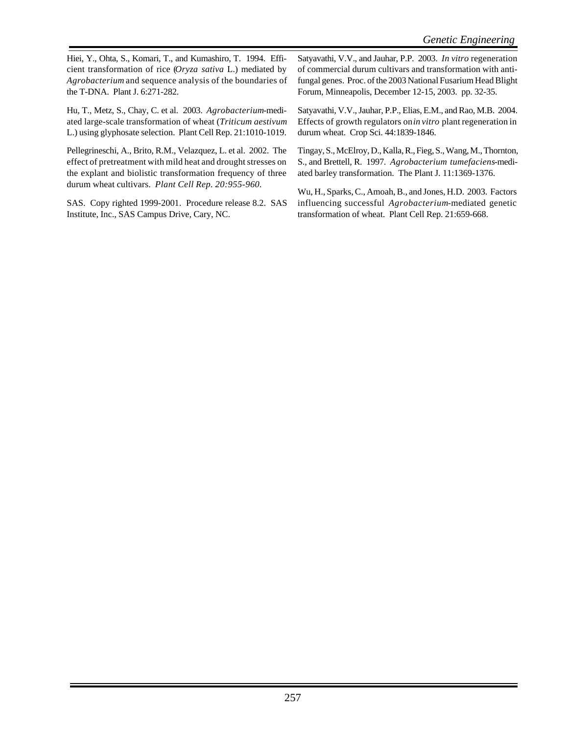Hiei, Y., Ohta, S., Komari, T., and Kumashiro, T. 1994. Efficient transformation of rice (*Oryza sativa* L.) mediated by *Agrobacterium* and sequence analysis of the boundaries of the T-DNA. Plant J. 6:271-282.

Hu, T., Metz, S., Chay, C. et al. 2003. *Agrobacterium*-mediated large-scale transformation of wheat (*Triticum aestivum* L.) using glyphosate selection. Plant Cell Rep. 21:1010-1019.

Pellegrineschi, A., Brito, R.M., Velazquez, L. et al. 2002. The effect of pretreatment with mild heat and drought stresses on the explant and biolistic transformation frequency of three durum wheat cultivars. *Plant Cell Rep. 20:955-960.*

SAS. Copy righted 1999-2001. Procedure release 8.2. SAS Institute, Inc., SAS Campus Drive, Cary, NC.

Satyavathi, V.V., and Jauhar, P.P. 2003. *In vitro* regeneration of commercial durum cultivars and transformation with antifungal genes. Proc. of the 2003 National Fusarium Head Blight Forum, Minneapolis, December 12-15, 2003. pp. 32-35.

Satyavathi, V.V., Jauhar, P.P., Elias, E.M., and Rao, M.B. 2004. Effects of growth regulators on *in vitro* plant regeneration in durum wheat. Crop Sci. 44:1839-1846.

Tingay, S., McElroy, D., Kalla, R., Fieg, S., Wang, M., Thornton, S., and Brettell, R. 1997. *Agrobacterium tumefaciens*-mediated barley transformation. The Plant J. 11:1369-1376.

Wu, H., Sparks, C., Amoah, B., and Jones, H.D. 2003. Factors influencing successful *Agrobacterium*-mediated genetic transformation of wheat. Plant Cell Rep. 21:659-668.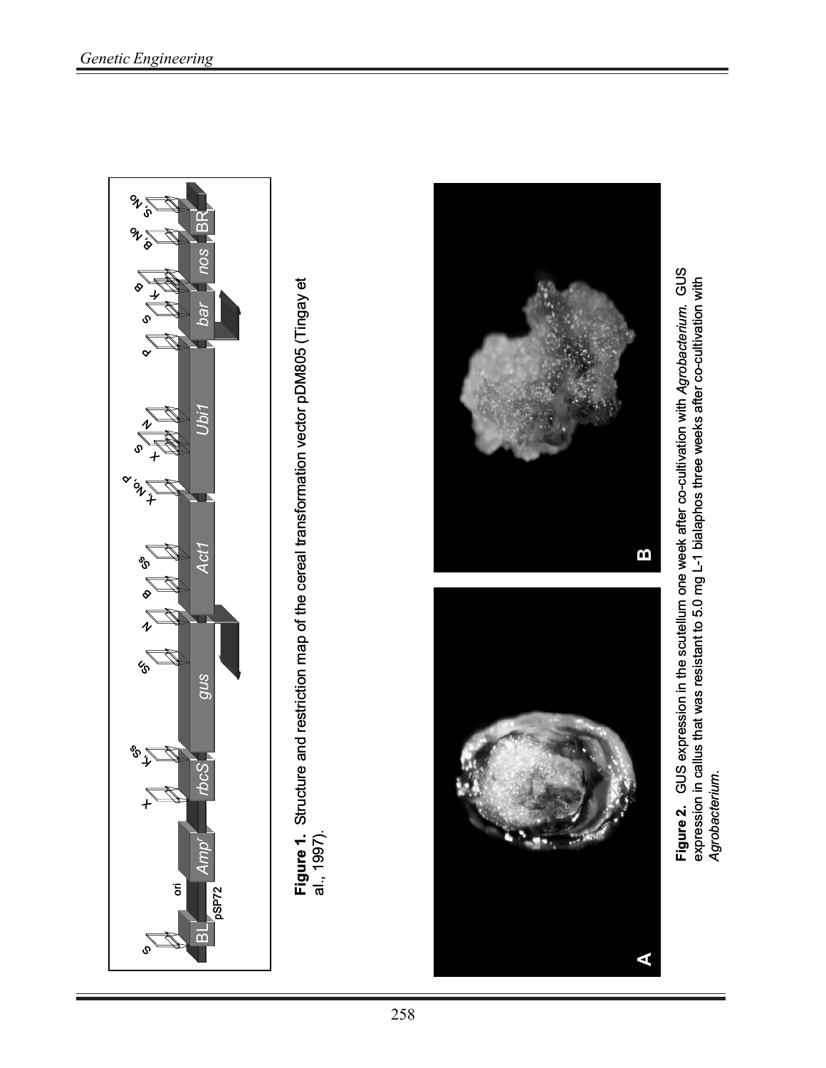**Figure 1.** Structure and restriction map of the cereal transformation vector pDM805 (Tingay et al., 1997).

**Figure 2.** GUS expression in the scutellum one week after co-cultivation with *Agrobacterium*. GUS expression in callus that was resistant to 5.0 mg L-1 bialaphos three weeks after co-cultivation with *Agrobacterium*.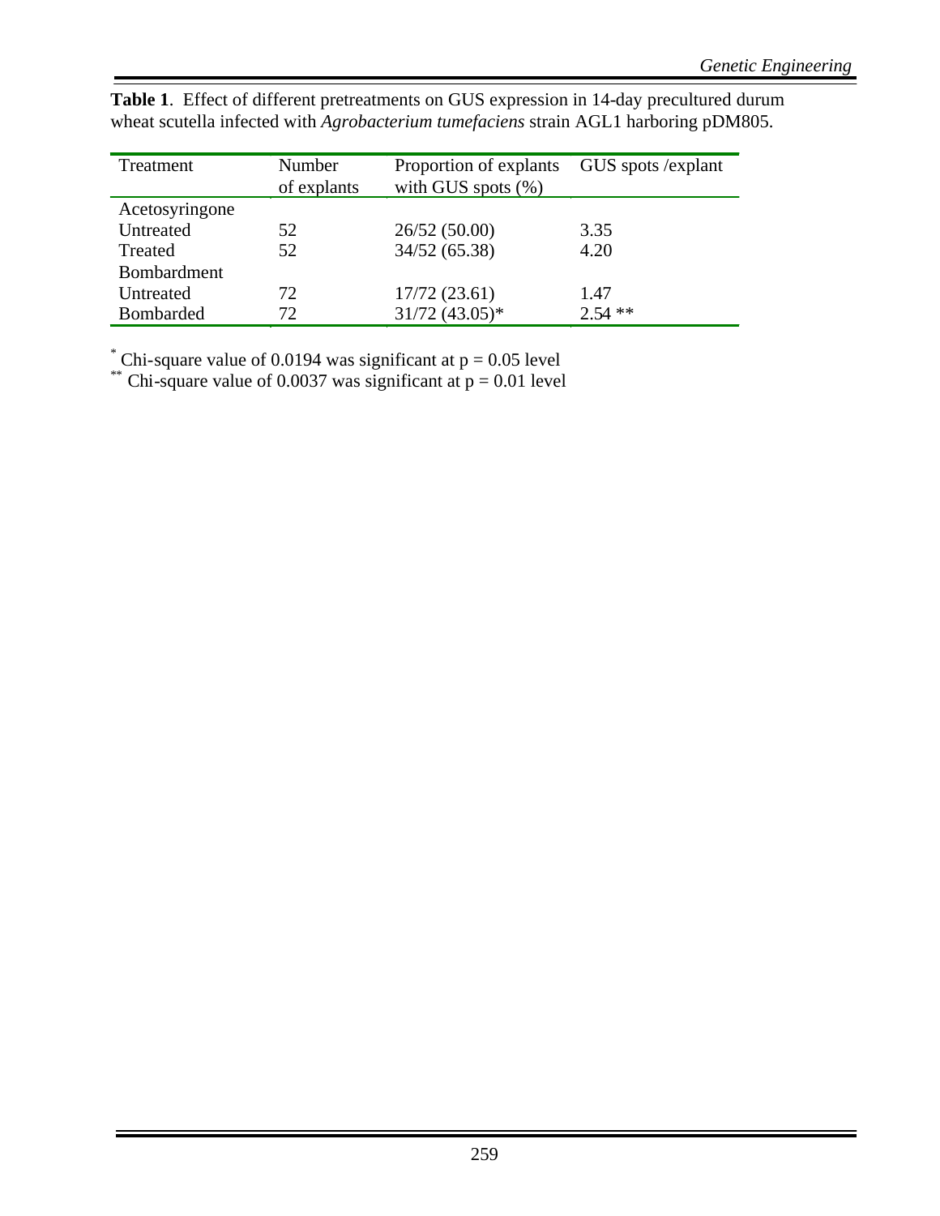**Table 1**. Effect of different pretreatments on GUS expression in 14-day precultured durum wheat scutella infected with *Agrobacterium tumefaciens* strain AGL1 harboring pDM805.

| Treatment | Number of explants | Proportion of explants with GUS spots (%) | GUS spots /explant |
|---|---|---|---|
| Acetosyringone | | | |
| Untreated | 52 | 26/52 (50.00) | 3.35 |
| Treated | 52 | 34/52 (65.38) | 4.20 |
| Bombardment | | | |
| Untreated | 72 | 17/72 (23.61) | 1.47 |
| Bombarded | 72 | 31/72 (43.05)* | 2.54 ** |

* Chi-square value of 0.0194 was significant at $p = 0.05$ level
** Chi-square value of 0.0037 was significant at $p = 0.01$ level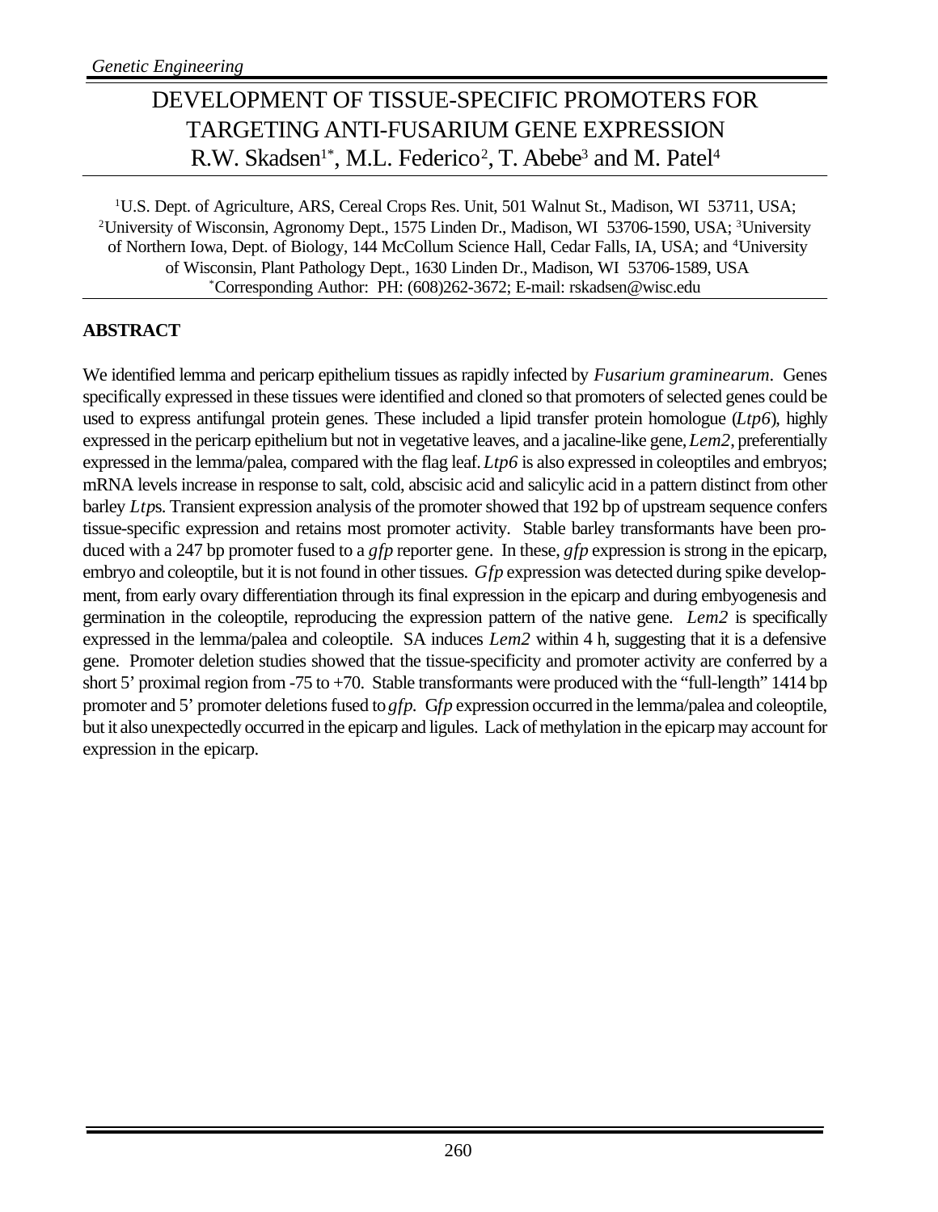# DEVELOPMENT OF TISSUE-SPECIFIC PROMOTERS FOR TARGETING ANTI-FUSARIUM GENE EXPRESSION

R.W. Skadsen[1*], M.L. Federico[2], T. Abebe[3] and M. Patel[4]

[1]U.S. Dept. of Agriculture, ARS, Cereal Crops Res. Unit, 501 Walnut St., Madison, WI 53711, USA; [2]University of Wisconsin, Agronomy Dept., 1575 Linden Dr., Madison, WI 53706-1590, USA; [3]University of Northern Iowa, Dept. of Biology, 144 McCollum Science Hall, Cedar Falls, IA, USA; and [4]University of Wisconsin, Plant Pathology Dept., 1630 Linden Dr., Madison, WI 53706-1589, USA
[*]Corresponding Author: PH: (608)262-3672; E-mail: rskadsen@wisc.edu

## ABSTRACT

We identified lemma and pericarp epithelium tissues as rapidly infected by *Fusarium graminearum*. Genes specifically expressed in these tissues were identified and cloned so that promoters of selected genes could be used to express antifungal protein genes. These included a lipid transfer protein homologue (*Ltp6*), highly expressed in the pericarp epithelium but not in vegetative leaves, and a jacaline-like gene, *Lem2*, preferentially expressed in the lemma/palea, compared with the flag leaf. *Ltp6* is also expressed in coleoptiles and embryos; mRNA levels increase in response to salt, cold, abscisic acid and salicylic acid in a pattern distinct from other barley *Ltp*s. Transient expression analysis of the promoter showed that 192 bp of upstream sequence confers tissue-specific expression and retains most promoter activity. Stable barley transformants have been produced with a 247 bp promoter fused to a *gfp* reporter gene. In these, *gfp* expression is strong in the epicarp, embryo and coleoptile, but it is not found in other tissues. *Gfp* expression was detected during spike development, from early ovary differentiation through its final expression in the epicarp and during embyogenesis and germination in the coleoptile, reproducing the expression pattern of the native gene. *Lem2* is specifically expressed in the lemma/palea and coleoptile. SA induces *Lem2* within 4 h, suggesting that it is a defensive gene. Promoter deletion studies showed that the tissue-specificity and promoter activity are conferred by a short 5' proximal region from -75 to +70. Stable transformants were produced with the "full-length" 1414 bp promoter and 5' promoter deletions fused to *gfp*. G*fp* expression occurred in the lemma/palea and coleoptile, but it also unexpectedly occurred in the epicarp and ligules. Lack of methylation in the epicarp may account for expression in the epicarp.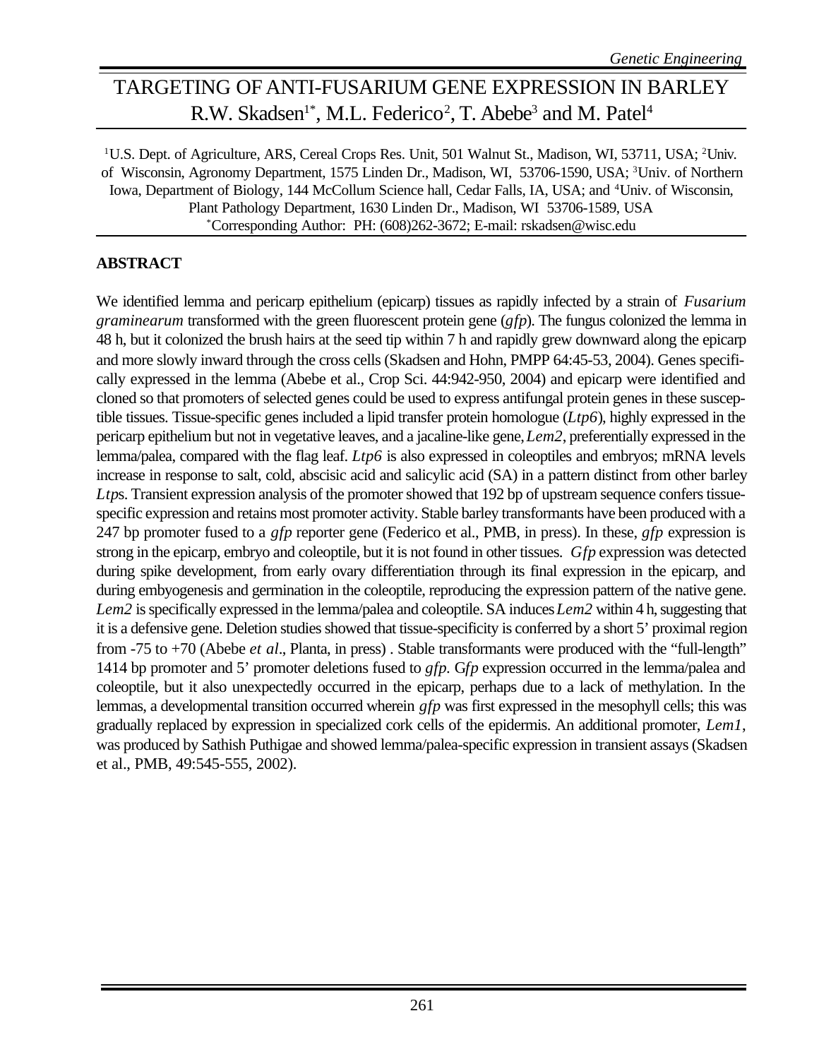# TARGETING OF ANTI-FUSARIUM GENE EXPRESSION IN BARLEY

R.W. Skadsen[1*], M.L. Federico[2], T. Abebe[3] and M. Patel[4]

[1]U.S. Dept. of Agriculture, ARS, Cereal Crops Res. Unit, 501 Walnut St., Madison, WI, 53711, USA; [2]Univ. of Wisconsin, Agronomy Department, 1575 Linden Dr., Madison, WI, 53706-1590, USA; [3]Univ. of Northern Iowa, Department of Biology, 144 McCollum Science hall, Cedar Falls, IA, USA; and [4]Univ. of Wisconsin, Plant Pathology Department, 1630 Linden Dr., Madison, WI 53706-1589, USA
[*]Corresponding Author: PH: (608)262-3672; E-mail: rskadsen@wisc.edu

## ABSTRACT

We identified lemma and pericarp epithelium (epicarp) tissues as rapidly infected by a strain of *Fusarium graminearum* transformed with the green fluorescent protein gene (*gfp*). The fungus colonized the lemma in 48 h, but it colonized the brush hairs at the seed tip within 7 h and rapidly grew downward along the epicarp and more slowly inward through the cross cells (Skadsen and Hohn, PMPP 64:45-53, 2004). Genes specifically expressed in the lemma (Abebe et al., Crop Sci. 44:942-950, 2004) and epicarp were identified and cloned so that promoters of selected genes could be used to express antifungal protein genes in these susceptible tissues. Tissue-specific genes included a lipid transfer protein homologue (*Ltp6*), highly expressed in the pericarp epithelium but not in vegetative leaves, and a jacaline-like gene, *Lem2*, preferentially expressed in the lemma/palea, compared with the flag leaf. *Ltp6* is also expressed in coleoptiles and embryos; mRNA levels increase in response to salt, cold, abscisic acid and salicylic acid (SA) in a pattern distinct from other barley *Ltp*s. Transient expression analysis of the promoter showed that 192 bp of upstream sequence confers tissue-specific expression and retains most promoter activity. Stable barley transformants have been produced with a 247 bp promoter fused to a *gfp* reporter gene (Federico et al., PMB, in press). In these, *gfp* expression is strong in the epicarp, embryo and coleoptile, but it is not found in other tissues. *Gfp* expression was detected during spike development, from early ovary differentiation through its final expression in the epicarp, and during embyogenesis and germination in the coleoptile, reproducing the expression pattern of the native gene. *Lem2* is specifically expressed in the lemma/palea and coleoptile. SA induces *Lem2* within 4 h, suggesting that it is a defensive gene. Deletion studies showed that tissue-specificity is conferred by a short 5' proximal region from -75 to +70 (Abebe *et al*., Planta, in press) . Stable transformants were produced with the "full-length" 1414 bp promoter and 5' promoter deletions fused to *gfp*. G*fp* expression occurred in the lemma/palea and coleoptile, but it also unexpectedly occurred in the epicarp, perhaps due to a lack of methylation. In the lemmas, a developmental transition occurred wherein *gfp* was first expressed in the mesophyll cells; this was gradually replaced by expression in specialized cork cells of the epidermis. An additional promoter, *Lem1*, was produced by Sathish Puthigae and showed lemma/palea-specific expression in transient assays (Skadsen et al., PMB, 49:545-555, 2002).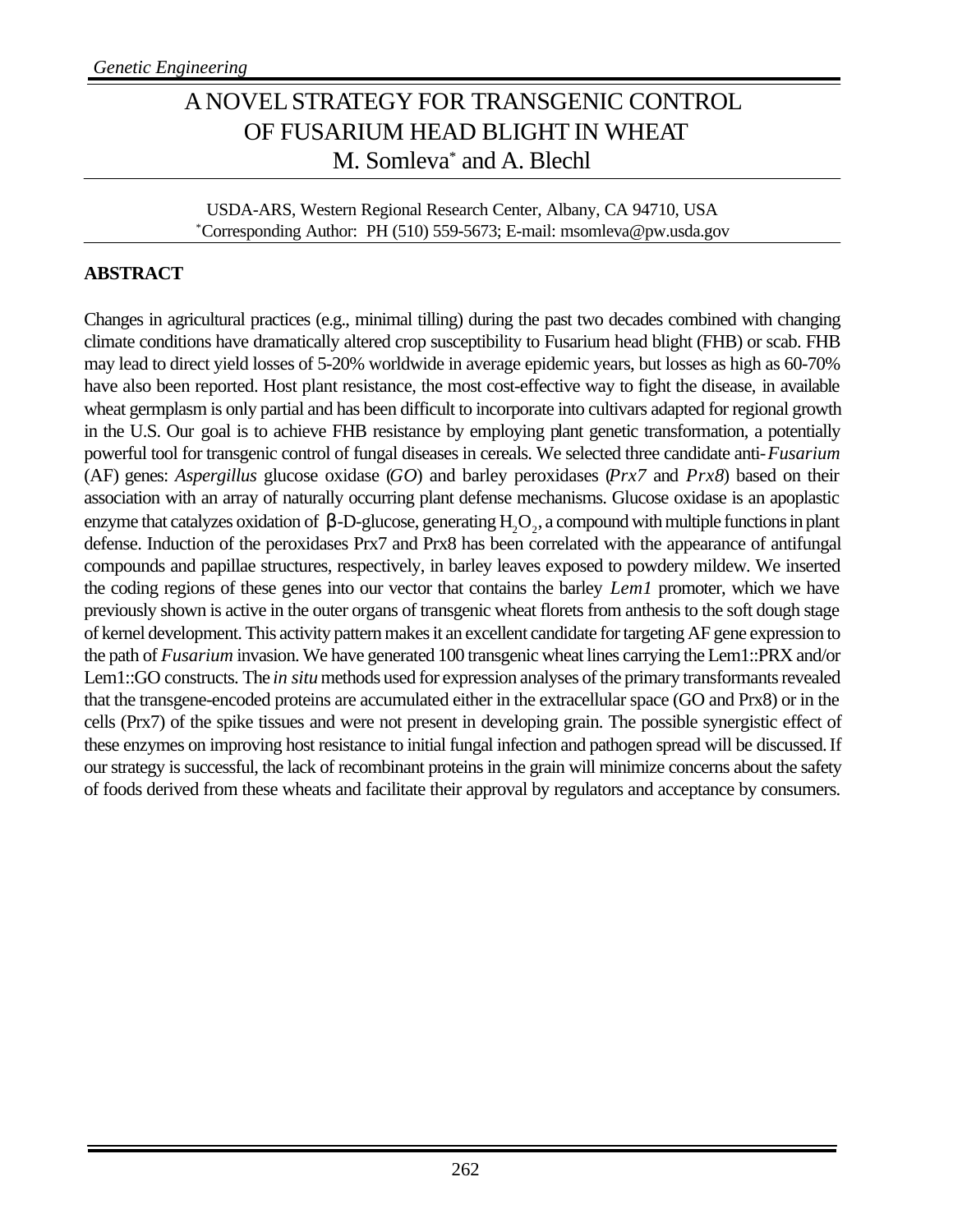# A NOVEL STRATEGY FOR TRANSGENIC CONTROL OF FUSARIUM HEAD BLIGHT IN WHEAT

M. Somleva* and A. Blechl

USDA-ARS, Western Regional Research Center, Albany, CA 94710, USA
*Corresponding Author: PH (510) 559-5673; E-mail: msomleva@pw.usda.gov

## ABSTRACT

Changes in agricultural practices (e.g., minimal tilling) during the past two decades combined with changing climate conditions have dramatically altered crop susceptibility to Fusarium head blight (FHB) or scab. FHB may lead to direct yield losses of 5-20% worldwide in average epidemic years, but losses as high as 60-70% have also been reported. Host plant resistance, the most cost-effective way to fight the disease, in available wheat germplasm is only partial and has been difficult to incorporate into cultivars adapted for regional growth in the U.S. Our goal is to achieve FHB resistance by employing plant genetic transformation, a potentially powerful tool for transgenic control of fungal diseases in cereals. We selected three candidate anti-*Fusarium* (AF) genes: *Aspergillus* glucose oxidase (*GO*) and barley peroxidases (*Prx7* and *Prx8*) based on their association with an array of naturally occurring plant defense mechanisms. Glucose oxidase is an apoplastic enzyme that catalyzes oxidation of β-D-glucose, generating $H_2O_2$, a compound with multiple functions in plant defense. Induction of the peroxidases Prx7 and Prx8 has been correlated with the appearance of antifungal compounds and papillae structures, respectively, in barley leaves exposed to powdery mildew. We inserted the coding regions of these genes into our vector that contains the barley *Lem1* promoter, which we have previously shown is active in the outer organs of transgenic wheat florets from anthesis to the soft dough stage of kernel development. This activity pattern makes it an excellent candidate for targeting AF gene expression to the path of *Fusarium* invasion. We have generated 100 transgenic wheat lines carrying the Lem1::PRX and/or Lem1::GO constructs. The *in situ* methods used for expression analyses of the primary transformants revealed that the transgene-encoded proteins are accumulated either in the extracellular space (GO and Prx8) or in the cells (Prx7) of the spike tissues and were not present in developing grain. The possible synergistic effect of these enzymes on improving host resistance to initial fungal infection and pathogen spread will be discussed. If our strategy is successful, the lack of recombinant proteins in the grain will minimize concerns about the safety of foods derived from these wheats and facilitate their approval by regulators and acceptance by consumers.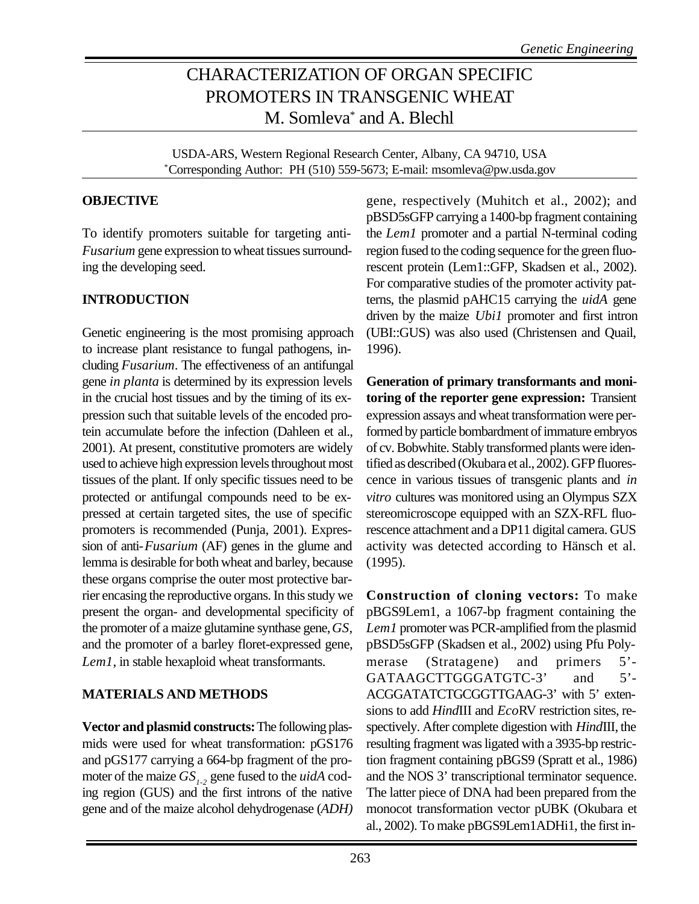# CHARACTERIZATION OF ORGAN SPECIFIC PROMOTERS IN TRANSGENIC WHEAT

M. Somleva[*] and A. Blechl

USDA-ARS, Western Regional Research Center, Albany, CA 94710, USA
[*]Corresponding Author: PH (510) 559-5673; E-mail: msomleva@pw.usda.gov

## OBJECTIVE

To identify promoters suitable for targeting anti-*Fusarium* gene expression to wheat tissues surrounding the developing seed.

## INTRODUCTION

Genetic engineering is the most promising approach to increase plant resistance to fungal pathogens, including *Fusarium*. The effectiveness of an antifungal gene *in planta* is determined by its expression levels in the crucial host tissues and by the timing of its expression such that suitable levels of the encoded protein accumulate before the infection (Dahleen et al., 2001). At present, constitutive promoters are widely used to achieve high expression levels throughout most tissues of the plant. If only specific tissues need to be protected or antifungal compounds need to be expressed at certain targeted sites, the use of specific promoters is recommended (Punja, 2001). Expression of anti-*Fusarium* (AF) genes in the glume and lemma is desirable for both wheat and barley, because these organs comprise the outer most protective barrier encasing the reproductive organs. In this study we present the organ- and developmental specificity of the promoter of a maize glutamine synthase gene, *GS*, and the promoter of a barley floret-expressed gene, *Lem1*, in stable hexaploid wheat transformants.

## MATERIALS AND METHODS

**Vector and plasmid constructs:** The following plasmids were used for wheat transformation: pGS176 and pGS177 carrying a 664-bp fragment of the promoter of the maize $GS_{1-2}$ gene fused to the *uidA* coding region (GUS) and the first introns of the native gene and of the maize alcohol dehydrogenase (*ADH*) gene, respectively (Muhitch et al., 2002); and pBSD5sGFP carrying a 1400-bp fragment containing the *Lem1* promoter and a partial N-terminal coding region fused to the coding sequence for the green fluorescent protein (Lem1::GFP, Skadsen et al., 2002). For comparative studies of the promoter activity patterns, the plasmid pAHC15 carrying the *uidA* gene driven by the maize *Ubi1* promoter and first intron (UBI::GUS) was also used (Christensen and Quail, 1996).

**Generation of primary transformants and monitoring of the reporter gene expression:** Transient expression assays and wheat transformation were performed by particle bombardment of immature embryos of cv. Bobwhite. Stably transformed plants were identified as described (Okubara et al., 2002). GFP fluorescence in various tissues of transgenic plants and *in vitro* cultures was monitored using an Olympus SZX stereomicroscope equipped with an SZX-RFL fluorescence attachment and a DP11 digital camera. GUS activity was detected according to Hänsch et al. (1995).

**Construction of cloning vectors:** To make pBGS9Lem1, a 1067-bp fragment containing the *Lem1* promoter was PCR-amplified from the plasmid pBSD5sGFP (Skadsen et al., 2002) using Pfu Polymerase (Stratagene) and primers 5'-GATAAGCTTGGGATGTC-3' and 5'-ACGGATATCTGCGGTTGAAG-3' with 5' extensions to add *Hind*III and *Eco*RV restriction sites, respectively. After complete digestion with *Hind*III, the resulting fragment was ligated with a 3935-bp restriction fragment containing pBGS9 (Spratt et al., 1986) and the NOS 3' transcriptional terminator sequence. The latter piece of DNA had been prepared from the monocot transformation vector pUBK (Okubara et al., 2002). To make pBGS9Lem1ADHi1, the first in-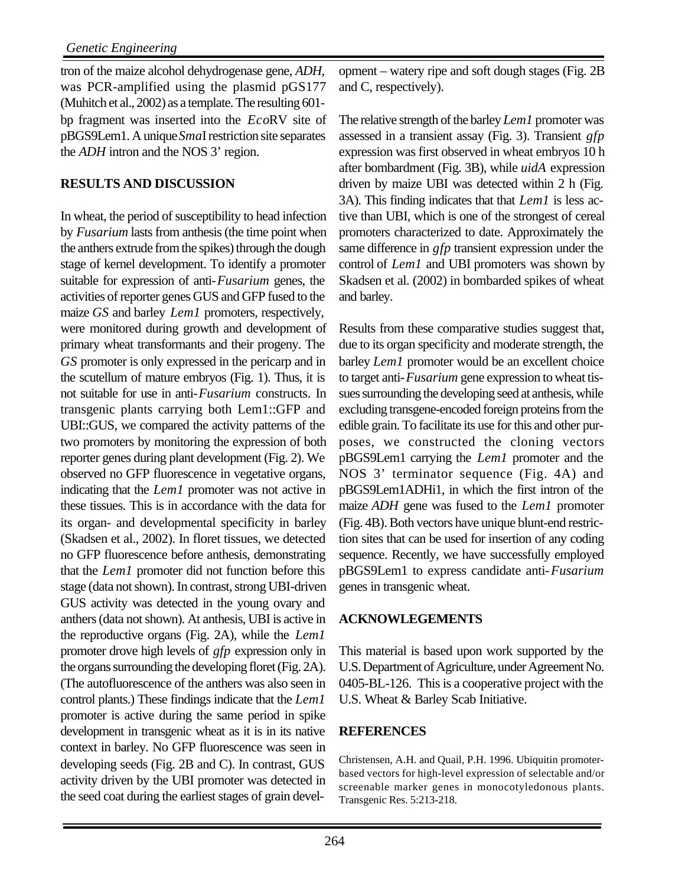tron of the maize alcohol dehydrogenase gene, *ADH*, was PCR-amplified using the plasmid pGS177 (Muhitch et al., 2002) as a template. The resulting 601-bp fragment was inserted into the *Eco*RV site of pBGS9Lem1. A unique *Sma*I restriction site separates the *ADH* intron and the NOS 3' region.

## RESULTS AND DISCUSSION

In wheat, the period of susceptibility to head infection by *Fusarium* lasts from anthesis (the time point when the anthers extrude from the spikes) through the dough stage of kernel development. To identify a promoter suitable for expression of anti-*Fusarium* genes, the activities of reporter genes GUS and GFP fused to the maize *GS* and barley *Lem1* promoters, respectively, were monitored during growth and development of primary wheat transformants and their progeny. The *GS* promoter is only expressed in the pericarp and in the scutellum of mature embryos (Fig. 1). Thus, it is not suitable for use in anti-*Fusarium* constructs. In transgenic plants carrying both Lem1::GFP and UBI::GUS, we compared the activity patterns of the two promoters by monitoring the expression of both reporter genes during plant development (Fig. 2). We observed no GFP fluorescence in vegetative organs, indicating that the *Lem1* promoter was not active in these tissues. This is in accordance with the data for its organ- and developmental specificity in barley (Skadsen et al., 2002). In floret tissues, we detected no GFP fluorescence before anthesis, demonstrating that the *Lem1* promoter did not function before this stage (data not shown). In contrast, strong UBI-driven GUS activity was detected in the young ovary and anthers (data not shown). At anthesis, UBI is active in the reproductive organs (Fig. 2A), while the *Lem1* promoter drove high levels of *gfp* expression only in the organs surrounding the developing floret (Fig. 2A). (The autofluorescence of the anthers was also seen in control plants.) These findings indicate that the *Lem1* promoter is active during the same period in spike development in transgenic wheat as it is in its native context in barley. No GFP fluorescence was seen in developing seeds (Fig. 2B and C). In contrast, GUS activity driven by the UBI promoter was detected in the seed coat during the earliest stages of grain development – watery ripe and soft dough stages (Fig. 2B and C, respectively).

The relative strength of the barley *Lem1* promoter was assessed in a transient assay (Fig. 3). Transient *gfp* expression was first observed in wheat embryos 10 h after bombardment (Fig. 3B), while *uidA* expression driven by maize UBI was detected within 2 h (Fig. 3A). This finding indicates that that *Lem1* is less active than UBI, which is one of the strongest of cereal promoters characterized to date. Approximately the same difference in *gfp* transient expression under the control of *Lem1* and UBI promoters was shown by Skadsen et al. (2002) in bombarded spikes of wheat and barley.

Results from these comparative studies suggest that, due to its organ specificity and moderate strength, the barley *Lem1* promoter would be an excellent choice to target anti-*Fusarium* gene expression to wheat tissues surrounding the developing seed at anthesis, while excluding transgene-encoded foreign proteins from the edible grain. To facilitate its use for this and other purposes, we constructed the cloning vectors pBGS9Lem1 carrying the *Lem1* promoter and the NOS 3' terminator sequence (Fig. 4A) and pBGS9Lem1ADHi1, in which the first intron of the maize *ADH* gene was fused to the *Lem1* promoter (Fig. 4B). Both vectors have unique blunt-end restriction sites that can be used for insertion of any coding sequence. Recently, we have successfully employed pBGS9Lem1 to express candidate anti-*Fusarium* genes in transgenic wheat.

## ACKNOWLEGEMENTS

This material is based upon work supported by the U.S. Department of Agriculture, under Agreement No. 0405-BL-126. This is a cooperative project with the U.S. Wheat & Barley Scab Initiative.

## REFERENCES

Christensen, A.H. and Quail, P.H. 1996. Ubiquitin promoter-based vectors for high-level expression of selectable and/or screenable marker genes in monocotyledonous plants. Transgenic Res. 5:213-218.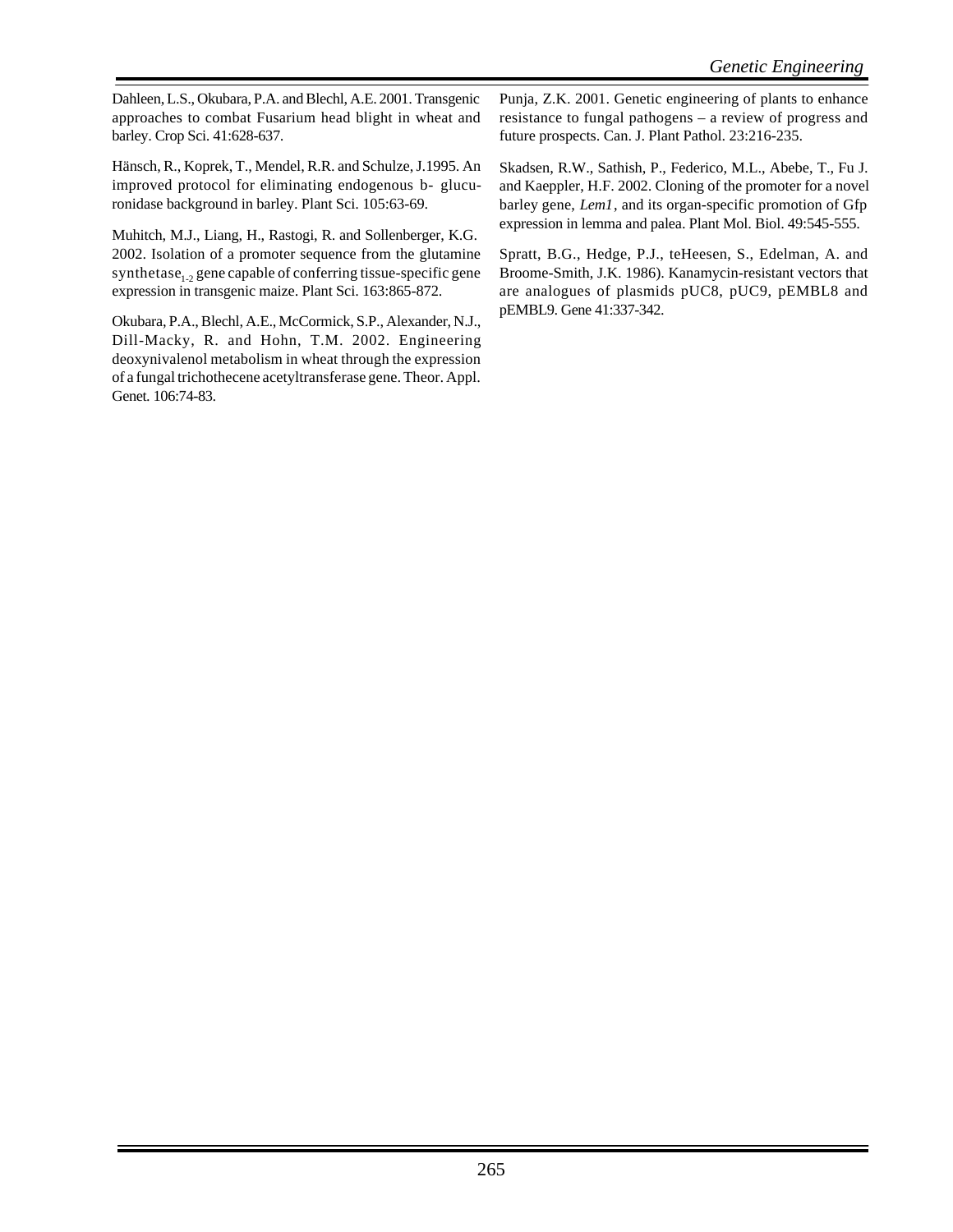Dahleen, L.S., Okubara, P.A. and Blechl, A.E. 2001. Transgenic approaches to combat Fusarium head blight in wheat and barley. Crop Sci. 41:628-637.

Hänsch, R., Koprek, T., Mendel, R.R. and Schulze, J.1995. An improved protocol for eliminating endogenous b- glucuronidase background in barley. Plant Sci. 105:63-69.

Muhitch, M.J., Liang, H., Rastogi, R. and Sollenberger, K.G. 2002. Isolation of a promoter sequence from the glutamine $synthetase_{1-2}$ gene capable of conferring tissue-specific gene expression in transgenic maize. Plant Sci. 163:865-872.

Okubara, P.A., Blechl, A.E., McCormick, S.P., Alexander, N.J., Dill-Macky, R. and Hohn, T.M. 2002. Engineering deoxynivalenol metabolism in wheat through the expression of a fungal trichothecene acetyltransferase gene. Theor. Appl. Genet. 106:74-83.

Punja, Z.K. 2001. Genetic engineering of plants to enhance resistance to fungal pathogens – a review of progress and future prospects. Can. J. Plant Pathol. 23:216-235.

Skadsen, R.W., Sathish, P., Federico, M.L., Abebe, T., Fu J. and Kaeppler, H.F. 2002. Cloning of the promoter for a novel barley gene, *Lem1*, and its organ-specific promotion of Gfp expression in lemma and palea. Plant Mol. Biol. 49:545-555.

Spratt, B.G., Hedge, P.J., teHeesen, S., Edelman, A. and Broome-Smith, J.K. 1986). Kanamycin-resistant vectors that are analogues of plasmids pUC8, pUC9, pEMBL8 and pEMBL9. Gene 41:337-342.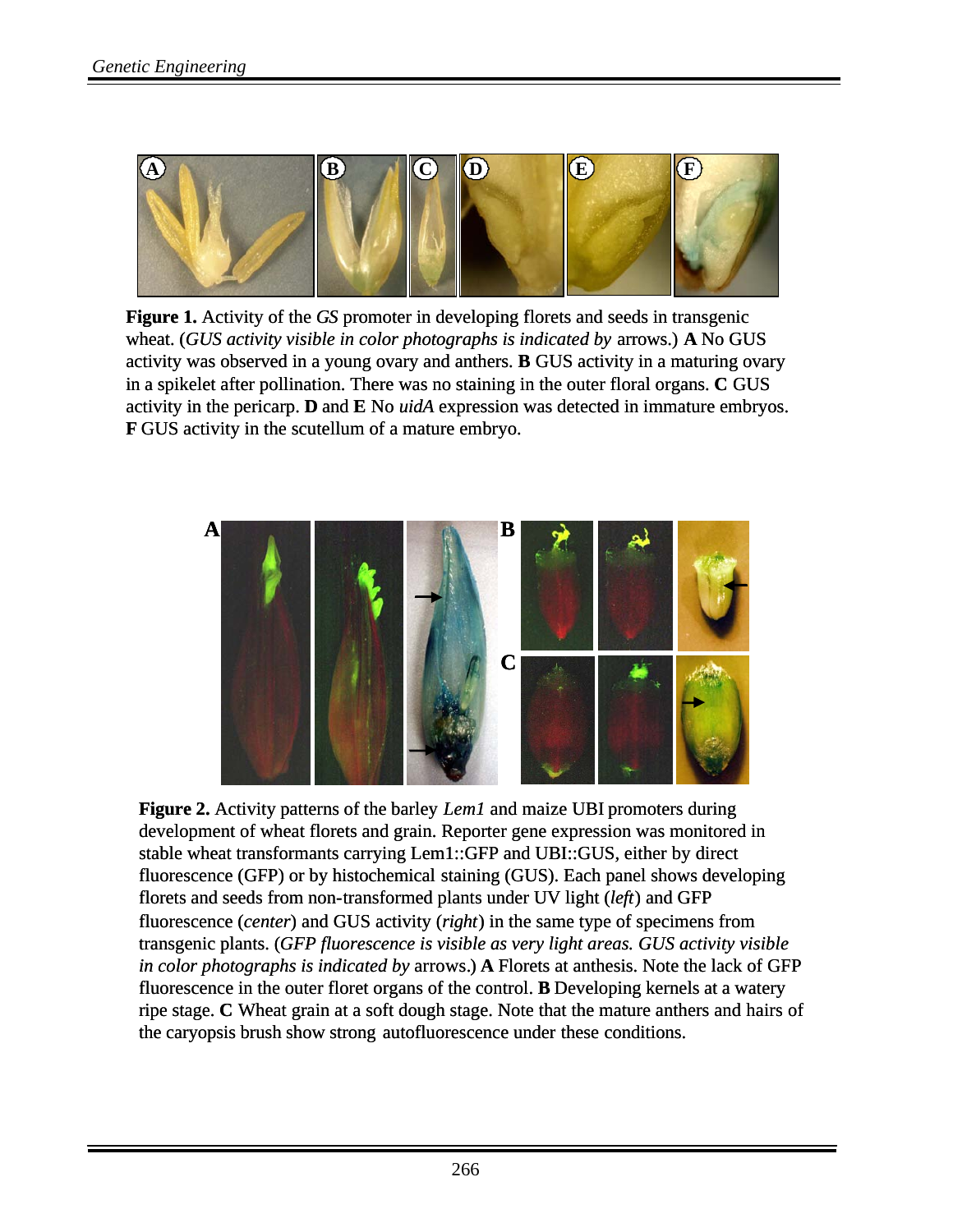**Figure 1.** Activity of the *GS* promoter in developing florets and seeds in transgenic wheat. (*GUS activity visible in color photographs is indicated by* arrows.) **A** No GUS activity was observed in a young ovary and anthers. **B** GUS activity in a maturing ovary in a spikelet after pollination. There was no staining in the outer floral organs. **C** GUS activity in the pericarp. **D** and **E** No *uidA* expression was detected in immature embryos. **F** GUS activity in the scutellum of a mature embryo.

**Figure 2.** Activity patterns of the barley *Lem1* and maize UBI promoters during development of wheat florets and grain. Reporter gene expression was monitored in stable wheat transformants carrying Lem1::GFP and UBI::GUS, either by direct fluorescence (GFP) or by histochemical staining (GUS). Each panel shows developing florets and seeds from non-transformed plants under UV light (*left*) and GFP fluorescence (*center*) and GUS activity (*right*) in the same type of specimens from transgenic plants. (*GFP fluorescence is visible as very light areas. GUS activity visible in color photographs is indicated by* arrows.) **A** Florets at anthesis. Note the lack of GFP fluorescence in the outer floret organs of the control. **B** Developing kernels at a watery ripe stage. **C** Wheat grain at a soft dough stage. Note that the mature anthers and hairs of the caryopsis brush show strong autofluorescence under these conditions.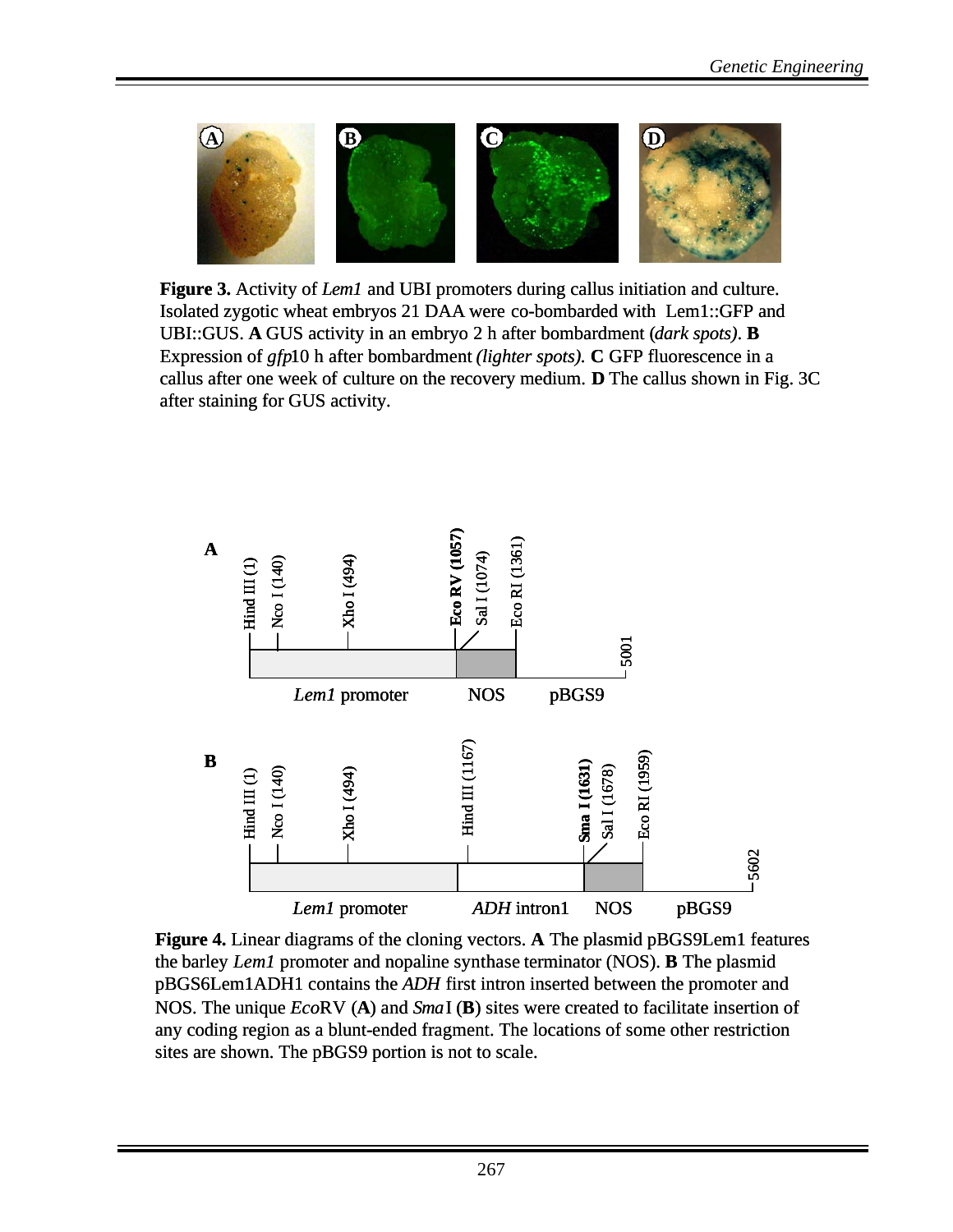**Figure 3.** Activity of *Lem1* and UBI promoters during callus initiation and culture. Isolated zygotic wheat embryos 21 DAA were co-bombarded with Lem1::GFP and UBI::GUS. **A** GUS activity in an embryo 2 h after bombardment (*dark spots)*. **B** Expression of *gfp*10 h after bombardment *(lighter spots).* **C** GFP fluorescence in a callus after one week of culture on the recovery medium. **D** The callus shown in Fig. 3C after staining for GUS activity.

**Figure 4.** Linear diagrams of the cloning vectors. **A** The plasmid pBGS9Lem1 features the barley *Lem1* promoter and nopaline synthase terminator (NOS). **B** The plasmid pBGS6Lem1ADH1 contains the *ADH* first intron inserted between the promoter and NOS. The unique *Eco*RV (**A**) and *Sma*I (**B**) sites were created to facilitate insertion of any coding region as a blunt-ended fragment. The locations of some other restriction sites are shown. The pBGS9 portion is not to scale.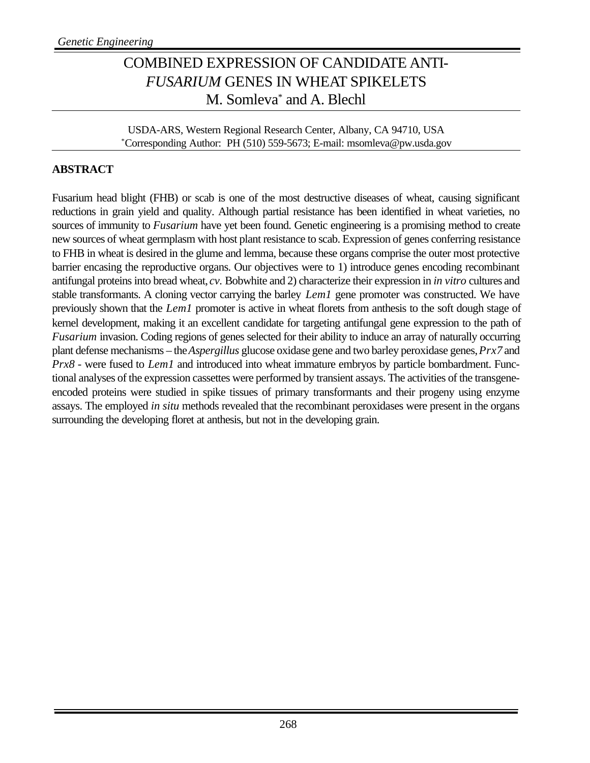# COMBINED EXPRESSION OF CANDIDATE ANTI-*FUSARIUM* GENES IN WHEAT SPIKELETS

M. Somleva* and A. Blechl

USDA-ARS, Western Regional Research Center, Albany, CA 94710, USA
*Corresponding Author: PH (510) 559-5673; E-mail: msomleva@pw.usda.gov

## ABSTRACT

Fusarium head blight (FHB) or scab is one of the most destructive diseases of wheat, causing significant reductions in grain yield and quality. Although partial resistance has been identified in wheat varieties, no sources of immunity to *Fusarium* have yet been found. Genetic engineering is a promising method to create new sources of wheat germplasm with host plant resistance to scab. Expression of genes conferring resistance to FHB in wheat is desired in the glume and lemma, because these organs comprise the outer most protective barrier encasing the reproductive organs. Our objectives were to 1) introduce genes encoding recombinant antifungal proteins into bread wheat, *cv.* Bobwhite and 2) characterize their expression in *in vitro* cultures and stable transformants. A cloning vector carrying the barley *Lem1* gene promoter was constructed. We have previously shown that the *Lem1* promoter is active in wheat florets from anthesis to the soft dough stage of kernel development, making it an excellent candidate for targeting antifungal gene expression to the path of *Fusarium* invasion. Coding regions of genes selected for their ability to induce an array of naturally occurring plant defense mechanisms – the *Aspergillus* glucose oxidase gene and two barley peroxidase genes, *Prx7* and *Prx8* - were fused to *Lem1* and introduced into wheat immature embryos by particle bombardment. Functional analyses of the expression cassettes were performed by transient assays. The activities of the transgene-encoded proteins were studied in spike tissues of primary transformants and their progeny using enzyme assays. The employed *in situ* methods revealed that the recombinant peroxidases were present in the organs surrounding the developing floret at anthesis, but not in the developing grain.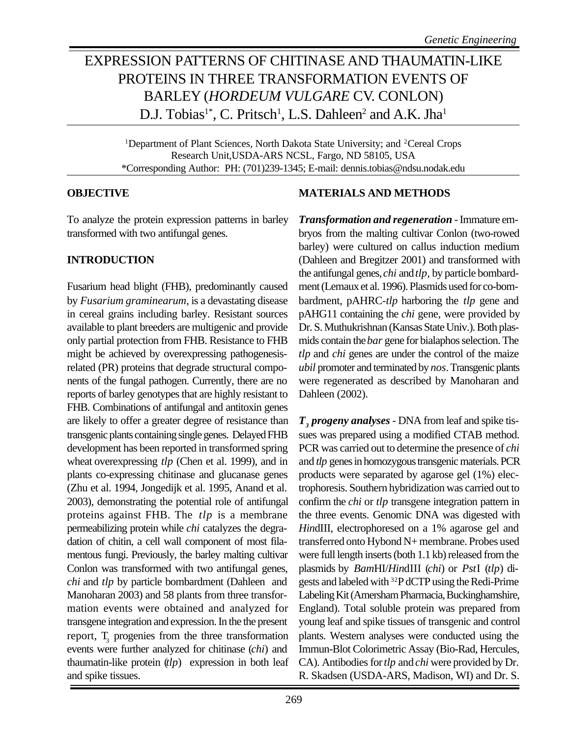# EXPRESSION PATTERNS OF CHITINASE AND THAUMATIN-LIKE PROTEINS IN THREE TRANSFORMATION EVENTS OF BARLEY (*HORDEUM VULGARE* CV. CONLON)

D.J. Tobias[1*], C. Pritsch[1], L.S. Dahleen[2] and A.K. Jha[1]

[1]Department of Plant Sciences, North Dakota State University; and [2]Cereal Crops Research Unit,USDA-ARS NCSL, Fargo, ND 58105, USA
*Corresponding Author: PH: (701)239-1345; E-mail: dennis.tobias@ndsu.nodak.edu

## OBJECTIVE

To analyze the protein expression patterns in barley transformed with two antifungal genes.

## INTRODUCTION

Fusarium head blight (FHB), predominantly caused by *Fusarium graminearum*, is a devastating disease in cereal grains including barley. Resistant sources available to plant breeders are multigenic and provide only partial protection from FHB. Resistance to FHB might be achieved by overexpressing pathogenesis-related (PR) proteins that degrade structural components of the fungal pathogen. Currently, there are no reports of barley genotypes that are highly resistant to FHB. Combinations of antifungal and antitoxin genes are likely to offer a greater degree of resistance than transgenic plants containing single genes. Delayed FHB development has been reported in transformed spring wheat overexpressing *tlp* (Chen et al. 1999), and in plants co-expressing chitinase and glucanase genes (Zhu et al. 1994, Jongedijk et al. 1995, Anand et al. 2003), demonstrating the potential role of antifungal proteins against FHB. The *tlp* is a membrane permeabilizing protein while *chi* catalyzes the degradation of chitin, a cell wall component of most filamentous fungi. Previously, the barley malting cultivar Conlon was transformed with two antifungal genes, *chi* and *tlp* by particle bombardment (Dahleen and Manoharan 2003) and 58 plants from three transformation events were obtained and analyzed for transgene integration and expression. In the present report, $T_3$ progenies from the three transformation events were further analyzed for chitinase (*chi*) and thaumatin-like protein (*tlp*) expression in both leaf and spike tissues.

## MATERIALS AND METHODS

***Transformation and regeneration*** - Immature embryos from the malting cultivar Conlon (two-rowed barley) were cultured on callus induction medium (Dahleen and Bregitzer 2001) and transformed with the antifungal genes, *chi* and *tlp*, by particle bombardment (Lemaux et al. 1996). Plasmids used for co-bombardment, pAHRC-*tlp* harboring the *tlp* gene and pAHG11 containing the *chi* gene, were provided by Dr. S. Muthukrishnan (Kansas State Univ.). Both plasmids contain the *bar* gene for bialaphos selection. The *tlp* and *chi* genes are under the control of the maize *ubil* promoter and terminated by *nos*. Transgenic plants were regenerated as described by Manoharan and Dahleen (2002).

***$T_3$ progeny analyses*** - DNA from leaf and spike tissues was prepared using a modified CTAB method. PCR was carried out to determine the presence of *chi* and *tlp* genes in homozygous transgenic materials. PCR products were separated by agarose gel (1%) electrophoresis. Southern hybridization was carried out to confirm the *chi* or *tlp* transgene integration pattern in the three events. Genomic DNA was digested with *Hin*dIII, electrophoresed on a 1% agarose gel and transferred onto Hybond N+ membrane. Probes used were full length inserts (both 1.1 kb) released from the plasmids by *Bam*HI/*Hin*dIII (*chi*) or *Pst*I (*tlp*) digests and labeled with $^{32}$P dCTP using the Redi-Prime Labeling Kit (Amersham Pharmacia, Buckinghamshire, England). Total soluble protein was prepared from young leaf and spike tissues of transgenic and control plants. Western analyses were conducted using the Immun-Blot Colorimetric Assay (Bio-Rad, Hercules, CA). Antibodies for *tlp* and *chi* were provided by Dr. R. Skadsen (USDA-ARS, Madison, WI) and Dr. S.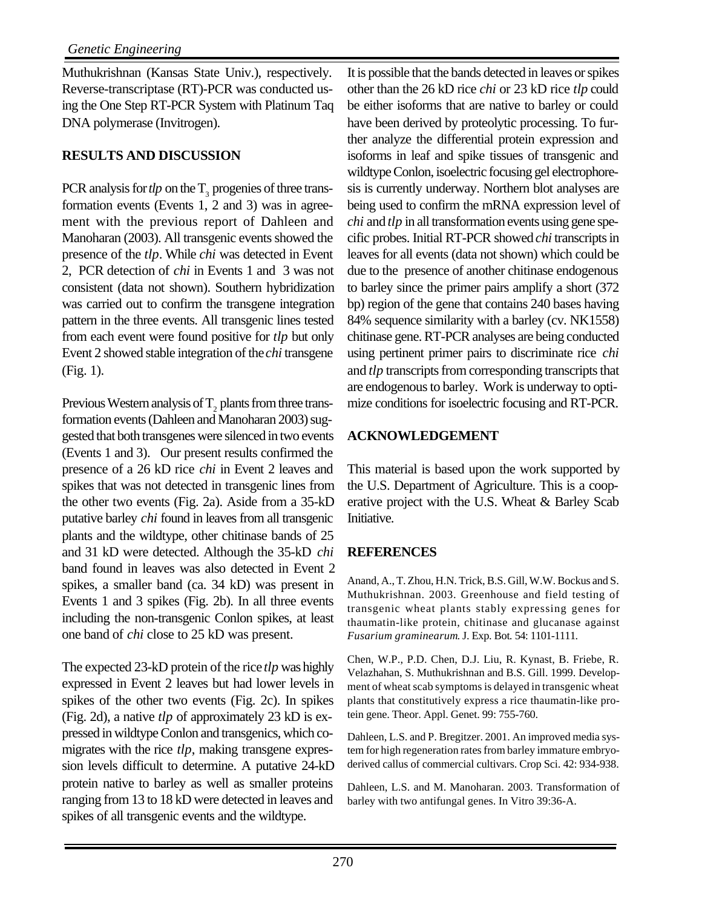Muthukrishnan (Kansas State Univ.), respectively. Reverse-transcriptase (RT)-PCR was conducted using the One Step RT-PCR System with Platinum Taq DNA polymerase (Invitrogen).

## RESULTS AND DISCUSSION

PCR analysis for *tlp* on the $T_3$ progenies of three transformation events (Events 1, 2 and 3) was in agreement with the previous report of Dahleen and Manoharan (2003). All transgenic events showed the presence of the *tlp*. While *chi* was detected in Event 2, PCR detection of *chi* in Events 1 and 3 was not consistent (data not shown). Southern hybridization was carried out to confirm the transgene integration pattern in the three events. All transgenic lines tested from each event were found positive for *tlp* but only Event 2 showed stable integration of the *chi* transgene (Fig. 1).

Previous Western analysis of $T_2$ plants from three transformation events (Dahleen and Manoharan 2003) suggested that both transgenes were silenced in two events (Events 1 and 3). Our present results confirmed the presence of a 26 kD rice *chi* in Event 2 leaves and spikes that was not detected in transgenic lines from the other two events (Fig. 2a). Aside from a 35-kD putative barley *chi* found in leaves from all transgenic plants and the wildtype, other chitinase bands of 25 and 31 kD were detected. Although the 35-kD *chi* band found in leaves was also detected in Event 2 spikes, a smaller band (ca. 34 kD) was present in Events 1 and 3 spikes (Fig. 2b). In all three events including the non-transgenic Conlon spikes, at least one band of *chi* close to 25 kD was present.

The expected 23-kD protein of the rice *tlp* was highly expressed in Event 2 leaves but had lower levels in spikes of the other two events (Fig. 2c). In spikes (Fig. 2d), a native *tlp* of approximately 23 kD is expressed in wildtype Conlon and transgenics, which co-migrates with the rice *tlp*, making transgene expression levels difficult to determine. A putative 24-kD protein native to barley as well as smaller proteins ranging from 13 to 18 kD were detected in leaves and spikes of all transgenic events and the wildtype.

It is possible that the bands detected in leaves or spikes other than the 26 kD rice *chi* or 23 kD rice *tlp* could be either isoforms that are native to barley or could have been derived by proteolytic processing. To further analyze the differential protein expression and isoforms in leaf and spike tissues of transgenic and wildtype Conlon, isoelectric focusing gel electrophoresis is currently underway. Northern blot analyses are being used to confirm the mRNA expression level of *chi* and *tlp* in all transformation events using gene specific probes. Initial RT-PCR showed *chi* transcripts in leaves for all events (data not shown) which could be due to the presence of another chitinase endogenous to barley since the primer pairs amplify a short (372 bp) region of the gene that contains 240 bases having 84% sequence similarity with a barley (cv. NK1558) chitinase gene. RT-PCR analyses are being conducted using pertinent primer pairs to discriminate rice *chi* and *tlp* transcripts from corresponding transcripts that are endogenous to barley. Work is underway to optimize conditions for isoelectric focusing and RT-PCR.

## ACKNOWLEDGEMENT

This material is based upon the work supported by the U.S. Department of Agriculture. This is a cooperative project with the U.S. Wheat & Barley Scab Initiative.

## REFERENCES

Anand, A., T. Zhou, H.N. Trick, B.S. Gill, W.W. Bockus and S. Muthukrishnan. 2003. Greenhouse and field testing of transgenic wheat plants stably expressing genes for thaumatin-like protein, chitinase and glucanase against *Fusarium graminearum*. J. Exp. Bot. 54: 1101-1111.

Chen, W.P., P.D. Chen, D.J. Liu, R. Kynast, B. Friebe, R. Velazhahan, S. Muthukrishnan and B.S. Gill. 1999. Development of wheat scab symptoms is delayed in transgenic wheat plants that constitutively express a rice thaumatin-like protein gene. Theor. Appl. Genet. 99: 755-760.

Dahleen, L.S. and P. Bregitzer. 2001. An improved media system for high regeneration rates from barley immature embryo-derived callus of commercial cultivars. Crop Sci. 42: 934-938.

Dahleen, L.S. and M. Manoharan. 2003. Transformation of barley with two antifungal genes. In Vitro 39:36-A.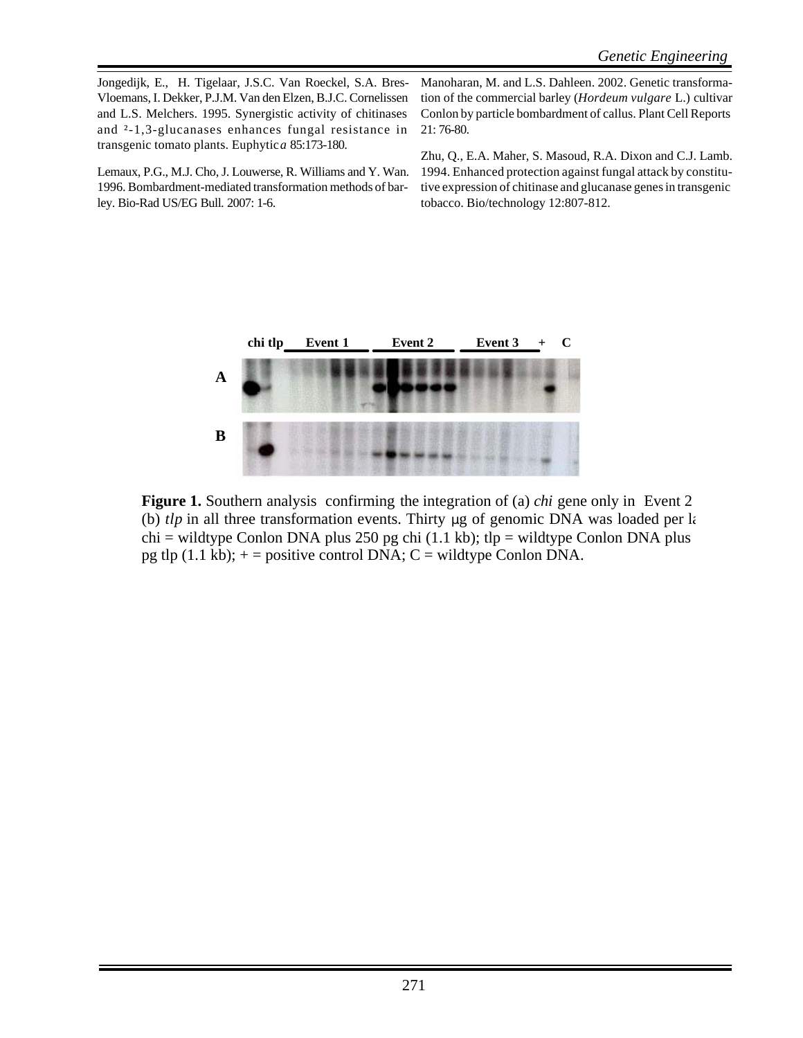Jongedijk, E., H. Tigelaar, J.S.C. Van Roeckel, S.A. Bres-Vloemans, I. Dekker, P.J.M. Van den Elzen, B.J.C. Cornelissen and L.S. Melchers. 1995. Synergistic activity of chitinases and ²-1,3-glucanases enhances fungal resistance in transgenic tomato plants. Euphytic*a* 85:173-180.

Lemaux, P.G., M.J. Cho, J. Louwerse, R. Williams and Y. Wan. 1996. Bombardment-mediated transformation methods of barley. Bio-Rad US/EG Bull. 2007: 1-6.

Manoharan, M. and L.S. Dahleen. 2002. Genetic transformation of the commercial barley (*Hordeum vulgare* L.) cultivar Conlon by particle bombardment of callus. Plant Cell Reports 21: 76-80.

Zhu, Q., E.A. Maher, S. Masoud, R.A. Dixon and C.J. Lamb. 1994. Enhanced protection against fungal attack by constitutive expression of chitinase and glucanase genes in transgenic tobacco. Bio/technology 12:807-812.

**Figure 1.** Southern analysis confirming the integration of (a) *chi* gene only in Event 2 (b) *tlp* in all three transformation events. Thirty μg of genomic DNA was loaded per la chi = wildtype Conlon DNA plus 250 pg chi (1.1 kb); tlp = wildtype Conlon DNA plus pg tlp (1.1 kb); + = positive control DNA; C = wildtype Conlon DNA.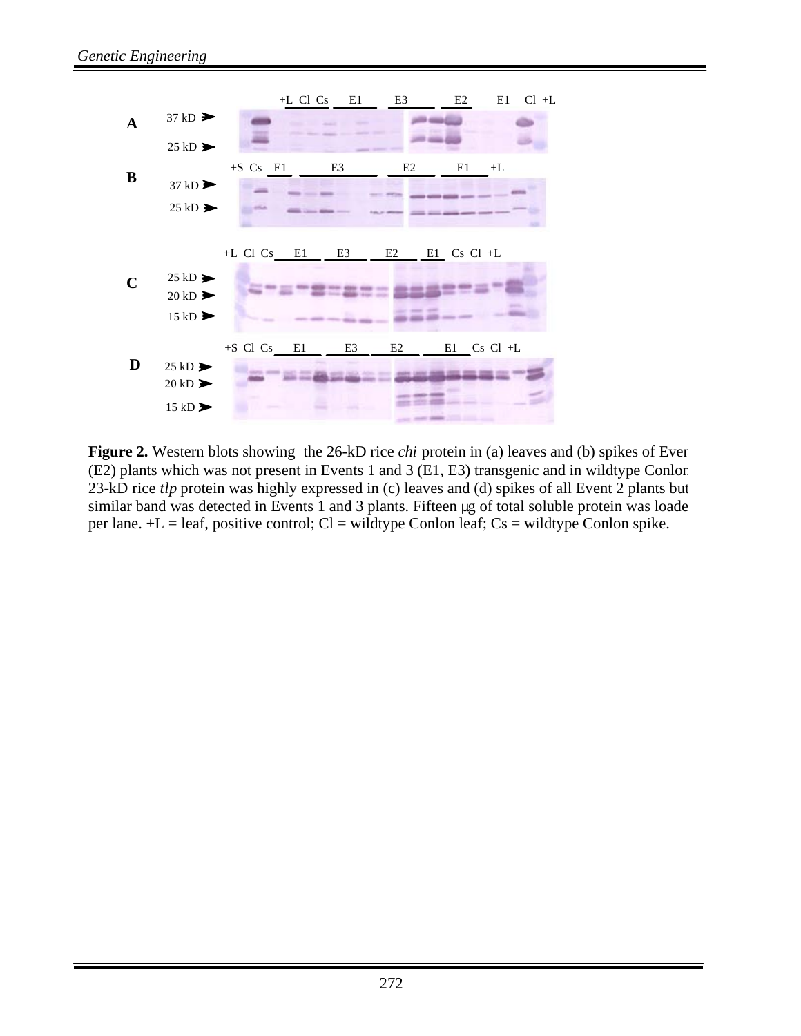**Figure 2.** Western blots showing the 26-kD rice *chi* protein in (a) leaves and (b) spikes of Even (E2) plants which was not present in Events 1 and 3 (E1, E3) transgenic and in wildtype Conlon 23-kD rice *tlp* protein was highly expressed in (c) leaves and (d) spikes of all Event 2 plants but similar band was detected in Events 1 and 3 plants. Fifteen μg of total soluble protein was loade per lane. +L = leaf, positive control; Cl = wildtype Conlon leaf; Cs = wildtype Conlon spike.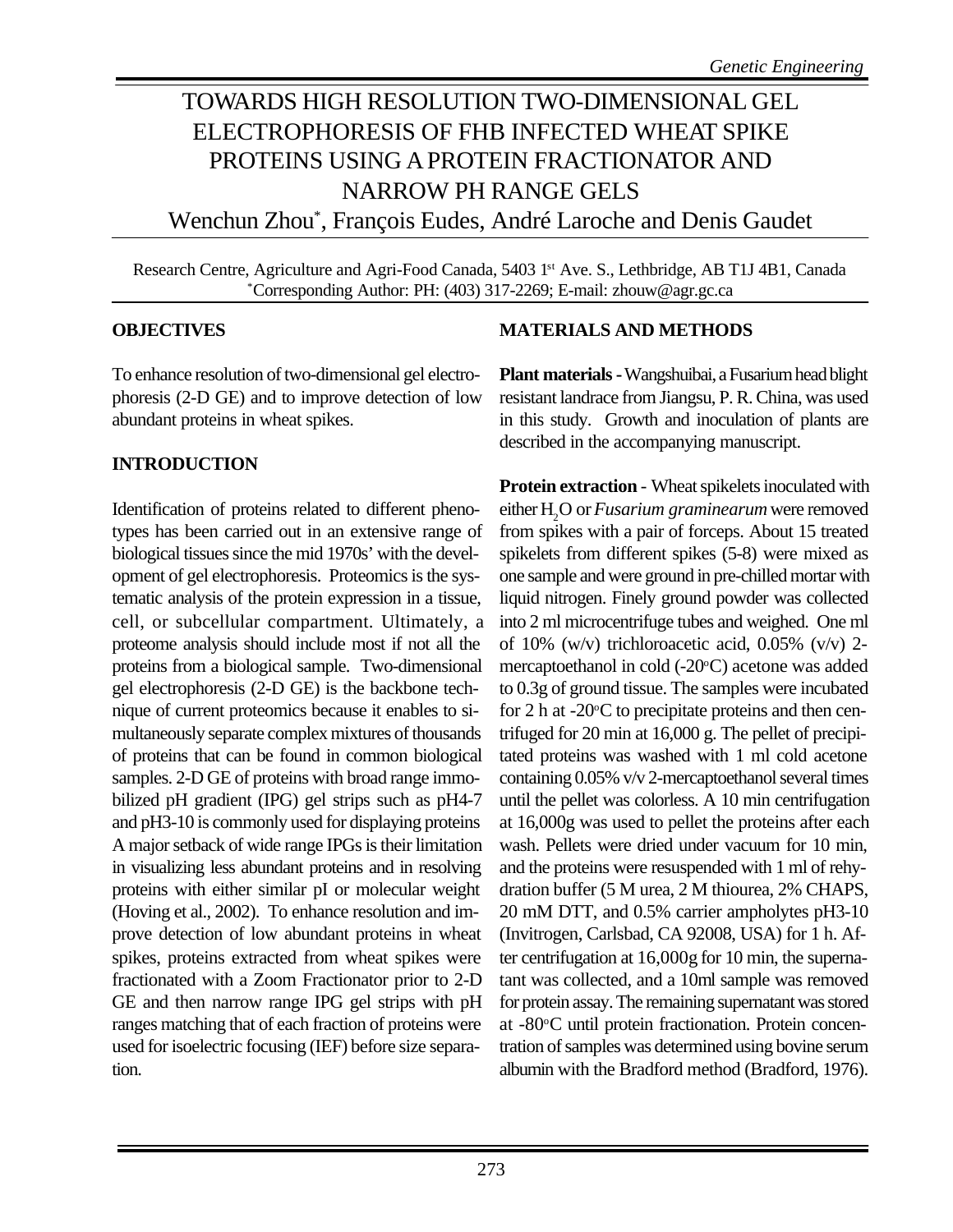# TOWARDS HIGH RESOLUTION TWO-DIMENSIONAL GEL ELECTROPHORESIS OF FHB INFECTED WHEAT SPIKE PROTEINS USING A PROTEIN FRACTIONATOR AND NARROW PH RANGE GELS

Wenchun Zhou*, François Eudes, André Laroche and Denis Gaudet

Research Centre, Agriculture and Agri-Food Canada, 5403 1st Ave. S., Lethbridge, AB T1J 4B1, Canada
*Corresponding Author: PH: (403) 317-2269; E-mail: zhouw@agr.gc.ca

## OBJECTIVES

To enhance resolution of two-dimensional gel electrophoresis (2-D GE) and to improve detection of low abundant proteins in wheat spikes.

## INTRODUCTION

Identification of proteins related to different phenotypes has been carried out in an extensive range of biological tissues since the mid 1970s' with the development of gel electrophoresis. Proteomics is the systematic analysis of the protein expression in a tissue, cell, or subcellular compartment. Ultimately, a proteome analysis should include most if not all the proteins from a biological sample. Two-dimensional gel electrophoresis (2-D GE) is the backbone technique of current proteomics because it enables to simultaneously separate complex mixtures of thousands of proteins that can be found in common biological samples. 2-D GE of proteins with broad range immobilized pH gradient (IPG) gel strips such as pH4-7 and pH3-10 is commonly used for displaying proteins A major setback of wide range IPGs is their limitation in visualizing less abundant proteins and in resolving proteins with either similar pI or molecular weight (Hoving et al., 2002). To enhance resolution and improve detection of low abundant proteins in wheat spikes, proteins extracted from wheat spikes were fractionated with a Zoom Fractionator prior to 2-D GE and then narrow range IPG gel strips with pH ranges matching that of each fraction of proteins were used for isoelectric focusing (IEF) before size separation.

## MATERIALS AND METHODS

**Plant materials -** Wangshuibai, a Fusarium head blight resistant landrace from Jiangsu, P. R. China, was used in this study. Growth and inoculation of plants are described in the accompanying manuscript.

**Protein extraction** - Wheat spikelets inoculated with either $H_2O$ or *Fusarium graminearum* were removed from spikes with a pair of forceps. About 15 treated spikelets from different spikes (5-8) were mixed as one sample and were ground in pre-chilled mortar with liquid nitrogen. Finely ground powder was collected into 2 ml microcentrifuge tubes and weighed. One ml of 10% (w/v) trichloroacetic acid, 0.05% (v/v) 2-mercaptoethanol in cold (-20°C) acetone was added to 0.3g of ground tissue. The samples were incubated for 2 h at -20°C to precipitate proteins and then centrifuged for 20 min at 16,000 g. The pellet of precipitated proteins was washed with 1 ml cold acetone containing 0.05% v/v 2-mercaptoethanol several times until the pellet was colorless. A 10 min centrifugation at 16,000g was used to pellet the proteins after each wash. Pellets were dried under vacuum for 10 min, and the proteins were resuspended with 1 ml of rehydration buffer (5 M urea, 2 M thiourea, 2% CHAPS, 20 mM DTT, and 0.5% carrier ampholytes pH3-10 (Invitrogen, Carlsbad, CA 92008, USA) for 1 h. After centrifugation at 16,000g for 10 min, the supernatant was collected, and a 10ml sample was removed for protein assay. The remaining supernatant was stored at -80°C until protein fractionation. Protein concentration of samples was determined using bovine serum albumin with the Bradford method (Bradford, 1976).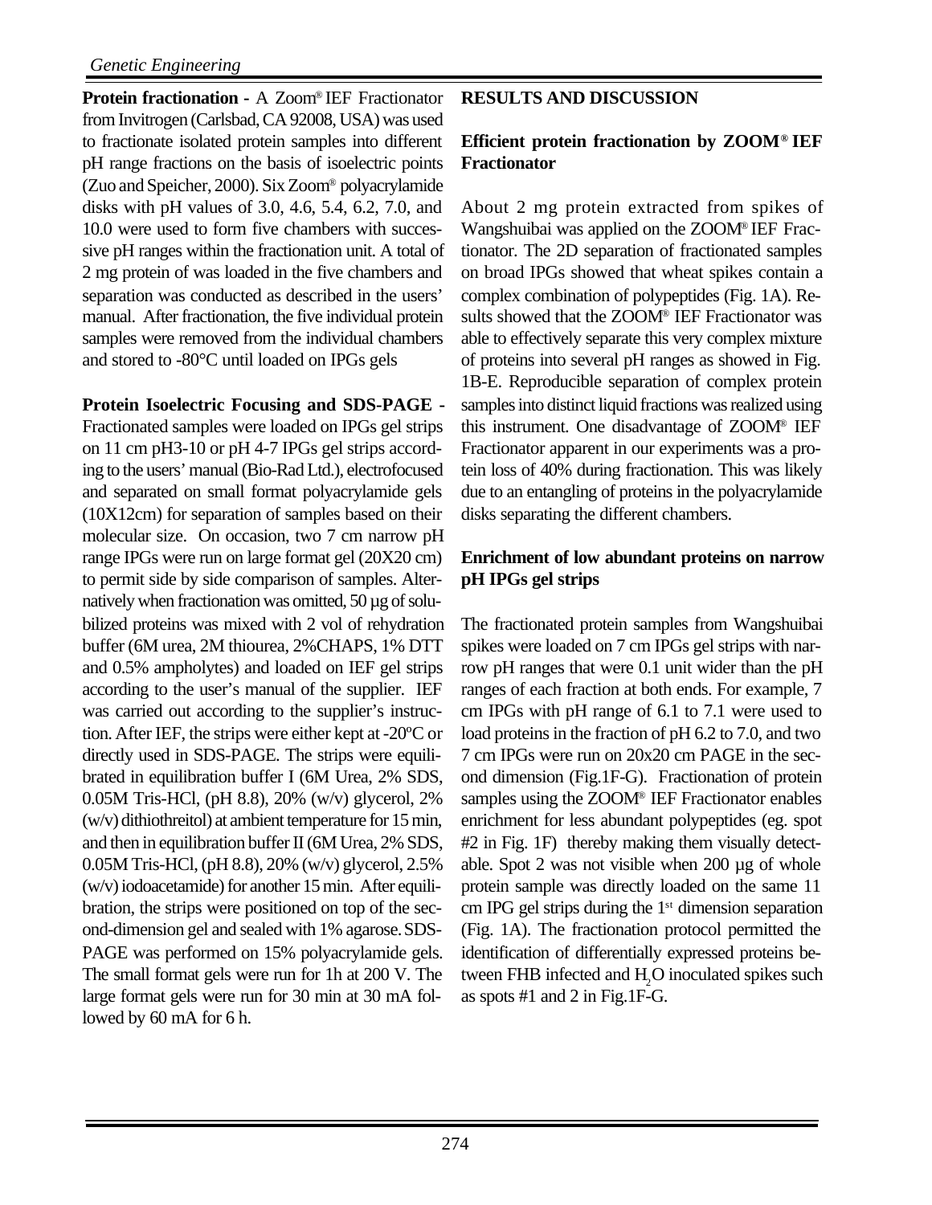**Protion fractionation -** A Zoom® IEF Fractionator from Invitrogen (Carlsbad, CA 92008, USA) was used to fractionate isolated protein samples into different pH range fractions on the basis of isoelectric points (Zuo and Speicher, 2000). Six Zoom® polyacrylamide disks with pH values of 3.0, 4.6, 5.4, 6.2, 7.0, and 10.0 were used to form five chambers with successive pH ranges within the fractionation unit. A total of 2 mg protein of was loaded in the five chambers and separation was conducted as described in the users' manual. After fractionation, the five individual protein samples were removed from the individual chambers and stored to -80°C until loaded on IPGs gels

**Protein Isoelectric Focusing and SDS-PAGE -** Fractionated samples were loaded on IPGs gel strips on 11 cm pH3-10 or pH 4-7 IPGs gel strips according to the users' manual (Bio-Rad Ltd.), electrofocused and separated on small format polyacrylamide gels (10X12cm) for separation of samples based on their molecular size. On occasion, two 7 cm narrow pH range IPGs were run on large format gel (20X20 cm) to permit side by side comparison of samples. Alternatively when fractionation was omitted, 50 µg of solubilized proteins was mixed with 2 vol of rehydration buffer (6M urea, 2M thiourea, 2%CHAPS, 1% DTT and 0.5% ampholytes) and loaded on IEF gel strips according to the user's manual of the supplier. IEF was carried out according to the supplier's instruction. After IEF, the strips were either kept at -20ºC or directly used in SDS-PAGE. The strips were equilibrated in equilibration buffer I (6M Urea, 2% SDS, 0.05M Tris-HCl, (pH 8.8), 20% (w/v) glycerol, 2% (w/v) dithiothreitol) at ambient temperature for 15 min, and then in equilibration buffer II (6M Urea, 2% SDS, 0.05M Tris-HCl, (pH 8.8), 20% (w/v) glycerol, 2.5% (w/v) iodoacetamide) for another 15 min. After equilibration, the strips were positioned on top of the second-dimension gel and sealed with 1% agarose. SDS-PAGE was performed on 15% polyacrylamide gels. The small format gels were run for 1h at 200 V. The large format gels were run for 30 min at 30 mA followed by 60 mA for 6 h.

## RESULTS AND DISCUSSION

### Efficient protein fractionation by ZOOM® IEF Fractionator

About 2 mg protein extracted from spikes of Wangshuibai was applied on the ZOOM® IEF Fractionator. The 2D separation of fractionated samples on broad IPGs showed that wheat spikes contain a complex combination of polypeptides (Fig. 1A). Results showed that the ZOOM® IEF Fractionator was able to effectively separate this very complex mixture of proteins into several pH ranges as showed in Fig. 1B-E. Reproducible separation of complex protein samples into distinct liquid fractions was realized using this instrument. One disadvantage of ZOOM® IEF Fractionator apparent in our experiments was a protein loss of 40% during fractionation. This was likely due to an entangling of proteins in the polyacrylamide disks separating the different chambers.

### Enrichment of low abundant proteins on narrow pH IPGs gel strips

The fractionated protein samples from Wangshuibai spikes were loaded on 7 cm IPGs gel strips with narrow pH ranges that were 0.1 unit wider than the pH ranges of each fraction at both ends. For example, 7 cm IPGs with pH range of 6.1 to 7.1 were used to load proteins in the fraction of pH 6.2 to 7.0, and two 7 cm IPGs were run on 20x20 cm PAGE in the second dimension (Fig.1F-G). Fractionation of protein samples using the ZOOM® IEF Fractionator enables enrichment for less abundant polypeptides (eg. spot #2 in Fig. 1F) thereby making them visually detectable. Spot 2 was not visible when 200 µg of whole protein sample was directly loaded on the same 11 cm IPG gel strips during the 1st dimension separation (Fig. 1A). The fractionation protocol permitted the identification of differentially expressed proteins between FHB infected and $H_2O$ inoculated spikes such as spots #1 and 2 in Fig.1F-G.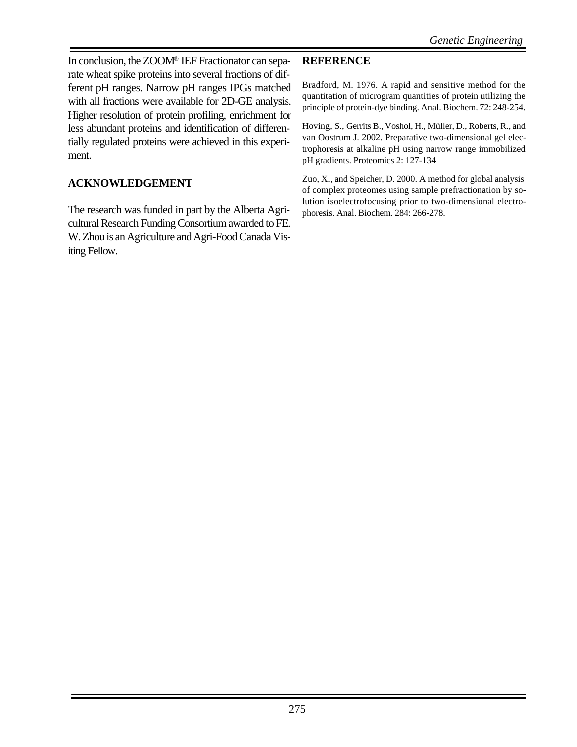In conclusion, the ZOOM® IEF Fractionator can separate wheat spike proteins into several fractions of different pH ranges. Narrow pH ranges IPGs matched with all fractions were available for 2D-GE analysis. Higher resolution of protein profiling, enrichment for less abundant proteins and identification of differentially regulated proteins were achieved in this experiment.

## ACKNOWLEDGEMENT

The research was funded in part by the Alberta Agricultural Research Funding Consortium awarded to FE. W. Zhou is an Agriculture and Agri-Food Canada Visiting Fellow.

## REFERENCE

Bradford, M. 1976. A rapid and sensitive method for the quantitation of microgram quantities of protein utilizing the principle of protein-dye binding. Anal. Biochem. 72: 248-254.

Hoving, S., Gerrits B., Voshol, H., Müller, D., Roberts, R., and van Oostrum J. 2002. Preparative two-dimensional gel electrophoresis at alkaline pH using narrow range immobilized pH gradients. Proteomics 2: 127-134

Zuo, X., and Speicher, D. 2000. A method for global analysis of complex proteomes using sample prefractionation by solution isoelectrofocusing prior to two-dimensional electrophoresis. Anal. Biochem. 284: 266-278.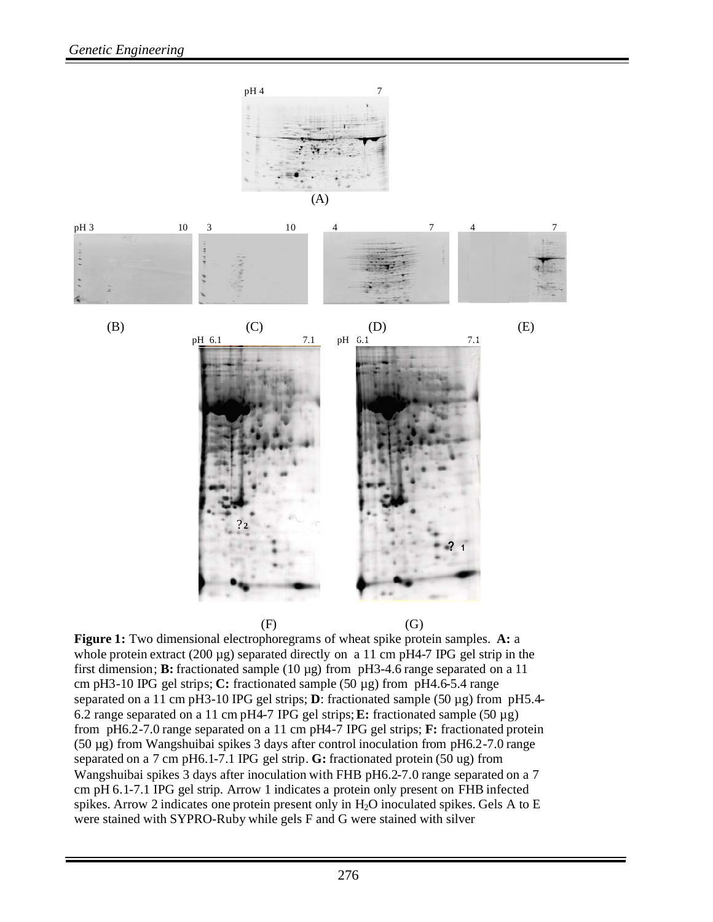**Figure 1:** Two dimensional electrophoregrams of wheat spike protein samples. **A:** a whole protein extract (200 µg) separated directly on a 11 cm pH4-7 IPG gel strip in the first dimension; **B:** fractionated sample (10 µg) from pH3-4.6 range separated on a 11 cm pH3-10 IPG gel strips; **C:** fractionated sample (50 µg) from pH4.6-5.4 range separated on a 11 cm pH3-10 IPG gel strips; **D**: fractionated sample (50 µg) from pH5.4-6.2 range separated on a 11 cm pH4-7 IPG gel strips; **E:** fractionated sample (50 µg) from pH6.2-7.0 range separated on a 11 cm pH4-7 IPG gel strips; **F:** fractionated protein (50 µg) from Wangshuibai spikes 3 days after control inoculation from pH6.2-7.0 range separated on a 7 cm pH6.1-7.1 IPG gel strip. **G:** fractionated protein (50 ug) from Wangshuibai spikes 3 days after inoculation with FHB pH6.2-7.0 range separated on a 7 cm pH 6.1-7.1 IPG gel strip. Arrow 1 indicates a protein only present on FHB infected spikes. Arrow 2 indicates one protein present only in $H_2O$ inoculated spikes. Gels A to E were stained with SYPRO-Ruby while gels F and G were stained with silver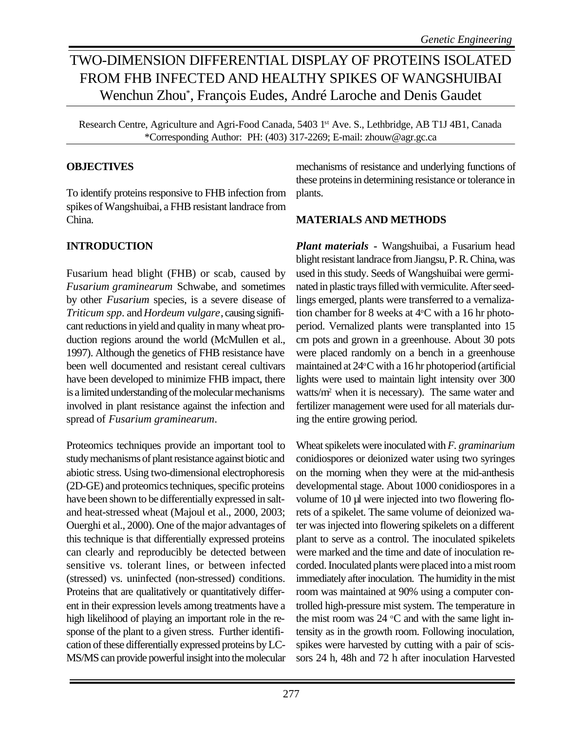# TWO-DIMENSION DIFFERENTIAL DISPLAY OF PROTEINS ISOLATED FROM FHB INFECTED AND HEALTHY SPIKES OF WANGSHUIBAI

Wenchun Zhou*, François Eudes, André Laroche and Denis Gaudet

Research Centre, Agriculture and Agri-Food Canada, 5403 1st Ave. S., Lethbridge, AB T1J 4B1, Canada
*Corresponding Author: PH: (403) 317-2269; E-mail: zhouw@agr.gc.ca

## OBJECTIVES

To identify proteins responsive to FHB infection from spikes of Wangshuibai, a FHB resistant landrace from China.

## INTRODUCTION

Fusarium head blight (FHB) or scab, caused by *Fusarium graminearum* Schwabe, and sometimes by other *Fusarium* species, is a severe disease of *Triticum spp*. and *Hordeum vulgare*, causing significant reductions in yield and quality in many wheat production regions around the world (McMullen et al., 1997). Although the genetics of FHB resistance have been well documented and resistant cereal cultivars have been developed to minimize FHB impact, there is a limited understanding of the molecular mechanisms involved in plant resistance against the infection and spread of *Fusarium graminearum*.

Proteomics techniques provide an important tool to study mechanisms of plant resistance against biotic and abiotic stress. Using two-dimensional electrophoresis (2D-GE) and proteomics techniques, specific proteins have been shown to be differentially expressed in salt- and heat-stressed wheat (Majoul et al., 2000, 2003; Ouerghi et al., 2000). One of the major advantages of this technique is that differentially expressed proteins can clearly and reproducibly be detected between sensitive vs. tolerant lines, or between infected (stressed) vs. uninfected (non-stressed) conditions. Proteins that are qualitatively or quantitatively different in their expression levels among treatments have a high likelihood of playing an important role in the response of the plant to a given stress. Further identification of these differentially expressed proteins by LC-MS/MS can provide powerful insight into the molecular mechanisms of resistance and underlying functions of these proteins in determining resistance or tolerance in plants.

## MATERIALS AND METHODS

***Plant materials*** - Wangshuibai, a Fusarium head blight resistant landrace from Jiangsu, P. R. China, was used in this study. Seeds of Wangshuibai were germinated in plastic trays filled with vermiculite. After seedlings emerged, plants were transferred to a vernalization chamber for 8 weeks at 4°C with a 16 hr photoperiod. Vernalized plants were transplanted into 15 cm pots and grown in a greenhouse. About 30 pots were placed randomly on a bench in a greenhouse maintained at 24°C with a 16 hr photoperiod (artificial lights were used to maintain light intensity over 300 watts/m$^2$ when it is necessary). The same water and fertilizer management were used for all materials during the entire growing period.

Wheat spikelets were inoculated with *F. graminarium* conidiospores or deionized water using two syringes on the morning when they were at the mid-anthesis developmental stage. About 1000 conidiospores in a volume of 10 µl were injected into two flowering florets of a spikelet. The same volume of deionized water was injected into flowering spikelets on a different plant to serve as a control. The inoculated spikelets were marked and the time and date of inoculation recorded. Inoculated plants were placed into a mist room immediately after inoculation. The humidity in the mist room was maintained at 90% using a computer controlled high-pressure mist system. The temperature in the mist room was 24 °C and with the same light intensity as in the growth room. Following inoculation, spikes were harvested by cutting with a pair of scissors 24 h, 48h and 72 h after inoculation Harvested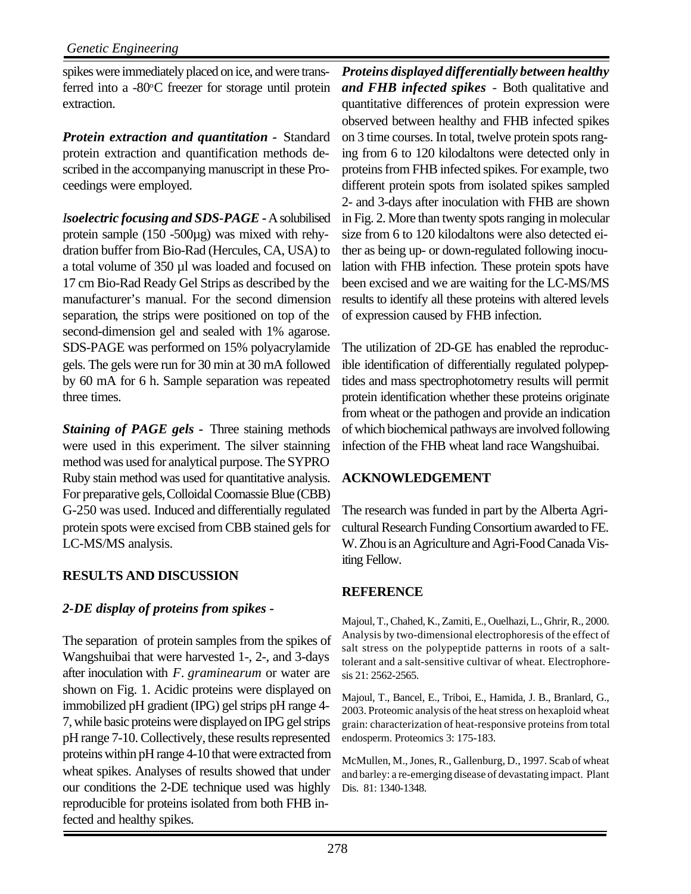spikes were immediately placed on ice, and were transferred into a -80°C freezer for storage until protein extraction.

***Protein extraction and quantitation*** - Standard protein extraction and quantification methods described in the accompanying manuscript in these Proceedings were employed.

***Isoelectric focusing and SDS-PAGE*** - A solubilised protein sample (150 -500µg) was mixed with rehydration buffer from Bio-Rad (Hercules, CA, USA) to a total volume of 350 µl was loaded and focused on 17 cm Bio-Rad Ready Gel Strips as described by the manufacturer's manual. For the second dimension separation, the strips were positioned on top of the second-dimension gel and sealed with 1% agarose. SDS-PAGE was performed on 15% polyacrylamide gels. The gels were run for 30 min at 30 mA followed by 60 mA for 6 h. Sample separation was repeated three times.

***Staining of PAGE gels*** - Three staining methods were used in this experiment. The silver stainning method was used for analytical purpose. The SYPRO Ruby stain method was used for quantitative analysis. For preparative gels, Colloidal Coomassie Blue (CBB) G-250 was used. Induced and differentially regulated protein spots were excised from CBB stained gels for LC-MS/MS analysis.

## RESULTS AND DISCUSSION

### *2-DE display of proteins from spikes -*

The separation of protein samples from the spikes of Wangshuibai that were harvested 1-, 2-, and 3-days after inoculation with *F. graminearum* or water are shown on Fig. 1. Acidic proteins were displayed on immobilized pH gradient (IPG) gel strips pH range 4-7, while basic proteins were displayed on IPG gel strips pH range 7-10. Collectively, these results represented proteins within pH range 4-10 that were extracted from wheat spikes. Analyses of results showed that under our conditions the 2-DE technique used was highly reproducible for proteins isolated from both FHB infected and healthy spikes.

***Proteins displayed differentially between healthy and FHB infected spikes*** - Both qualitative and quantitative differences of protein expression were observed between healthy and FHB infected spikes on 3 time courses. In total, twelve protein spots ranging from 6 to 120 kilodaltons were detected only in proteins from FHB infected spikes. For example, two different protein spots from isolated spikes sampled 2- and 3-days after inoculation with FHB are shown in Fig. 2. More than twenty spots ranging in molecular size from 6 to 120 kilodaltons were also detected either as being up- or down-regulated following inoculation with FHB infection. These protein spots have been excised and we are waiting for the LC-MS/MS results to identify all these proteins with altered levels of expression caused by FHB infection.

The utilization of 2D-GE has enabled the reproducible identification of differentially regulated polypeptides and mass spectrophotometry results will permit protein identification whether these proteins originate from wheat or the pathogen and provide an indication of which biochemical pathways are involved following infection of the FHB wheat land race Wangshuibai.

## ACKNOWLEDGEMENT

The research was funded in part by the Alberta Agricultural Research Funding Consortium awarded to FE. W. Zhou is an Agriculture and Agri-Food Canada Visiting Fellow.

## REFERENCE

Majoul, T., Chahed, K., Zamiti, E., Ouelhazi, L., Ghrir, R., 2000. Analysis by two-dimensional electrophoresis of the effect of salt stress on the polypeptide patterns in roots of a salt-tolerant and a salt-sensitive cultivar of wheat. Electrophoresis 21: 2562-2565.

Majoul, T., Bancel, E., Triboi, E., Hamida, J. B., Branlard, G., 2003. Proteomic analysis of the heat stress on hexaploid wheat grain: characterization of heat-responsive proteins from total endosperm. Proteomics 3: 175-183.

McMullen, M., Jones, R., Gallenburg, D., 1997. Scab of wheat and barley: a re-emerging disease of devastating impact. Plant Dis. 81: 1340-1348.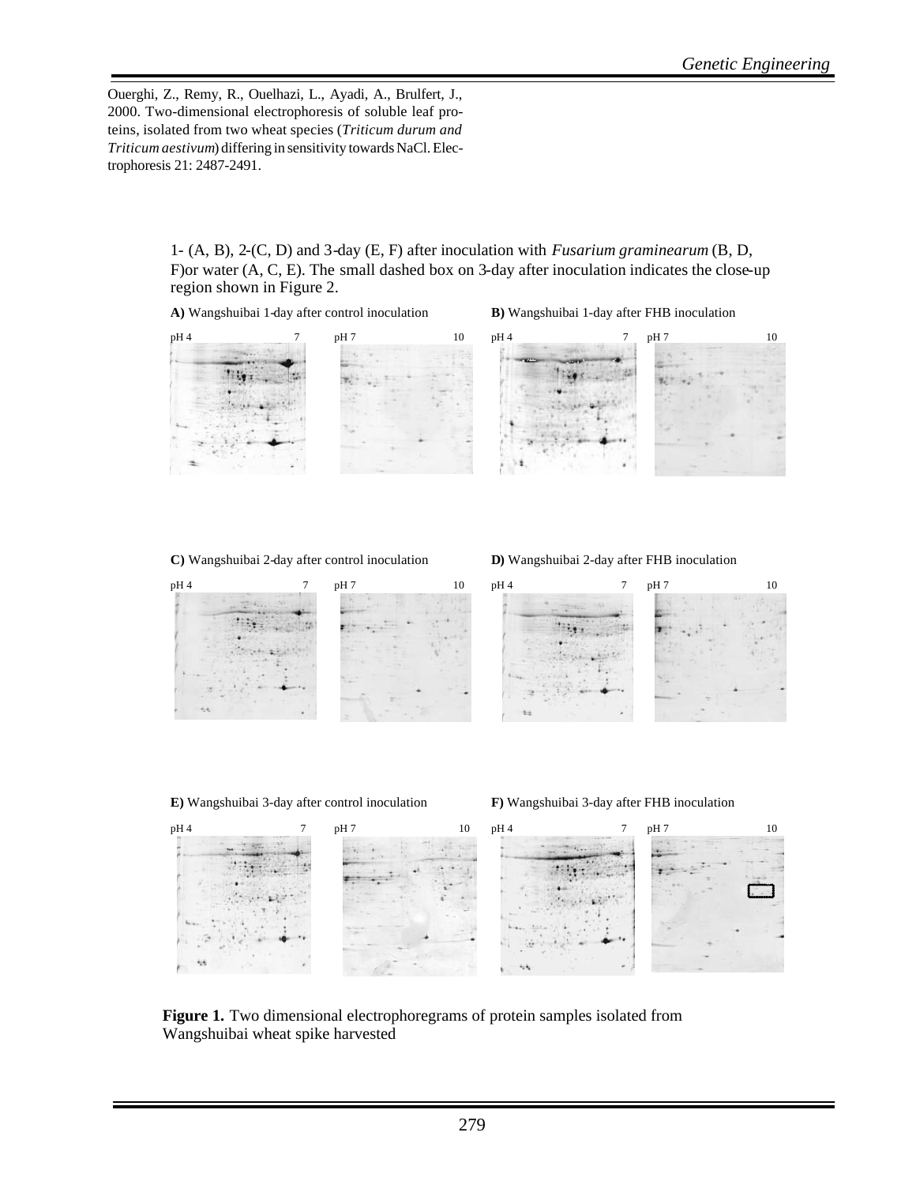Ouerghi, Z., Remy, R., Ouelhazi, L., Ayadi, A., Brulfert, J., 2000. Two-dimensional electrophoresis of soluble leaf proteins, isolated from two wheat species (*Triticum durum and Triticum aestivum*) differing in sensitivity towards NaCl. Electrophoresis 21: 2487-2491.

1- (A, B), 2-(C, D) and 3-day (E, F) after inoculation with *Fusarium graminearum* (B, D, F)or water (A, C, E). The small dashed box on 3-day after inoculation indicates the close-up region shown in Figure 2.

**A)** Wangshuibai 1-day after control inoculation

**B)** Wangshuibai 1-day after FHB inoculation

**C)** Wangshuibai 2-day after control inoculation

**D)** Wangshuibai 2-day after FHB inoculation

**E)** Wangshuibai 3-day after control inoculation

**F)** Wangshuibai 3-day after FHB inoculation

**Figure 1.** Two dimensional electrophoregrams of protein samples isolated from Wangshuibai wheat spike harvested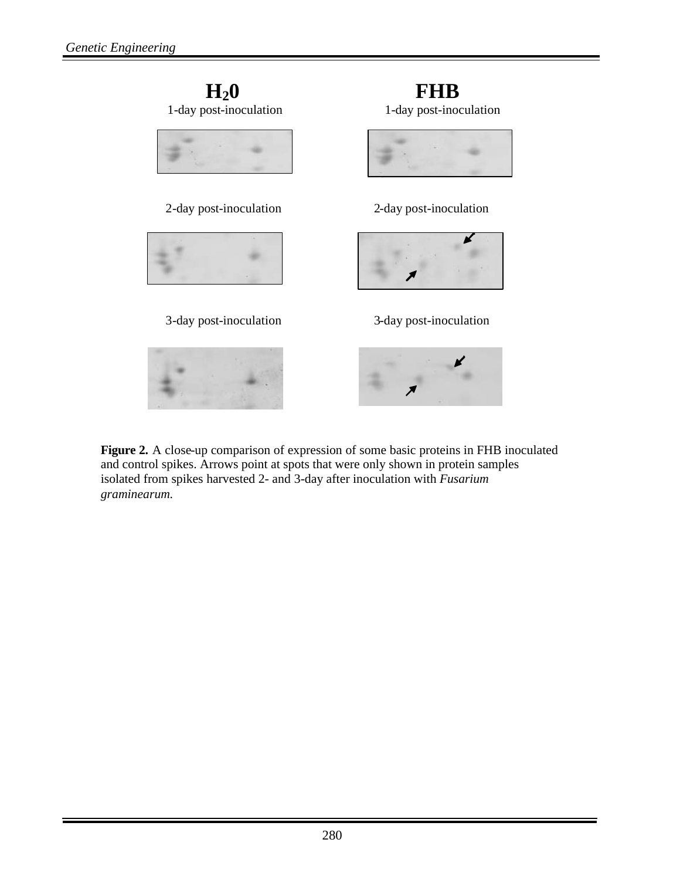**H$_2$0** | **FHB**

1-day post-inoculation | 1-day post-inoculation

2-day post-inoculation | 2-day post-inoculation

3-day post-inoculation | 3-day post-inoculation

**Figure 2.** A close-up comparison of expression of some basic proteins in FHB inoculated and control spikes. Arrows point at spots that were only shown in protein samples isolated from spikes harvested 2- and 3-day after inoculation with *Fusarium graminearum.*